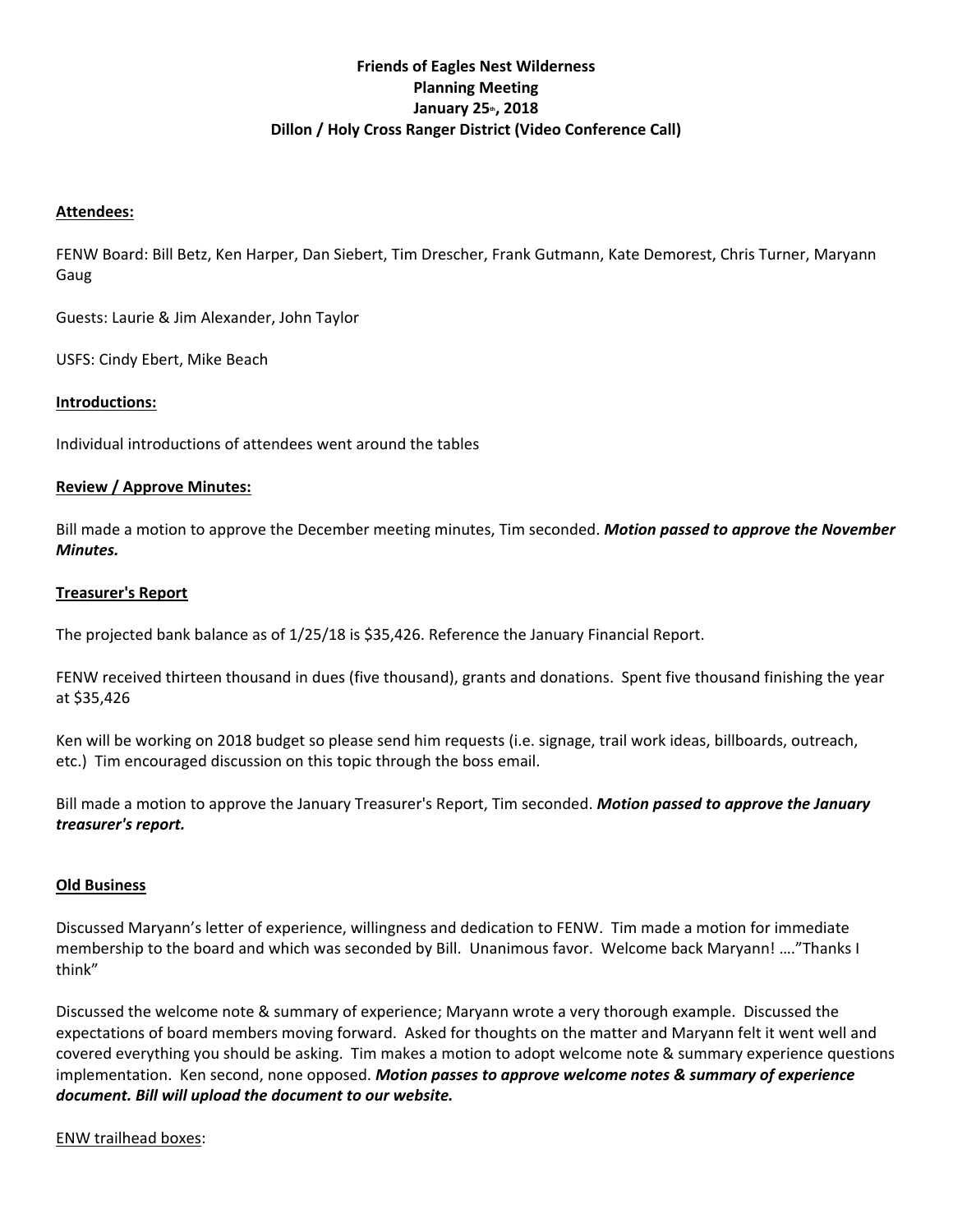**Friends of Eagles Nest Wilderness**
**Planning Meeting**
**January 25th, 2018**
**Dillon / Holy Cross Ranger District (Video Conference Call)**

**Attendees:**

FENW Board: Bill Betz, Ken Harper, Dan Siebert, Tim Drescher, Frank Gutmann, Kate Demorest, Chris Turner, Maryann Gaug

Guests: Laurie & Jim Alexander, John Taylor

USFS: Cindy Ebert, Mike Beach

**Introductions:**

Individual introductions of attendees went around the tables

**Review / Approve Minutes:**

Bill made a motion to approve the December meeting minutes, Tim seconded. ***Motion passed to approve the November Minutes.***

**Treasurer's Report**

The projected bank balance as of 1/25/18 is $35,426. Reference the January Financial Report.

FENW received thirteen thousand in dues (five thousand), grants and donations. Spent five thousand finishing the year at $35,426

Ken will be working on 2018 budget so please send him requests (i.e. signage, trail work ideas, billboards, outreach, etc.) Tim encouraged discussion on this topic through the boss email.

Bill made a motion to approve the January Treasurer's Report, Tim seconded. ***Motion passed to approve the January treasurer's report.***

**Old Business**

Discussed Maryann's letter of experience, willingness and dedication to FENW. Tim made a motion for immediate membership to the board and which was seconded by Bill. Unanimous favor. Welcome back Maryann! ...."Thanks I think"

Discussed the welcome note & summary of experience; Maryann wrote a very thorough example. Discussed the expectations of board members moving forward. Asked for thoughts on the matter and Maryann felt it went well and covered everything you should be asking. Tim makes a motion to adopt welcome note & summary experience questions implementation. Ken second, none opposed. ***Motion passes to approve welcome notes & summary of experience document. Bill will upload the document to our website.***

ENW trailhead boxes: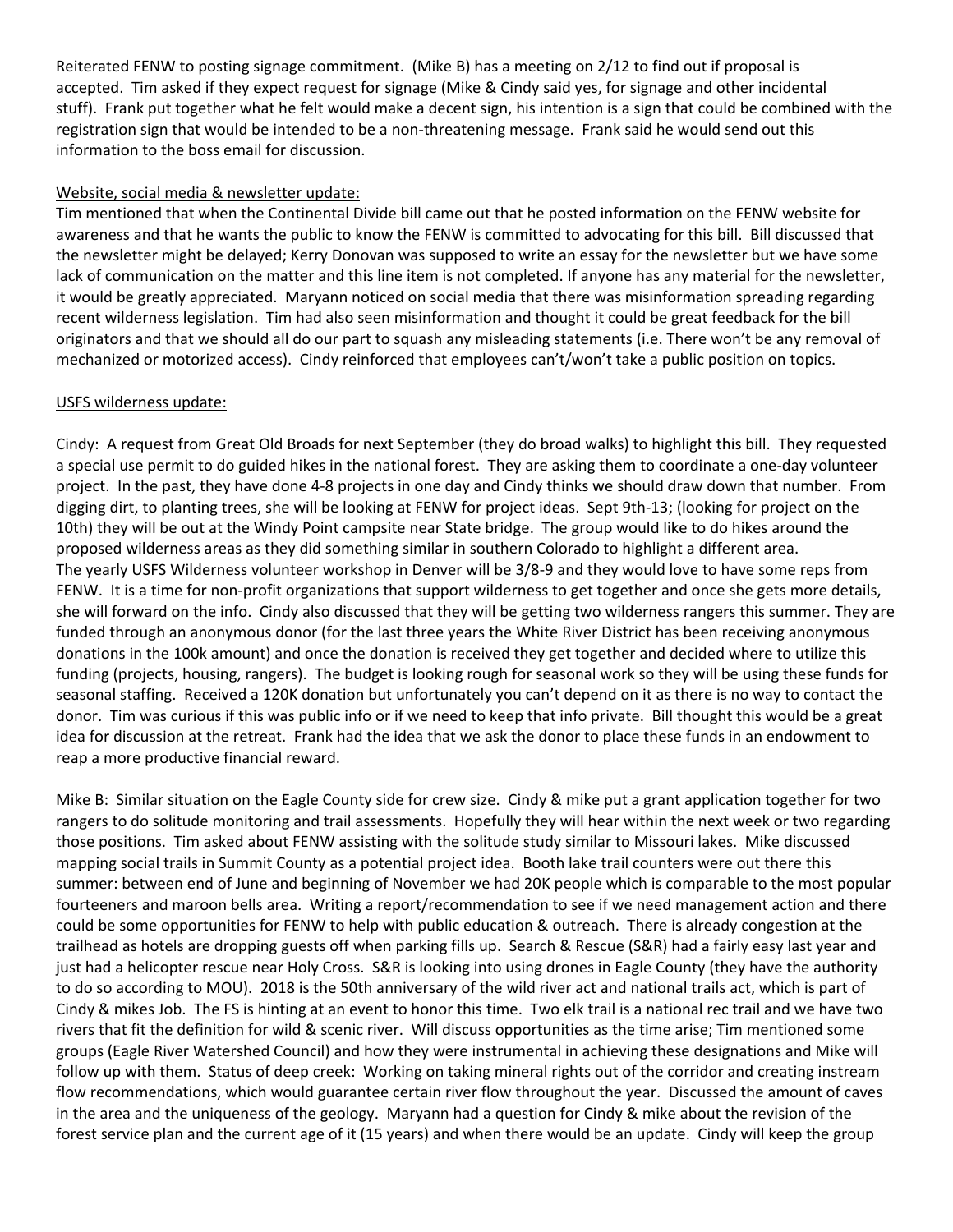Reiterated FENW to posting signage commitment. (Mike B) has a meeting on 2/12 to find out if proposal is accepted. Tim asked if they expect request for signage (Mike & Cindy said yes, for signage and other incidental stuff). Frank put together what he felt would make a decent sign, his intention is a sign that could be combined with the registration sign that would be intended to be a non-threatening message. Frank said he would send out this information to the boss email for discussion.

Website, social media & newsletter update:

Tim mentioned that when the Continental Divide bill came out that he posted information on the FENW website for awareness and that he wants the public to know the FENW is committed to advocating for this bill. Bill discussed that the newsletter might be delayed; Kerry Donovan was supposed to write an essay for the newsletter but we have some lack of communication on the matter and this line item is not completed. If anyone has any material for the newsletter, it would be greatly appreciated. Maryann noticed on social media that there was misinformation spreading regarding recent wilderness legislation. Tim had also seen misinformation and thought it could be great feedback for the bill originators and that we should all do our part to squash any misleading statements (i.e. There won't be any removal of mechanized or motorized access). Cindy reinforced that employees can't/won't take a public position on topics.

USFS wilderness update:

Cindy: A request from Great Old Broads for next September (they do broad walks) to highlight this bill. They requested a special use permit to do guided hikes in the national forest. They are asking them to coordinate a one-day volunteer project. In the past, they have done 4-8 projects in one day and Cindy thinks we should draw down that number. From digging dirt, to planting trees, she will be looking at FENW for project ideas. Sept 9th-13; (looking for project on the 10th) they will be out at the Windy Point campsite near State bridge. The group would like to do hikes around the proposed wilderness areas as they did something similar in southern Colorado to highlight a different area.
The yearly USFS Wilderness volunteer workshop in Denver will be 3/8-9 and they would love to have some reps from FENW. It is a time for non-profit organizations that support wilderness to get together and once she gets more details, she will forward on the info. Cindy also discussed that they will be getting two wilderness rangers this summer. They are funded through an anonymous donor (for the last three years the White River District has been receiving anonymous donations in the 100k amount) and once the donation is received they get together and decided where to utilize this funding (projects, housing, rangers). The budget is looking rough for seasonal work so they will be using these funds for seasonal staffing. Received a 120K donation but unfortunately you can't depend on it as there is no way to contact the donor. Tim was curious if this was public info or if we need to keep that info private. Bill thought this would be a great idea for discussion at the retreat. Frank had the idea that we ask the donor to place these funds in an endowment to reap a more productive financial reward.

Mike B: Similar situation on the Eagle County side for crew size. Cindy & mike put a grant application together for two rangers to do solitude monitoring and trail assessments. Hopefully they will hear within the next week or two regarding those positions. Tim asked about FENW assisting with the solitude study similar to Missouri lakes. Mike discussed mapping social trails in Summit County as a potential project idea. Booth lake trail counters were out there this summer: between end of June and beginning of November we had 20K people which is comparable to the most popular fourteeners and maroon bells area. Writing a report/recommendation to see if we need management action and there could be some opportunities for FENW to help with public education & outreach. There is already congestion at the trailhead as hotels are dropping guests off when parking fills up. Search & Rescue (S&R) had a fairly easy last year and just had a helicopter rescue near Holy Cross. S&R is looking into using drones in Eagle County (they have the authority to do so according to MOU). 2018 is the 50th anniversary of the wild river act and national trails act, which is part of Cindy & mikes Job. The FS is hinting at an event to honor this time. Two elk trail is a national rec trail and we have two rivers that fit the definition for wild & scenic river. Will discuss opportunities as the time arise; Tim mentioned some groups (Eagle River Watershed Council) and how they were instrumental in achieving these designations and Mike will follow up with them. Status of deep creek: Working on taking mineral rights out of the corridor and creating instream flow recommendations, which would guarantee certain river flow throughout the year. Discussed the amount of caves in the area and the uniqueness of the geology. Maryann had a question for Cindy & mike about the revision of the forest service plan and the current age of it (15 years) and when there would be an update. Cindy will keep the group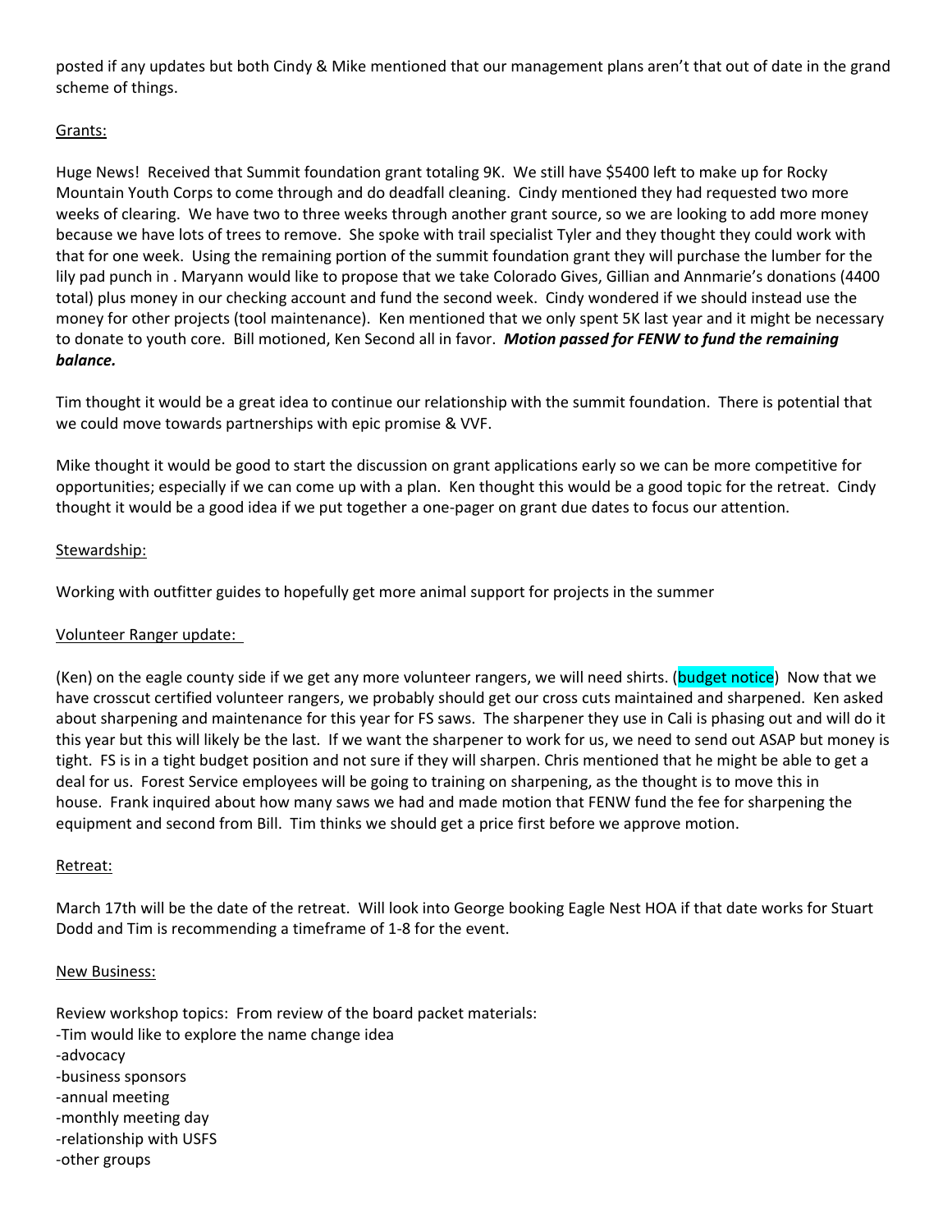posted if any updates but both Cindy & Mike mentioned that our management plans aren't that out of date in the grand scheme of things.

Grants:

Huge News! Received that Summit foundation grant totaling 9K. We still have $5400 left to make up for Rocky Mountain Youth Corps to come through and do deadfall cleaning. Cindy mentioned they had requested two more weeks of clearing. We have two to three weeks through another grant source, so we are looking to add more money because we have lots of trees to remove. She spoke with trail specialist Tyler and they thought they could work with that for one week. Using the remaining portion of the summit foundation grant they will purchase the lumber for the lily pad punch in . Maryann would like to propose that we take Colorado Gives, Gillian and Annmarie's donations (4400 total) plus money in our checking account and fund the second week. Cindy wondered if we should instead use the money for other projects (tool maintenance). Ken mentioned that we only spent 5K last year and it might be necessary to donate to youth core. Bill motioned, Ken Second all in favor. ***Motion passed for FENW to fund the remaining balance.***

Tim thought it would be a great idea to continue our relationship with the summit foundation. There is potential that we could move towards partnerships with epic promise & VVF.

Mike thought it would be good to start the discussion on grant applications early so we can be more competitive for opportunities; especially if we can come up with a plan. Ken thought this would be a good topic for the retreat. Cindy thought it would be a good idea if we put together a one-pager on grant due dates to focus our attention.

Stewardship:

Working with outfitter guides to hopefully get more animal support for projects in the summer

Volunteer Ranger update:

(Ken) on the eagle county side if we get any more volunteer rangers, we will need shirts. (budget notice) Now that we have crosscut certified volunteer rangers, we probably should get our cross cuts maintained and sharpened. Ken asked about sharpening and maintenance for this year for FS saws. The sharpener they use in Cali is phasing out and will do it this year but this will likely be the last. If we want the sharpener to work for us, we need to send out ASAP but money is tight. FS is in a tight budget position and not sure if they will sharpen. Chris mentioned that he might be able to get a deal for us. Forest Service employees will be going to training on sharpening, as the thought is to move this in house. Frank inquired about how many saws we had and made motion that FENW fund the fee for sharpening the equipment and second from Bill. Tim thinks we should get a price first before we approve motion.

Retreat:

March 17th will be the date of the retreat. Will look into George booking Eagle Nest HOA if that date works for Stuart Dodd and Tim is recommending a timeframe of 1-8 for the event.

New Business:

Review workshop topics: From review of the board packet materials:
-Tim would like to explore the name change idea
-advocacy
-business sponsors
-annual meeting
-monthly meeting day
-relationship with USFS
-other groups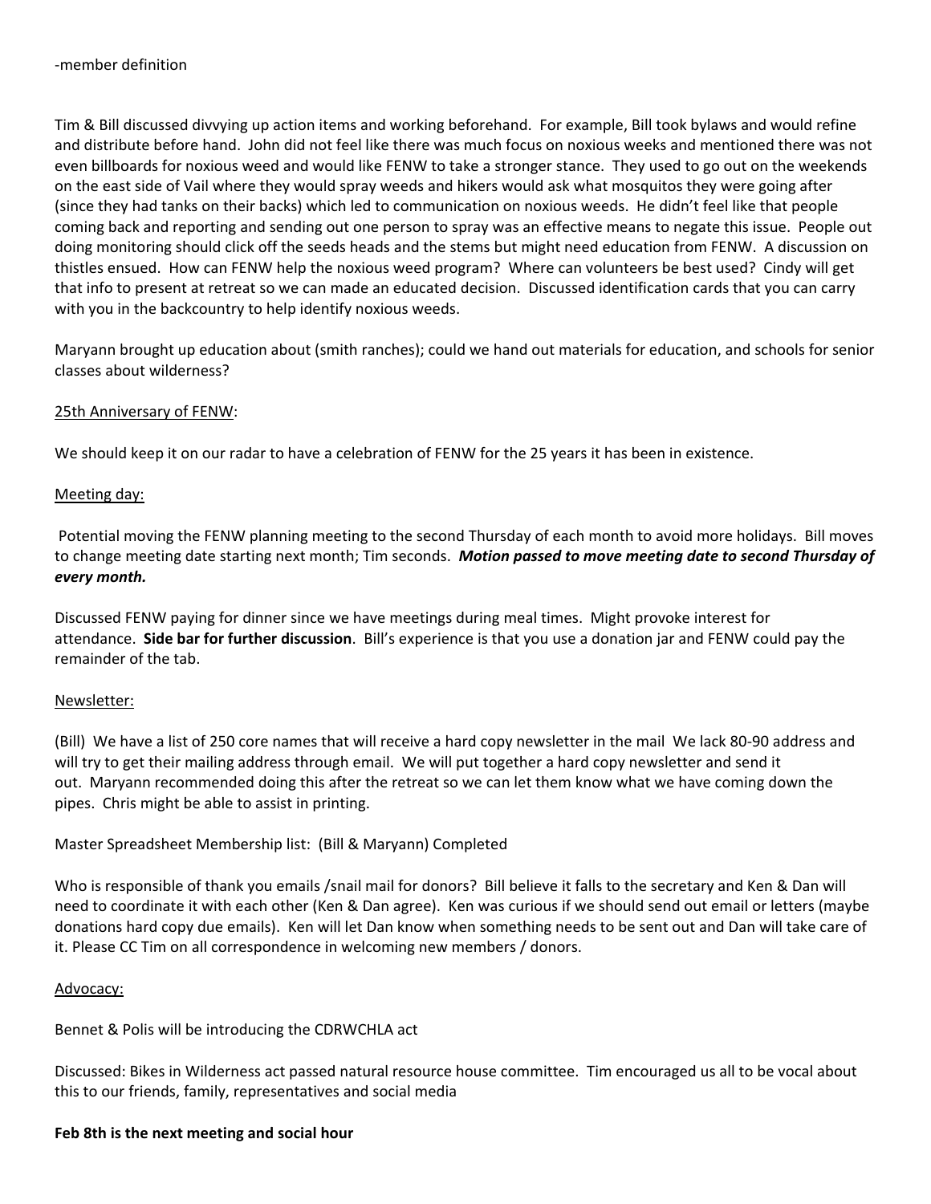-member definition

Tim & Bill discussed divvying up action items and working beforehand. For example, Bill took bylaws and would refine and distribute before hand. John did not feel like there was much focus on noxious weeks and mentioned there was not even billboards for noxious weed and would like FENW to take a stronger stance. They used to go out on the weekends on the east side of Vail where they would spray weeds and hikers would ask what mosquitos they were going after (since they had tanks on their backs) which led to communication on noxious weeds. He didn't feel like that people coming back and reporting and sending out one person to spray was an effective means to negate this issue. People out doing monitoring should click off the seeds heads and the stems but might need education from FENW. A discussion on thistles ensued. How can FENW help the noxious weed program? Where can volunteers be best used? Cindy will get that info to present at retreat so we can made an educated decision. Discussed identification cards that you can carry with you in the backcountry to help identify noxious weeds.

Maryann brought up education about (smith ranches); could we hand out materials for education, and schools for senior classes about wilderness?

<u>25th Anniversary of FENW</u>:

We should keep it on our radar to have a celebration of FENW for the 25 years it has been in existence.

<u>Meeting day:</u>

Potential moving the FENW planning meeting to the second Thursday of each month to avoid more holidays. Bill moves to change meeting date starting next month; Tim seconds. ***Motion passed to move meeting date to second Thursday of every month.***

Discussed FENW paying for dinner since we have meetings during meal times. Might provoke interest for attendance. **Side bar for further discussion**. Bill's experience is that you use a donation jar and FENW could pay the remainder of the tab.

<u>Newsletter:</u>

(Bill) We have a list of 250 core names that will receive a hard copy newsletter in the mail We lack 80-90 address and will try to get their mailing address through email. We will put together a hard copy newsletter and send it out. Maryann recommended doing this after the retreat so we can let them know what we have coming down the pipes. Chris might be able to assist in printing.

Master Spreadsheet Membership list: (Bill & Maryann) Completed

Who is responsible of thank you emails /snail mail for donors? Bill believe it falls to the secretary and Ken & Dan will need to coordinate it with each other (Ken & Dan agree). Ken was curious if we should send out email or letters (maybe donations hard copy due emails). Ken will let Dan know when something needs to be sent out and Dan will take care of it. Please CC Tim on all correspondence in welcoming new members / donors.

<u>Advocacy:</u>

Bennet & Polis will be introducing the CDRWCHLA act

Discussed: Bikes in Wilderness act passed natural resource house committee. Tim encouraged us all to be vocal about this to our friends, family, representatives and social media

**Feb 8th is the next meeting and social hour**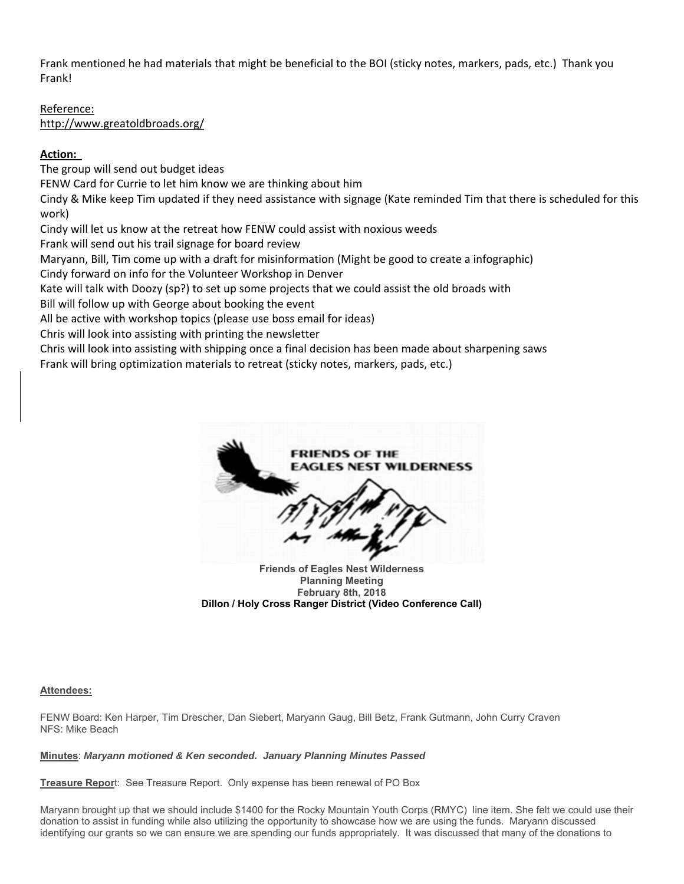Frank mentioned he had materials that might be beneficial to the BOI (sticky notes, markers, pads, etc.) Thank you Frank!

Reference:
http://www.greatoldbroads.org/

**Action:**

The group will send out budget ideas
FENW Card for Currie to let him know we are thinking about him
Cindy & Mike keep Tim updated if they need assistance with signage (Kate reminded Tim that there is scheduled for this work)
Cindy will let us know at the retreat how FENW could assist with noxious weeds
Frank will send out his trail signage for board review
Maryann, Bill, Tim come up with a draft for misinformation (Might be good to create a infographic)
Cindy forward on info for the Volunteer Workshop in Denver
Kate will talk with Doozy (sp?) to set up some projects that we could assist the old broads with
Bill will follow up with George about booking the event
All be active with workshop topics (please use boss email for ideas)
Chris will look into assisting with printing the newsletter
Chris will look into assisting with shipping once a final decision has been made about sharpening saws
Frank will bring optimization materials to retreat (sticky notes, markers, pads, etc.)

FRIENDS OF THE EAGLES NEST WILDERNESS

**Friends of Eagles Nest Wilderness**
**Planning Meeting**
**February 8th, 2018**
**Dillon / Holy Cross Ranger District (Video Conference Call)**

**Attendees:**

FENW Board: Ken Harper, Tim Drescher, Dan Siebert, Maryann Gaug, Bill Betz, Frank Gutmann, John Curry Craven
NFS: Mike Beach

**Minutes**: ***Maryann motioned & Ken seconded. January Planning Minutes Passed***

**Treasure Report**: See Treasure Report. Only expense has been renewal of PO Box

Maryann brought up that we should include $1400 for the Rocky Mountain Youth Corps (RMYC) line item. She felt we could use their donation to assist in funding while also utilizing the opportunity to showcase how we are using the funds. Maryann discussed identifying our grants so we can ensure we are spending our funds appropriately. It was discussed that many of the donations to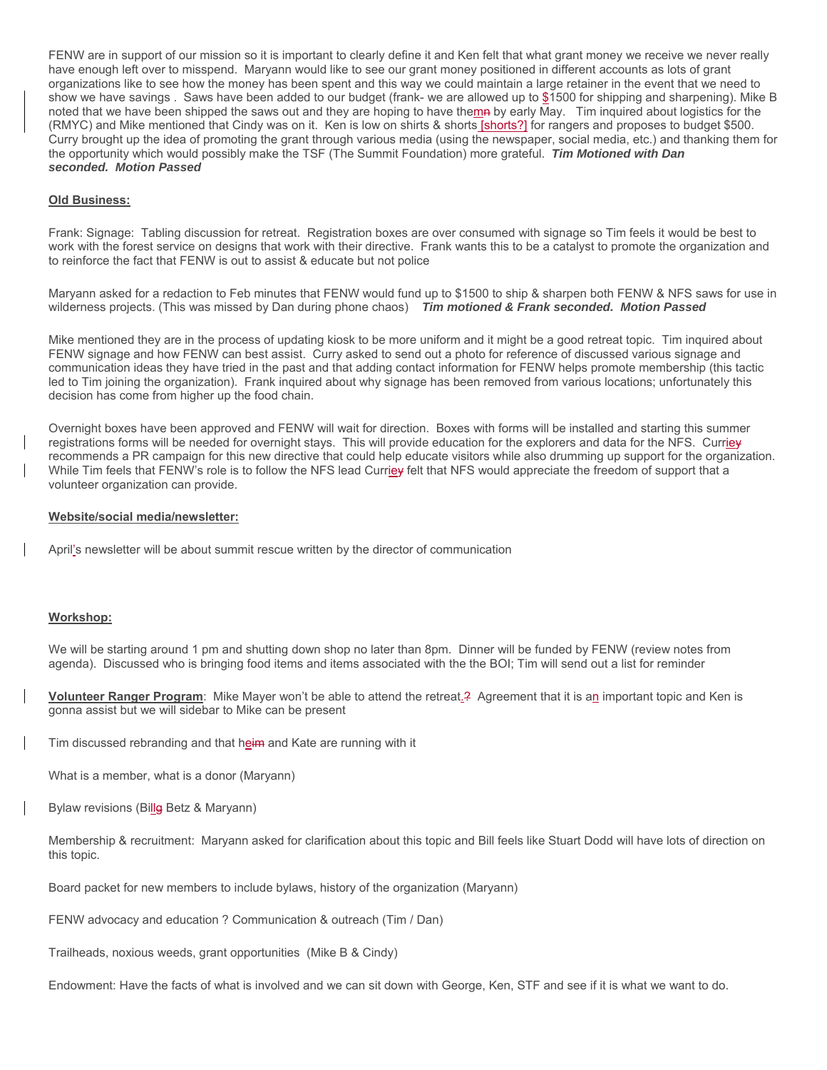FENW are in support of our mission so it is important to clearly define it and Ken felt that what grant money we receive we never really have enough left over to misspend. Maryann would like to see our grant money positioned in different accounts as lots of grant organizations like to see how the money has been spent and this way we could maintain a large retainer in the event that we need to show we have savings . Saws have been added to our budget (frank- we are allowed up to $1500 for shipping and sharpening). Mike B noted that we have been shipped the saws out and they are hoping to have them by early May. Tim inquired about logistics for the (RMYC) and Mike mentioned that Cindy was on it. Ken is low on shirts & shorts [shorts?] for rangers and proposes to budget $500. Curry brought up the idea of promoting the grant through various media (using the newspaper, social media, etc.) and thanking them for the opportunity which would possibly make the TSF (The Summit Foundation) more grateful. ***Tim Motioned with Dan seconded. Motion Passed***

**Old Business:**

Frank: Signage: Tabling discussion for retreat. Registration boxes are over consumed with signage so Tim feels it would be best to work with the forest service on designs that work with their directive. Frank wants this to be a catalyst to promote the organization and to reinforce the fact that FENW is out to assist & educate but not police

Maryann asked for a redaction to Feb minutes that FENW would fund up to $1500 to ship & sharpen both FENW & NFS saws for use in wilderness projects. (This was missed by Dan during phone chaos) ***Tim motioned & Frank seconded. Motion Passed***

Mike mentioned they are in the process of updating kiosk to be more uniform and it might be a good retreat topic. Tim inquired about FENW signage and how FENW can best assist. Curry asked to send out a photo for reference of discussed various signage and communication ideas they have tried in the past and that adding contact information for FENW helps promote membership (this tactic led to Tim joining the organization). Frank inquired about why signage has been removed from various locations; unfortunately this decision has come from higher up the food chain.

Overnight boxes have been approved and FENW will wait for direction. Boxes with forms will be installed and starting this summer registrations forms will be needed for overnight stays. This will provide education for the explorers and data for the NFS. Currie recommends a PR campaign for this new directive that could help educate visitors while also drumming up support for the organization. While Tim feels that FENW's role is to follow the NFS lead Currie felt that NFS would appreciate the freedom of support that a volunteer organization can provide.

**Website/social media/newsletter:**

April's newsletter will be about summit rescue written by the director of communication

**Workshop:**

We will be starting around 1 pm and shutting down shop no later than 8pm. Dinner will be funded by FENW (review notes from agenda). Discussed who is bringing food items and items associated with the the BOI; Tim will send out a list for reminder

**Volunteer Ranger Program**: Mike Mayer won't be able to attend the retreat. Agreement that it is an important topic and Ken is gonna assist but we will sidebar to Mike can be present

Tim discussed rebranding and that he and Kate are running with it

What is a member, what is a donor (Maryann)

Bylaw revisions (Bill Betz & Maryann)

Membership & recruitment: Maryann asked for clarification about this topic and Bill feels like Stuart Dodd will have lots of direction on this topic.

Board packet for new members to include bylaws, history of the organization (Maryann)

FENW advocacy and education ? Communication & outreach (Tim / Dan)

Trailheads, noxious weeds, grant opportunities (Mike B & Cindy)

Endowment: Have the facts of what is involved and we can sit down with George, Ken, STF and see if it is what we want to do.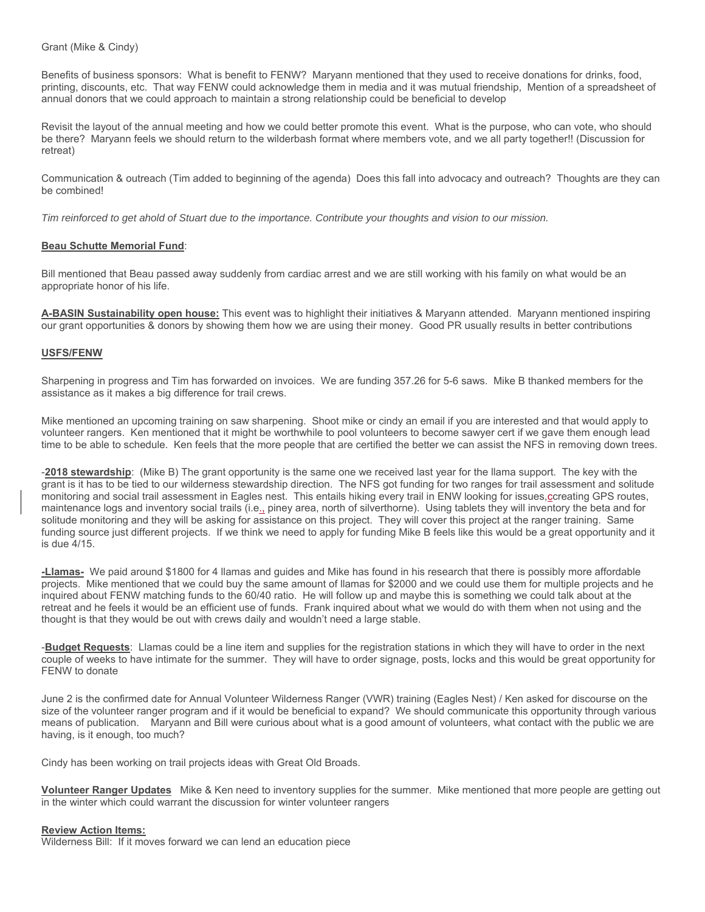Grant (Mike & Cindy)

Benefits of business sponsors: What is benefit to FENW? Maryann mentioned that they used to receive donations for drinks, food, printing, discounts, etc. That way FENW could acknowledge them in media and it was mutual friendship, Mention of a spreadsheet of annual donors that we could approach to maintain a strong relationship could be beneficial to develop

Revisit the layout of the annual meeting and how we could better promote this event. What is the purpose, who can vote, who should be there? Maryann feels we should return to the wilderbash format where members vote, and we all party together!! (Discussion for retreat)

Communication & outreach (Tim added to beginning of the agenda) Does this fall into advocacy and outreach? Thoughts are they can be combined!

*Tim reinforced to get ahold of Stuart due to the importance. Contribute your thoughts and vision to our mission.*

**Beau Schutte Memorial Fund**:

Bill mentioned that Beau passed away suddenly from cardiac arrest and we are still working with his family on what would be an appropriate honor of his life.

**A-BASIN Sustainability open house:** This event was to highlight their initiatives & Maryann attended. Maryann mentioned inspiring our grant opportunities & donors by showing them how we are using their money. Good PR usually results in better contributions

**USFS/FENW**

Sharpening in progress and Tim has forwarded on invoices. We are funding 357.26 for 5-6 saws. Mike B thanked members for the assistance as it makes a big difference for trail crews.

Mike mentioned an upcoming training on saw sharpening. Shoot mike or cindy an email if you are interested and that would apply to volunteer rangers. Ken mentioned that it might be worthwhile to pool volunteers to become sawyer cert if we gave them enough lead time to be able to schedule. Ken feels that the more people that are certified the better we can assist the NFS in removing down trees.

-**2018 stewardship**: (Mike B) The grant opportunity is the same one we received last year for the llama support. The key with the grant is it has to be tied to our wilderness stewardship direction. The NFS got funding for two ranges for trail assessment and solitude monitoring and social trail assessment in Eagles nest. This entails hiking every trail in ENW looking for issues,ccreating GPS routes, maintenance logs and inventory social trails (i.e., piney area, north of silverthorne). Using tablets they will inventory the beta and for solitude monitoring and they will be asking for assistance on this project. They will cover this project at the ranger training. Same funding source just different projects. If we think we need to apply for funding Mike B feels like this would be a great opportunity and it is due 4/15.

**-Llamas-** We paid around $1800 for 4 llamas and guides and Mike has found in his research that there is possibly more affordable projects. Mike mentioned that we could buy the same amount of llamas for $2000 and we could use them for multiple projects and he inquired about FENW matching funds to the 60/40 ratio. He will follow up and maybe this is something we could talk about at the retreat and he feels it would be an efficient use of funds. Frank inquired about what we would do with them when not using and the thought is that they would be out with crews daily and wouldn't need a large stable.

-**Budget Requests**: Llamas could be a line item and supplies for the registration stations in which they will have to order in the next couple of weeks to have intimate for the summer. They will have to order signage, posts, locks and this would be great opportunity for FENW to donate

June 2 is the confirmed date for Annual Volunteer Wilderness Ranger (VWR) training (Eagles Nest) / Ken asked for discourse on the size of the volunteer ranger program and if it would be beneficial to expand? We should communicate this opportunity through various means of publication. Maryann and Bill were curious about what is a good amount of volunteers, what contact with the public we are having, is it enough, too much?

Cindy has been working on trail projects ideas with Great Old Broads.

**Volunteer Ranger Updates** Mike & Ken need to inventory supplies for the summer. Mike mentioned that more people are getting out in the winter which could warrant the discussion for winter volunteer rangers

**Review Action Items:**
Wilderness Bill: If it moves forward we can lend an education piece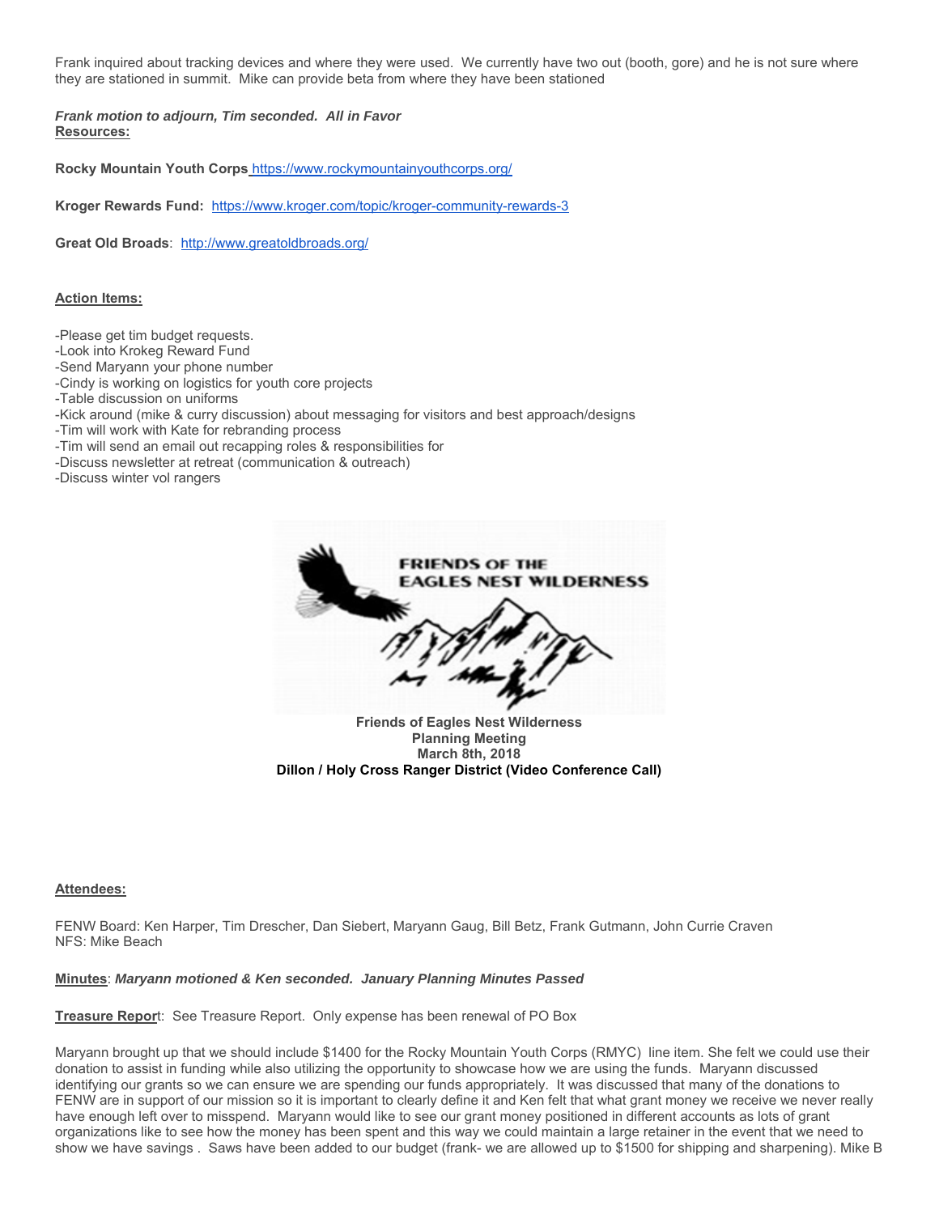Frank inquired about tracking devices and where they were used. We currently have two out (booth, gore) and he is not sure where they are stationed in summit. Mike can provide beta from where they have been stationed

***Frank motion to adjourn, Tim seconded. All in Favor***

**Resources:**

**Rocky Mountain Youth Corps** https://www.rockymountainyouthcorps.org/

**Kroger Rewards Fund:** https://www.kroger.com/topic/kroger-community-rewards-3

**Great Old Broads**: http://www.greatoldbroads.org/

**Action Items:**

-Please get tim budget requests.
-Look into Krokeg Reward Fund
-Send Maryann your phone number
-Cindy is working on logistics for youth core projects
-Table discussion on uniforms
-Kick around (mike & curry discussion) about messaging for visitors and best approach/designs
-Tim will work with Kate for rebranding process
-Tim will send an email out recapping roles & responsibilities for
-Discuss newsletter at retreat (communication & outreach)
-Discuss winter vol rangers

FRIENDS OF THE EAGLES NEST WILDERNESS

**Friends of Eagles Nest Wilderness**
**Planning Meeting**
**March 8th, 2018**
**Dillon / Holy Cross Ranger District (Video Conference Call)**

**Attendees:**

FENW Board: Ken Harper, Tim Drescher, Dan Siebert, Maryann Gaug, Bill Betz, Frank Gutmann, John Currie Craven
NFS: Mike Beach

**Minutes**: ***Maryann motioned & Ken seconded. January Planning Minutes Passed***

**Treasure Report**: See Treasure Report. Only expense has been renewal of PO Box

Maryann brought up that we should include $1400 for the Rocky Mountain Youth Corps (RMYC) line item. She felt we could use their donation to assist in funding while also utilizing the opportunity to showcase how we are using the funds. Maryann discussed identifying our grants so we can ensure we are spending our funds appropriately. It was discussed that many of the donations to FENW are in support of our mission so it is important to clearly define it and Ken felt that what grant money we receive we never really have enough left over to misspend. Maryann would like to see our grant money positioned in different accounts as lots of grant organizations like to see how the money has been spent and this way we could maintain a large retainer in the event that we need to show we have savings . Saws have been added to our budget (frank- we are allowed up to $1500 for shipping and sharpening). Mike B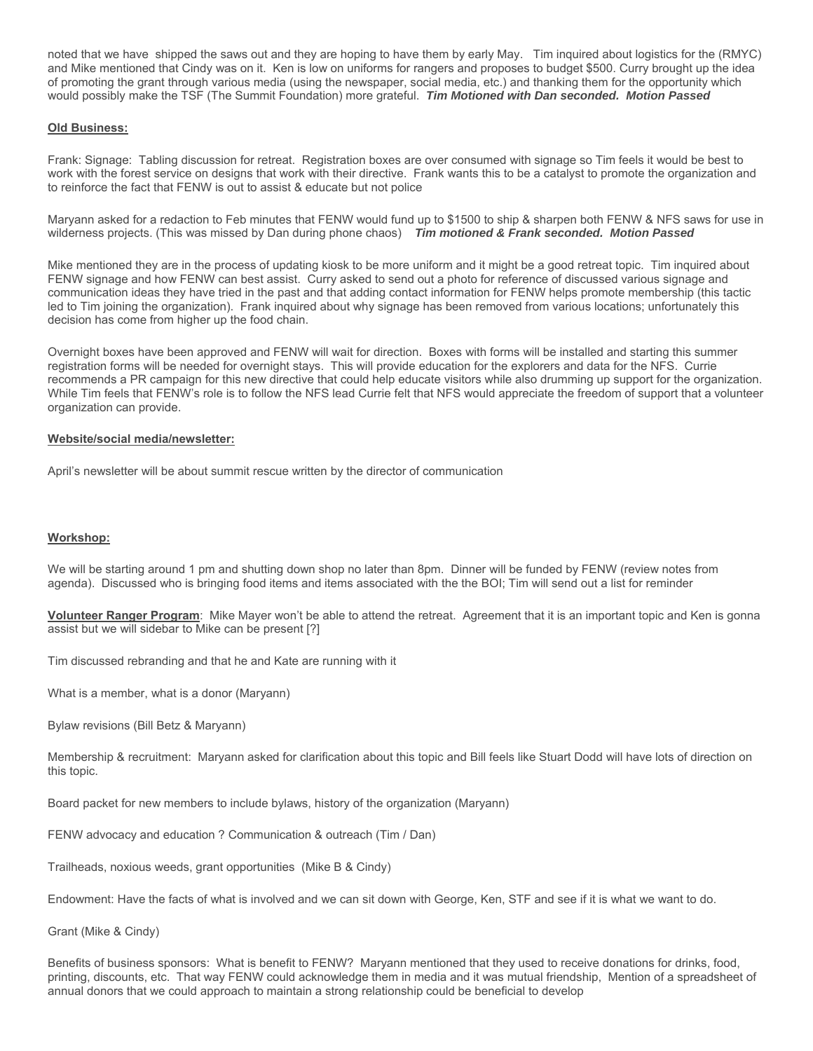noted that we have shipped the saws out and they are hoping to have them by early May. Tim inquired about logistics for the (RMYC) and Mike mentioned that Cindy was on it. Ken is low on uniforms for rangers and proposes to budget $500. Curry brought up the idea of promoting the grant through various media (using the newspaper, social media, etc.) and thanking them for the opportunity which would possibly make the TSF (The Summit Foundation) more grateful. ***Tim Motioned with Dan seconded. Motion Passed***

**Old Business:**

Frank: Signage: Tabling discussion for retreat. Registration boxes are over consumed with signage so Tim feels it would be best to work with the forest service on designs that work with their directive. Frank wants this to be a catalyst to promote the organization and to reinforce the fact that FENW is out to assist & educate but not police

Maryann asked for a redaction to Feb minutes that FENW would fund up to $1500 to ship & sharpen both FENW & NFS saws for use in wilderness projects. (This was missed by Dan during phone chaos) ***Tim motioned & Frank seconded. Motion Passed***

Mike mentioned they are in the process of updating kiosk to be more uniform and it might be a good retreat topic. Tim inquired about FENW signage and how FENW can best assist. Curry asked to send out a photo for reference of discussed various signage and communication ideas they have tried in the past and that adding contact information for FENW helps promote membership (this tactic led to Tim joining the organization). Frank inquired about why signage has been removed from various locations; unfortunately this decision has come from higher up the food chain.

Overnight boxes have been approved and FENW will wait for direction. Boxes with forms will be installed and starting this summer registration forms will be needed for overnight stays. This will provide education for the explorers and data for the NFS. Currie recommends a PR campaign for this new directive that could help educate visitors while also drumming up support for the organization. While Tim feels that FENW's role is to follow the NFS lead Currie felt that NFS would appreciate the freedom of support that a volunteer organization can provide.

**Website/social media/newsletter:**

April's newsletter will be about summit rescue written by the director of communication

**Workshop:**

We will be starting around 1 pm and shutting down shop no later than 8pm. Dinner will be funded by FENW (review notes from agenda). Discussed who is bringing food items and items associated with the the BOI; Tim will send out a list for reminder

**Volunteer Ranger Program**: Mike Mayer won't be able to attend the retreat. Agreement that it is an important topic and Ken is gonna assist but we will sidebar to Mike can be present [?]

Tim discussed rebranding and that he and Kate are running with it

What is a member, what is a donor (Maryann)

Bylaw revisions (Bill Betz & Maryann)

Membership & recruitment: Maryann asked for clarification about this topic and Bill feels like Stuart Dodd will have lots of direction on this topic.

Board packet for new members to include bylaws, history of the organization (Maryann)

FENW advocacy and education ? Communication & outreach (Tim / Dan)

Trailheads, noxious weeds, grant opportunities (Mike B & Cindy)

Endowment: Have the facts of what is involved and we can sit down with George, Ken, STF and see if it is what we want to do.

Grant (Mike & Cindy)

Benefits of business sponsors: What is benefit to FENW? Maryann mentioned that they used to receive donations for drinks, food, printing, discounts, etc. That way FENW could acknowledge them in media and it was mutual friendship, Mention of a spreadsheet of annual donors that we could approach to maintain a strong relationship could be beneficial to develop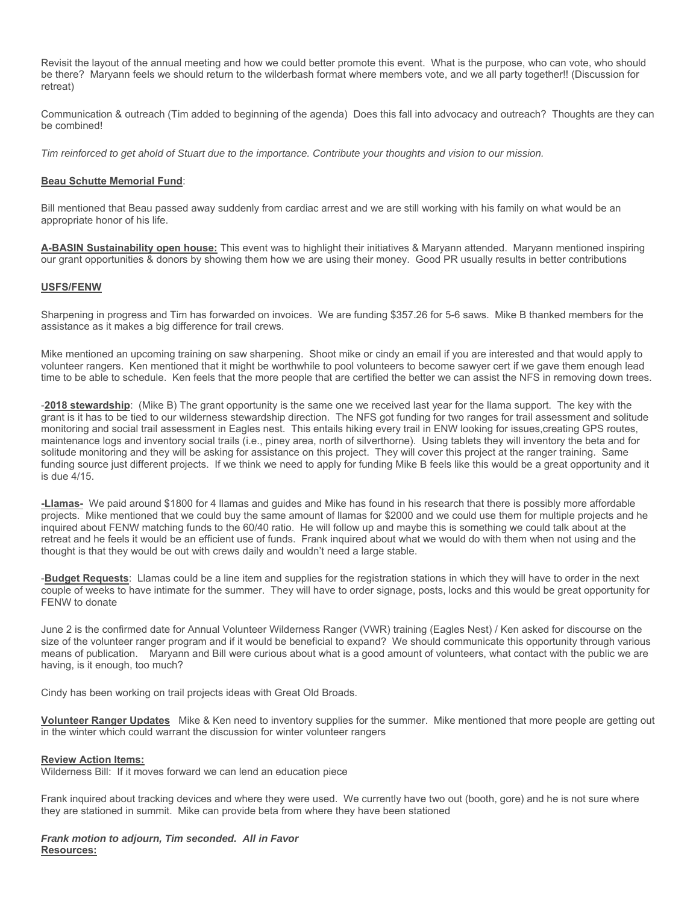Revisit the layout of the annual meeting and how we could better promote this event. What is the purpose, who can vote, who should be there? Maryann feels we should return to the wilderbash format where members vote, and we all party together!! (Discussion for retreat)

Communication & outreach (Tim added to beginning of the agenda) Does this fall into advocacy and outreach? Thoughts are they can be combined!

*Tim reinforced to get ahold of Stuart due to the importance. Contribute your thoughts and vision to our mission.*

**Beau Schutte Memorial Fund**:

Bill mentioned that Beau passed away suddenly from cardiac arrest and we are still working with his family on what would be an appropriate honor of his life.

**A-BASIN Sustainability open house:** This event was to highlight their initiatives & Maryann attended. Maryann mentioned inspiring our grant opportunities & donors by showing them how we are using their money. Good PR usually results in better contributions

**USFS/FENW**

Sharpening in progress and Tim has forwarded on invoices. We are funding $357.26 for 5-6 saws. Mike B thanked members for the assistance as it makes a big difference for trail crews.

Mike mentioned an upcoming training on saw sharpening. Shoot mike or cindy an email if you are interested and that would apply to volunteer rangers. Ken mentioned that it might be worthwhile to pool volunteers to become sawyer cert if we gave them enough lead time to be able to schedule. Ken feels that the more people that are certified the better we can assist the NFS in removing down trees.

-**2018 stewardship**: (Mike B) The grant opportunity is the same one we received last year for the llama support. The key with the grant is it has to be tied to our wilderness stewardship direction. The NFS got funding for two ranges for trail assessment and solitude monitoring and social trail assessment in Eagles nest. This entails hiking every trail in ENW looking for issues,creating GPS routes, maintenance logs and inventory social trails (i.e., piney area, north of silverthorne). Using tablets they will inventory the beta and for solitude monitoring and they will be asking for assistance on this project. They will cover this project at the ranger training. Same funding source just different projects. If we think we need to apply for funding Mike B feels like this would be a great opportunity and it is due 4/15.

**-Llamas-** We paid around $1800 for 4 llamas and guides and Mike has found in his research that there is possibly more affordable projects. Mike mentioned that we could buy the same amount of llamas for $2000 and we could use them for multiple projects and he inquired about FENW matching funds to the 60/40 ratio. He will follow up and maybe this is something we could talk about at the retreat and he feels it would be an efficient use of funds. Frank inquired about what we would do with them when not using and the thought is that they would be out with crews daily and wouldn't need a large stable.

-**Budget Requests**: Llamas could be a line item and supplies for the registration stations in which they will have to order in the next couple of weeks to have intimate for the summer. They will have to order signage, posts, locks and this would be great opportunity for FENW to donate

June 2 is the confirmed date for Annual Volunteer Wilderness Ranger (VWR) training (Eagles Nest) / Ken asked for discourse on the size of the volunteer ranger program and if it would be beneficial to expand? We should communicate this opportunity through various means of publication. Maryann and Bill were curious about what is a good amount of volunteers, what contact with the public we are having, is it enough, too much?

Cindy has been working on trail projects ideas with Great Old Broads.

**Volunteer Ranger Updates** Mike & Ken need to inventory supplies for the summer. Mike mentioned that more people are getting out in the winter which could warrant the discussion for winter volunteer rangers

**Review Action Items:**
Wilderness Bill: If it moves forward we can lend an education piece

Frank inquired about tracking devices and where they were used. We currently have two out (booth, gore) and he is not sure where they are stationed in summit. Mike can provide beta from where they have been stationed

***Frank motion to adjourn, Tim seconded. All in Favor***
**Resources:**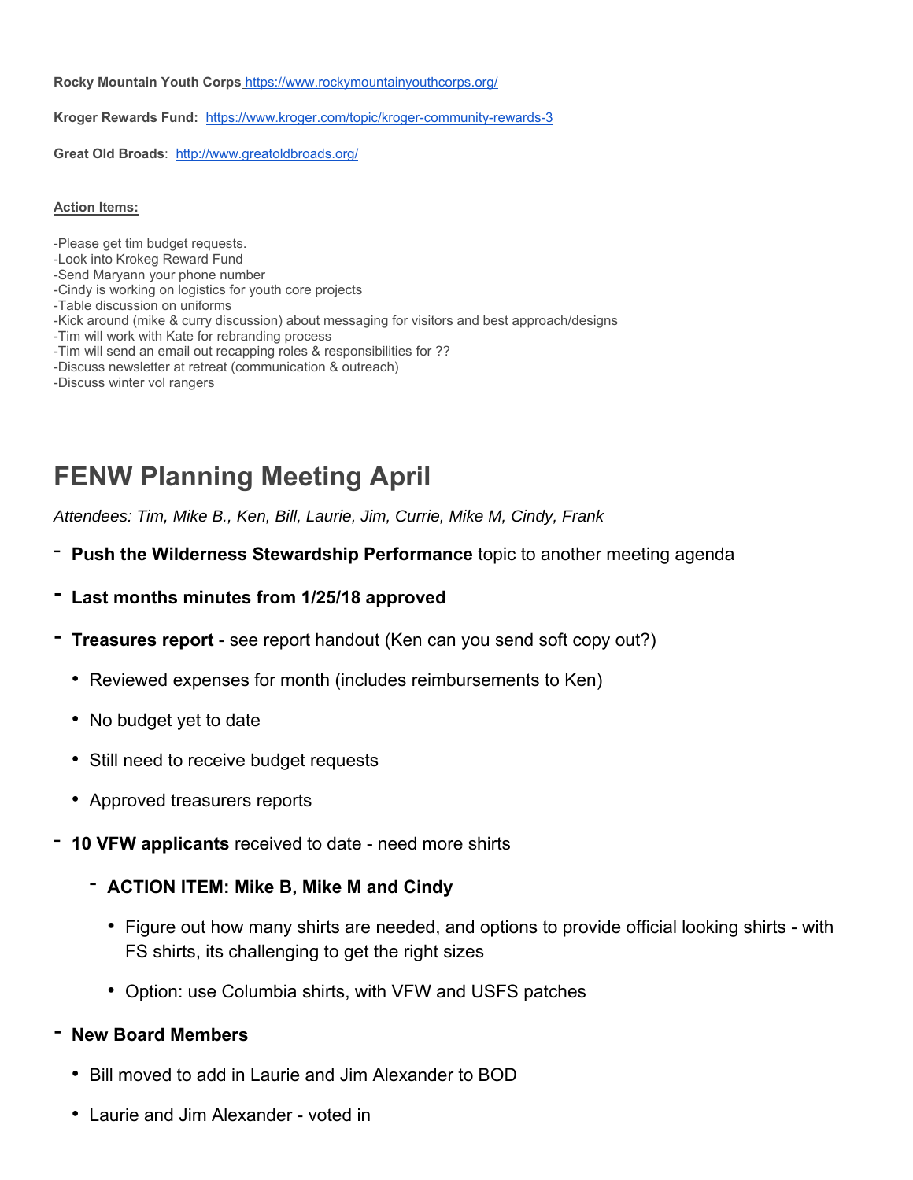**Rocky Mountain Youth Corps** https://www.rockymountainyouthcorps.org/

**Kroger Rewards Fund:** https://www.kroger.com/topic/kroger-community-rewards-3

**Great Old Broads**: http://www.greatoldbroads.org/

**Action Items:**

-Please get tim budget requests.
-Look into Krokeg Reward Fund
-Send Maryann your phone number
-Cindy is working on logistics for youth core projects
-Table discussion on uniforms
-Kick around (mike & curry discussion) about messaging for visitors and best approach/designs
-Tim will work with Kate for rebranding process
-Tim will send an email out recapping roles & responsibilities for ??
-Discuss newsletter at retreat (communication & outreach)
-Discuss winter vol rangers

# FENW Planning Meeting April

*Attendees: Tim, Mike B., Ken, Bill, Laurie, Jim, Currie, Mike M, Cindy, Frank*

- **Push the Wilderness Stewardship Performance** topic to another meeting agenda
- **Last months minutes from 1/25/18 approved**
- **Treasures report** - see report handout (Ken can you send soft copy out?)
  - Reviewed expenses for month (includes reimbursements to Ken)
  - No budget yet to date
  - Still need to receive budget requests
  - Approved treasurers reports
- **10 VFW applicants** received to date - need more shirts
  - **ACTION ITEM: Mike B, Mike M and Cindy**
    - Figure out how many shirts are needed, and options to provide official looking shirts - with FS shirts, its challenging to get the right sizes
    - Option: use Columbia shirts, with VFW and USFS patches
- **New Board Members**
  - Bill moved to add in Laurie and Jim Alexander to BOD
  - Laurie and Jim Alexander - voted in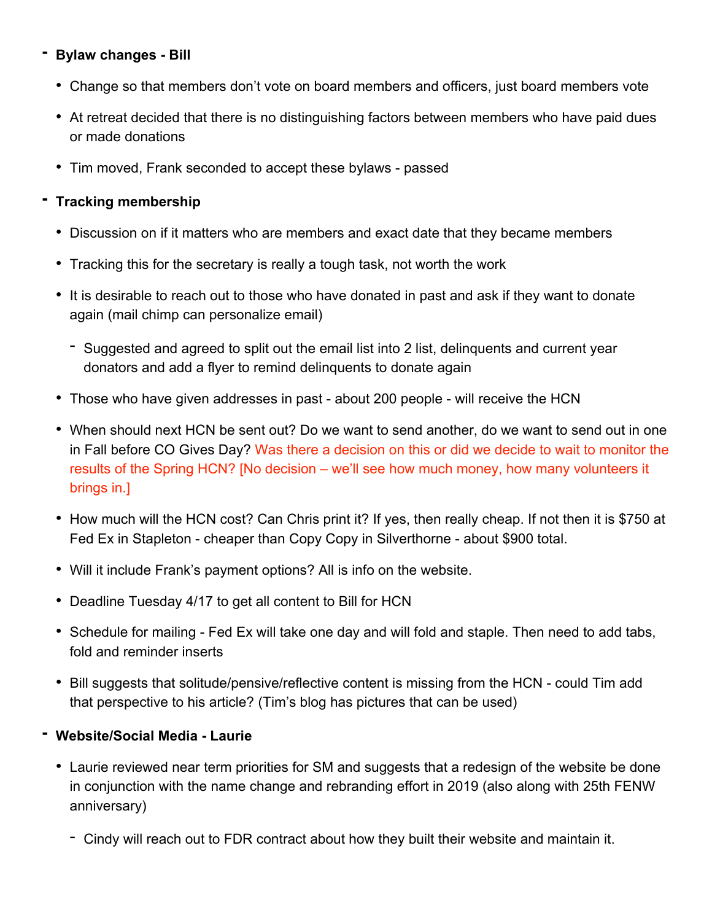- **Bylaw changes - Bill**
  - Change so that members don't vote on board members and officers, just board members vote
  - At retreat decided that there is no distinguishing factors between members who have paid dues or made donations
  - Tim moved, Frank seconded to accept these bylaws - passed
- **Tracking membership**
  - Discussion on if it matters who are members and exact date that they became members
  - Tracking this for the secretary is really a tough task, not worth the work
  - It is desirable to reach out to those who have donated in past and ask if they want to donate again (mail chimp can personalize email)
    - Suggested and agreed to split out the email list into 2 list, delinquents and current year donators and add a flyer to remind delinquents to donate again
  - Those who have given addresses in past - about 200 people - will receive the HCN
  - When should next HCN be sent out? Do we want to send another, do we want to send out in one in Fall before CO Gives Day? Was there a decision on this or did we decide to wait to monitor the results of the Spring HCN? [No decision – we'll see how much money, how many volunteers it brings in.]
  - How much will the HCN cost? Can Chris print it? If yes, then really cheap. If not then it is $750 at Fed Ex in Stapleton - cheaper than Copy Copy in Silverthorne - about $900 total.
  - Will it include Frank's payment options? All is info on the website.
  - Deadline Tuesday 4/17 to get all content to Bill for HCN
  - Schedule for mailing - Fed Ex will take one day and will fold and staple. Then need to add tabs, fold and reminder inserts
  - Bill suggests that solitude/pensive/reflective content is missing from the HCN - could Tim add that perspective to his article? (Tim's blog has pictures that can be used)
- **Website/Social Media - Laurie**
  - Laurie reviewed near term priorities for SM and suggests that a redesign of the website be done in conjunction with the name change and rebranding effort in 2019 (also along with 25th FENW anniversary)
    - Cindy will reach out to FDR contract about how they built their website and maintain it.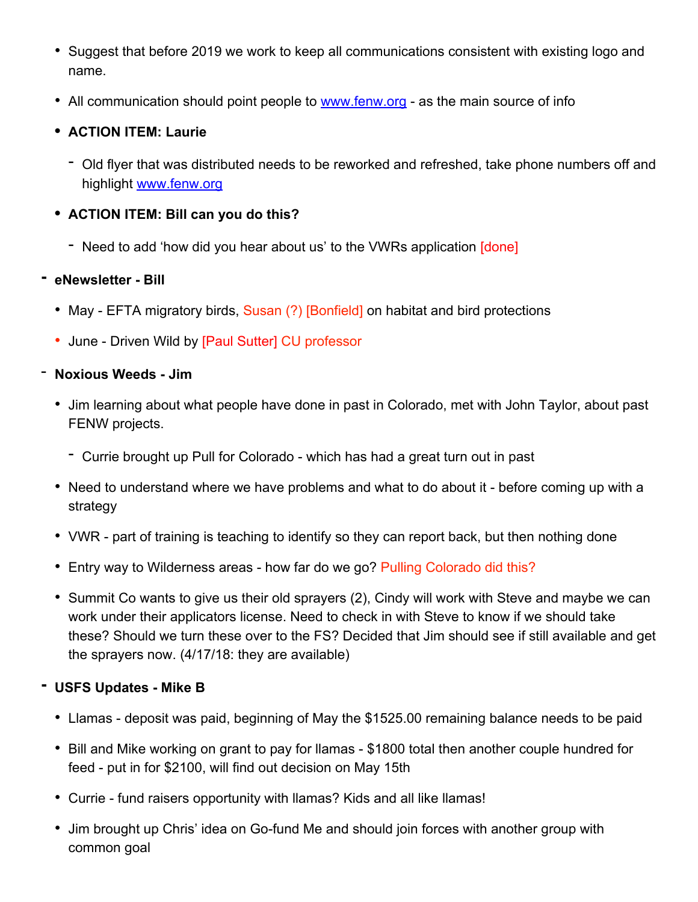- Suggest that before 2019 we work to keep all communications consistent with existing logo and name.
- All communication should point people to www.fenw.org - as the main source of info
- **ACTION ITEM: Laurie**
  - Old flyer that was distributed needs to be reworked and refreshed, take phone numbers off and highlight www.fenw.org
- **ACTION ITEM: Bill can you do this?**
  - Need to add 'how did you hear about us' to the VWRs application [done]

- **eNewsletter - Bill**
  - May - EFTA migratory birds, Susan (?) [Bonfield] on habitat and bird protections
  - June - Driven Wild by [Paul Sutter] CU professor

- **Noxious Weeds - Jim**
  - Jim learning about what people have done in past in Colorado, met with John Taylor, about past FENW projects.
    - Currie brought up Pull for Colorado - which has had a great turn out in past
  - Need to understand where we have problems and what to do about it - before coming up with a strategy
  - VWR - part of training is teaching to identify so they can report back, but then nothing done
  - Entry way to Wilderness areas - how far do we go? Pulling Colorado did this?
  - Summit Co wants to give us their old sprayers (2), Cindy will work with Steve and maybe we can work under their applicators license. Need to check in with Steve to know if we should take these? Should we turn these over to the FS? Decided that Jim should see if still available and get the sprayers now. (4/17/18: they are available)

- **USFS Updates - Mike B**
  - Llamas - deposit was paid, beginning of May the $1525.00 remaining balance needs to be paid
  - Bill and Mike working on grant to pay for llamas - $1800 total then another couple hundred for feed - put in for $2100, will find out decision on May 15th
  - Currie - fund raisers opportunity with llamas? Kids and all like llamas!
  - Jim brought up Chris' idea on Go-fund Me and should join forces with another group with common goal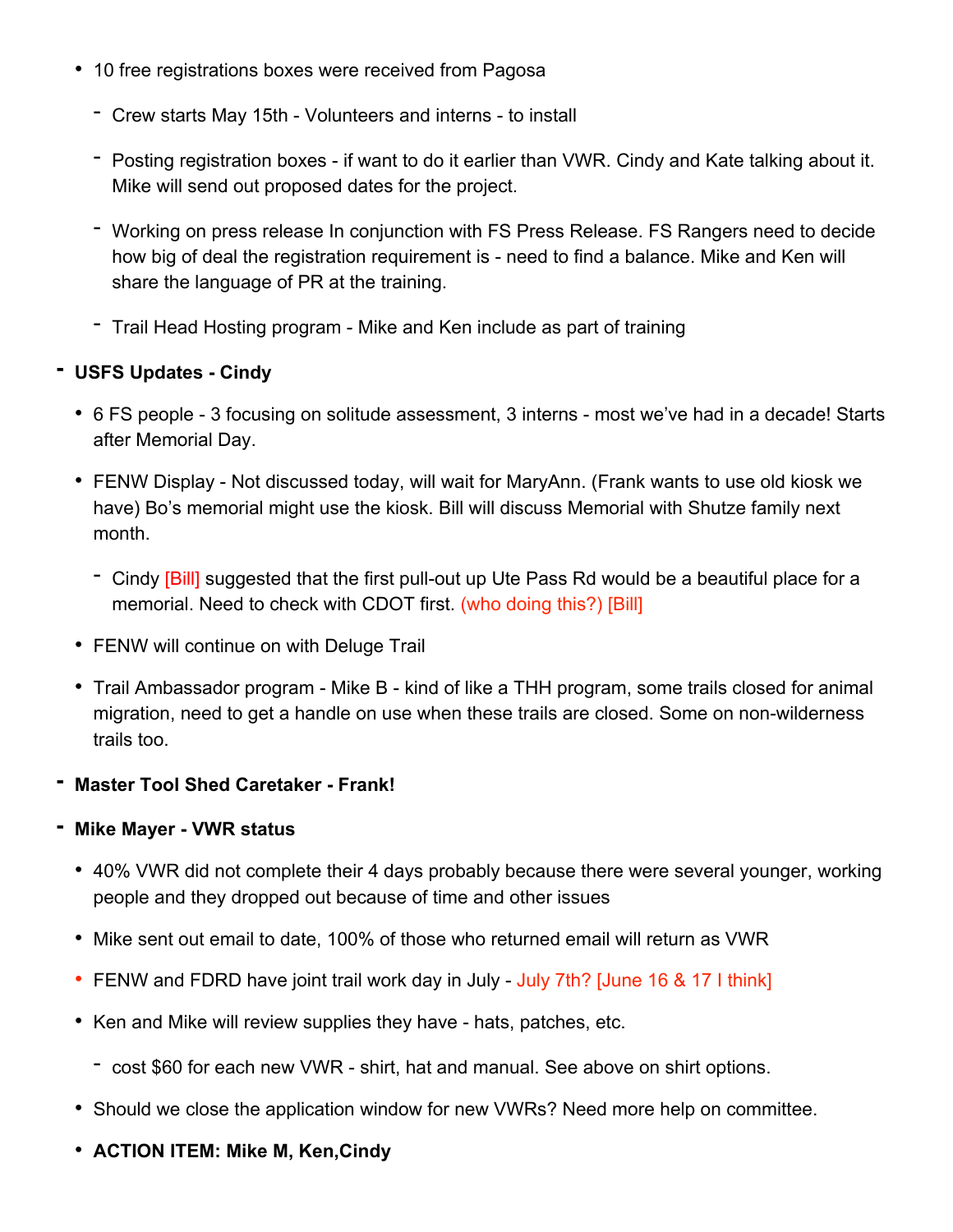- 10 free registrations boxes were received from Pagosa
  - Crew starts May 15th - Volunteers and interns - to install
  - Posting registration boxes - if want to do it earlier than VWR. Cindy and Kate talking about it. Mike will send out proposed dates for the project.
  - Working on press release In conjunction with FS Press Release. FS Rangers need to decide how big of deal the registration requirement is - need to find a balance. Mike and Ken will share the language of PR at the training.
  - Trail Head Hosting program - Mike and Ken include as part of training

- **USFS Updates - Cindy**
  - 6 FS people - 3 focusing on solitude assessment, 3 interns - most we've had in a decade! Starts after Memorial Day.
  - FENW Display - Not discussed today, will wait for MaryAnn. (Frank wants to use old kiosk we have) Bo's memorial might use the kiosk. Bill will discuss Memorial with Shutze family next month.
    - Cindy [Bill] suggested that the first pull-out up Ute Pass Rd would be a beautiful place for a memorial. Need to check with CDOT first. (who doing this?) [Bill]
  - FENW will continue on with Deluge Trail
  - Trail Ambassador program - Mike B - kind of like a THH program, some trails closed for animal migration, need to get a handle on use when these trails are closed. Some on non-wilderness trails too.

- **Master Tool Shed Caretaker - Frank!**

- **Mike Mayer - VWR status**
  - 40% VWR did not complete their 4 days probably because there were several younger, working people and they dropped out because of time and other issues
  - Mike sent out email to date, 100% of those who returned email will return as VWR
  - FENW and FDRD have joint trail work day in July - July 7th? [June 16 & 17 I think]
  - Ken and Mike will review supplies they have - hats, patches, etc.
    - cost $60 for each new VWR - shirt, hat and manual. See above on shirt options.
  - Should we close the application window for new VWRs? Need more help on committee.
  - **ACTION ITEM: Mike M, Ken,Cindy**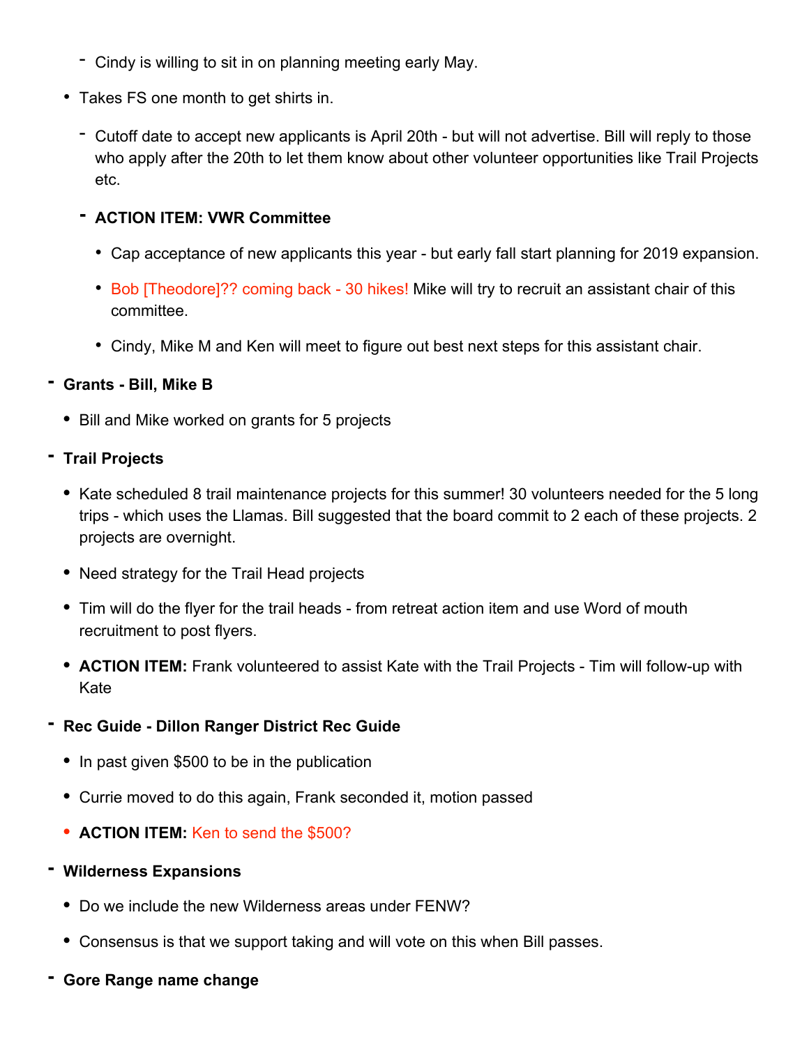- Cindy is willing to sit in on planning meeting early May.
  - Takes FS one month to get shirts in.
    - Cutoff date to accept new applicants is April 20th - but will not advertise. Bill will reply to those who apply after the 20th to let them know about other volunteer opportunities like Trail Projects etc.
    - **ACTION ITEM: VWR Committee**
      - Cap acceptance of new applicants this year - but early fall start planning for 2019 expansion.
      - Bob [Theodore]?? coming back - 30 hikes! Mike will try to recruit an assistant chair of this committee.
      - Cindy, Mike M and Ken will meet to figure out best next steps for this assistant chair.
- **Grants - Bill, Mike B**
  - Bill and Mike worked on grants for 5 projects
- **Trail Projects**
  - Kate scheduled 8 trail maintenance projects for this summer! 30 volunteers needed for the 5 long trips - which uses the Llamas. Bill suggested that the board commit to 2 each of these projects. 2 projects are overnight.
  - Need strategy for the Trail Head projects
  - Tim will do the flyer for the trail heads - from retreat action item and use Word of mouth recruitment to post flyers.
  - **ACTION ITEM:** Frank volunteered to assist Kate with the Trail Projects - Tim will follow-up with Kate
- **Rec Guide - Dillon Ranger District Rec Guide**
  - In past given $500 to be in the publication
  - Currie moved to do this again, Frank seconded it, motion passed
  - **ACTION ITEM:** Ken to send the $500?
- **Wilderness Expansions**
  - Do we include the new Wilderness areas under FENW?
  - Consensus is that we support taking and will vote on this when Bill passes.
- **Gore Range name change**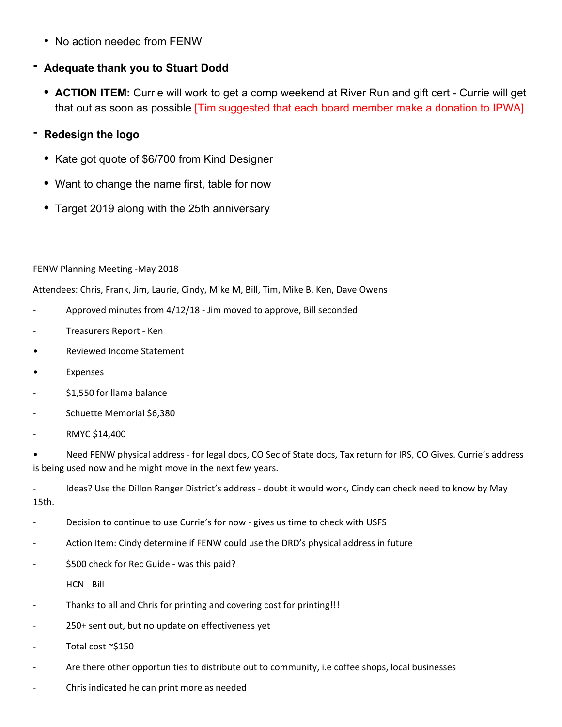- No action needed from FENW

- **Adequate thank you to Stuart Dodd**
  - **ACTION ITEM:** Currie will work to get a comp weekend at River Run and gift cert - Currie will get that out as soon as possible [Tim suggested that each board member make a donation to IPWA]

- **Redesign the logo**
  - Kate got quote of $6/700 from Kind Designer
  - Want to change the name first, table for now
  - Target 2019 along with the 25th anniversary

FENW Planning Meeting -May 2018

Attendees: Chris, Frank, Jim, Laurie, Cindy, Mike M, Bill, Tim, Mike B, Ken, Dave Owens

- Approved minutes from 4/12/18 - Jim moved to approve, Bill seconded
- Treasurers Report - Ken
- • Reviewed Income Statement
- • Expenses
- $1,550 for llama balance
- Schuette Memorial $6,380
- RMYC $14,400
- • Need FENW physical address - for legal docs, CO Sec of State docs, Tax return for IRS, CO Gives. Currie's address is being used now and he might move in the next few years.
- Ideas? Use the Dillon Ranger District's address - doubt it would work, Cindy can check need to know by May 15th.
- Decision to continue to use Currie's for now - gives us time to check with USFS
- Action Item: Cindy determine if FENW could use the DRD's physical address in future
- $500 check for Rec Guide - was this paid?
- HCN - Bill
- Thanks to all and Chris for printing and covering cost for printing!!!
- 250+ sent out, but no update on effectiveness yet
- Total cost ~$150
- Are there other opportunities to distribute out to community, i.e coffee shops, local businesses
- Chris indicated he can print more as needed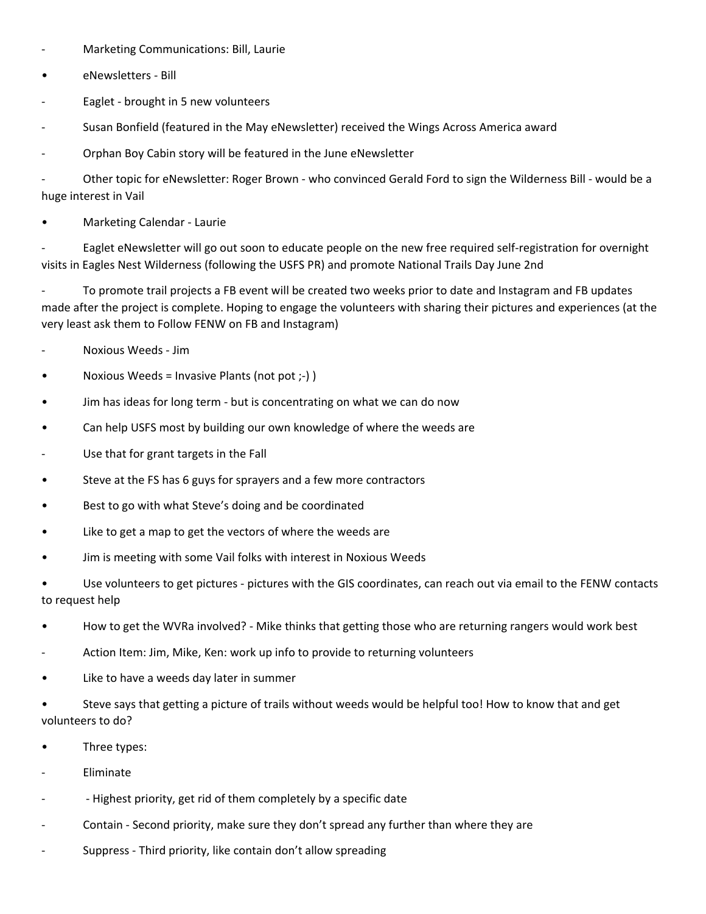- Marketing Communications: Bill, Laurie
- eNewsletters - Bill
- Eaglet - brought in 5 new volunteers
- Susan Bonfield (featured in the May eNewsletter) received the Wings Across America award
- Orphan Boy Cabin story will be featured in the June eNewsletter
- Other topic for eNewsletter: Roger Brown - who convinced Gerald Ford to sign the Wilderness Bill - would be a huge interest in Vail
- Marketing Calendar - Laurie
- Eaglet eNewsletter will go out soon to educate people on the new free required self-registration for overnight visits in Eagles Nest Wilderness (following the USFS PR) and promote National Trails Day June 2nd
- To promote trail projects a FB event will be created two weeks prior to date and Instagram and FB updates made after the project is complete. Hoping to engage the volunteers with sharing their pictures and experiences (at the very least ask them to Follow FENW on FB and Instagram)
- Noxious Weeds - Jim
- Noxious Weeds = Invasive Plants (not pot ;-) )
- Jim has ideas for long term - but is concentrating on what we can do now
- Can help USFS most by building our own knowledge of where the weeds are
- Use that for grant targets in the Fall
- Steve at the FS has 6 guys for sprayers and a few more contractors
- Best to go with what Steve's doing and be coordinated
- Like to get a map to get the vectors of where the weeds are
- Jim is meeting with some Vail folks with interest in Noxious Weeds
- Use volunteers to get pictures - pictures with the GIS coordinates, can reach out via email to the FENW contacts to request help
- How to get the WVRa involved? - Mike thinks that getting those who are returning rangers would work best
- Action Item: Jim, Mike, Ken: work up info to provide to returning volunteers
- Like to have a weeds day later in summer
- Steve says that getting a picture of trails without weeds would be helpful too! How to know that and get volunteers to do?
- Three types:
- Eliminate
- - Highest priority, get rid of them completely by a specific date
- Contain - Second priority, make sure they don't spread any further than where they are
- Suppress - Third priority, like contain don't allow spreading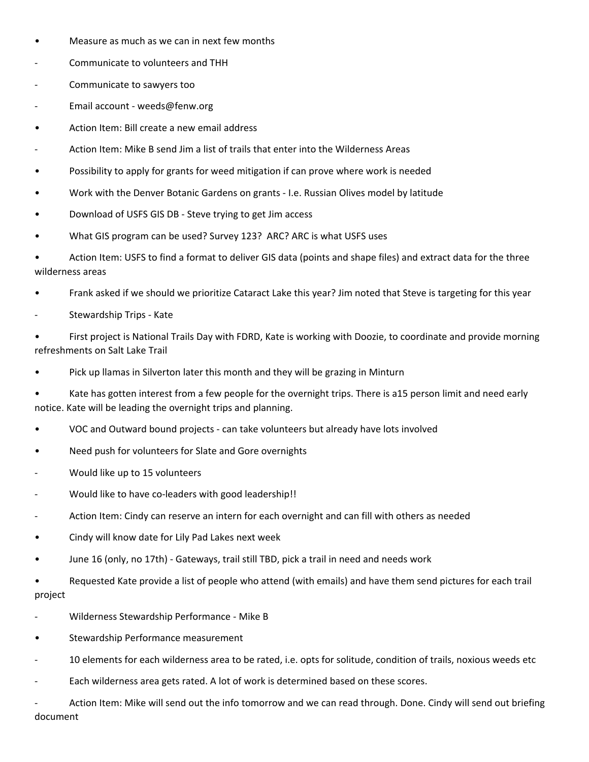- Measure as much as we can in next few months
- Communicate to volunteers and THH
- Communicate to sawyers too
- Email account - weeds@fenw.org
- Action Item: Bill create a new email address
- Action Item: Mike B send Jim a list of trails that enter into the Wilderness Areas
- Possibility to apply for grants for weed mitigation if can prove where work is needed
- Work with the Denver Botanic Gardens on grants - I.e. Russian Olives model by latitude
- Download of USFS GIS DB - Steve trying to get Jim access
- What GIS program can be used? Survey 123? ARC? ARC is what USFS uses
- Action Item: USFS to find a format to deliver GIS data (points and shape files) and extract data for the three wilderness areas
- Frank asked if we should we prioritize Cataract Lake this year? Jim noted that Steve is targeting for this year
- Stewardship Trips - Kate
- First project is National Trails Day with FDRD, Kate is working with Doozie, to coordinate and provide morning refreshments on Salt Lake Trail
- Pick up llamas in Silverton later this month and they will be grazing in Minturn
- Kate has gotten interest from a few people for the overnight trips. There is a15 person limit and need early notice. Kate will be leading the overnight trips and planning.
- VOC and Outward bound projects - can take volunteers but already have lots involved
- Need push for volunteers for Slate and Gore overnights
- Would like up to 15 volunteers
- Would like to have co-leaders with good leadership!!
- Action Item: Cindy can reserve an intern for each overnight and can fill with others as needed
- Cindy will know date for Lily Pad Lakes next week
- June 16 (only, no 17th) - Gateways, trail still TBD, pick a trail in need and needs work
- Requested Kate provide a list of people who attend (with emails) and have them send pictures for each trail project
- Wilderness Stewardship Performance - Mike B
- Stewardship Performance measurement
- 10 elements for each wilderness area to be rated, i.e. opts for solitude, condition of trails, noxious weeds etc
- Each wilderness area gets rated. A lot of work is determined based on these scores.
- Action Item: Mike will send out the info tomorrow and we can read through. Done. Cindy will send out briefing document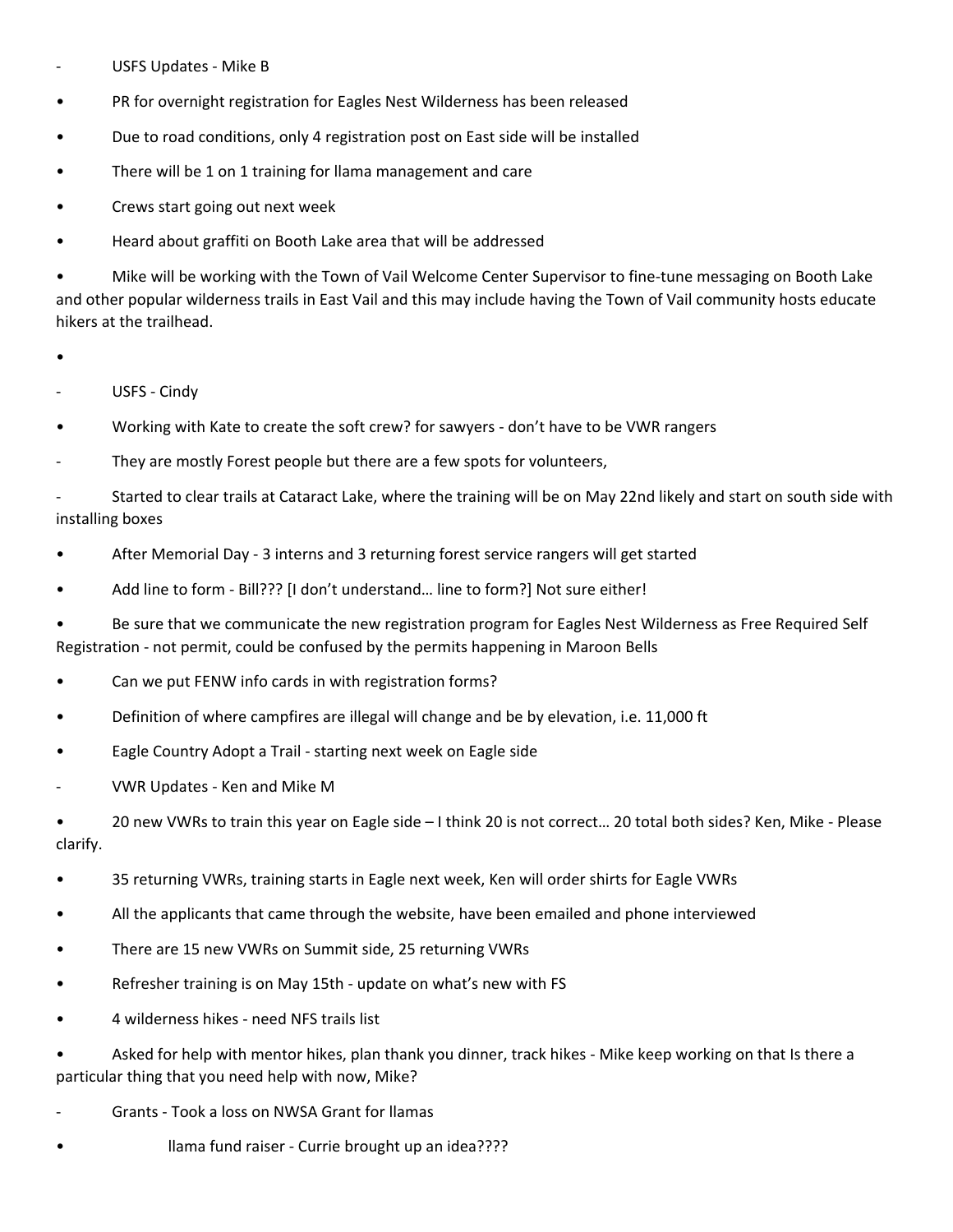- USFS Updates - Mike B

- PR for overnight registration for Eagles Nest Wilderness has been released
- Due to road conditions, only 4 registration post on East side will be installed
- There will be 1 on 1 training for llama management and care
- Crews start going out next week
- Heard about graffiti on Booth Lake area that will be addressed
- Mike will be working with the Town of Vail Welcome Center Supervisor to fine-tune messaging on Booth Lake and other popular wilderness trails in East Vail and this may include having the Town of Vail community hosts educate hikers at the trailhead.
- 

- USFS - Cindy

- Working with Kate to create the soft crew? for sawyers - don't have to be VWR rangers

- They are mostly Forest people but there are a few spots for volunteers,
- Started to clear trails at Cataract Lake, where the training will be on May 22nd likely and start on south side with installing boxes

- After Memorial Day - 3 interns and 3 returning forest service rangers will get started
- Add line to form - Bill??? [I don't understand… line to form?] Not sure either!
- Be sure that we communicate the new registration program for Eagles Nest Wilderness as Free Required Self Registration - not permit, could be confused by the permits happening in Maroon Bells
- Can we put FENW info cards in with registration forms?
- Definition of where campfires are illegal will change and be by elevation, i.e. 11,000 ft
- Eagle Country Adopt a Trail - starting next week on Eagle side

- VWR Updates - Ken and Mike M

- 20 new VWRs to train this year on Eagle side – I think 20 is not correct… 20 total both sides? Ken, Mike - Please clarify.
- 35 returning VWRs, training starts in Eagle next week, Ken will order shirts for Eagle VWRs
- All the applicants that came through the website, have been emailed and phone interviewed
- There are 15 new VWRs on Summit side, 25 returning VWRs
- Refresher training is on May 15th - update on what's new with FS
- 4 wilderness hikes - need NFS trails list
- Asked for help with mentor hikes, plan thank you dinner, track hikes - Mike keep working on that Is there a particular thing that you need help with now, Mike?

- Grants - Took a loss on NWSA Grant for llamas

- llama fund raiser - Currie brought up an idea????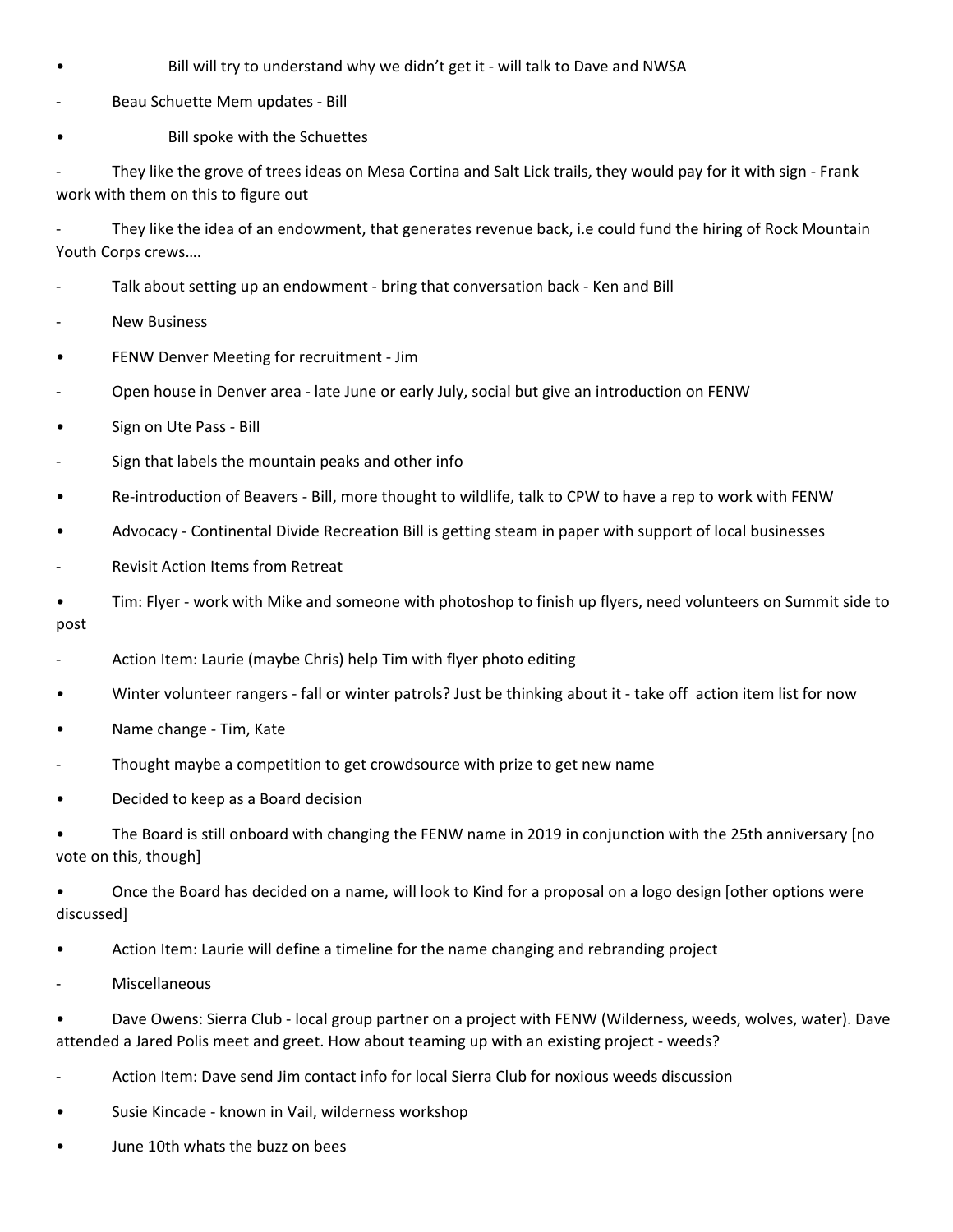- Bill will try to understand why we didn't get it - will talk to Dave and NWSA

- Beau Schuette Mem updates - Bill

- Bill spoke with the Schuettes

- They like the grove of trees ideas on Mesa Cortina and Salt Lick trails, they would pay for it with sign - Frank work with them on this to figure out

- They like the idea of an endowment, that generates revenue back, i.e could fund the hiring of Rock Mountain Youth Corps crews….

- Talk about setting up an endowment - bring that conversation back - Ken and Bill

- New Business

- FENW Denver Meeting for recruitment - Jim

- Open house in Denver area - late June or early July, social but give an introduction on FENW

- Sign on Ute Pass - Bill

- Sign that labels the mountain peaks and other info

- Re-introduction of Beavers - Bill, more thought to wildlife, talk to CPW to have a rep to work with FENW

- Advocacy - Continental Divide Recreation Bill is getting steam in paper with support of local businesses

- Revisit Action Items from Retreat

- Tim: Flyer - work with Mike and someone with photoshop to finish up flyers, need volunteers on Summit side to post

- Action Item: Laurie (maybe Chris) help Tim with flyer photo editing

- Winter volunteer rangers - fall or winter patrols? Just be thinking about it - take off action item list for now

- Name change - Tim, Kate

- Thought maybe a competition to get crowdsource with prize to get new name

- Decided to keep as a Board decision

- The Board is still onboard with changing the FENW name in 2019 in conjunction with the 25th anniversary [no vote on this, though]

- Once the Board has decided on a name, will look to Kind for a proposal on a logo design [other options were discussed]

- Action Item: Laurie will define a timeline for the name changing and rebranding project

- Miscellaneous

- Dave Owens: Sierra Club - local group partner on a project with FENW (Wilderness, weeds, wolves, water). Dave attended a Jared Polis meet and greet. How about teaming up with an existing project - weeds?

- Action Item: Dave send Jim contact info for local Sierra Club for noxious weeds discussion

- Susie Kincade - known in Vail, wilderness workshop

- June 10th whats the buzz on bees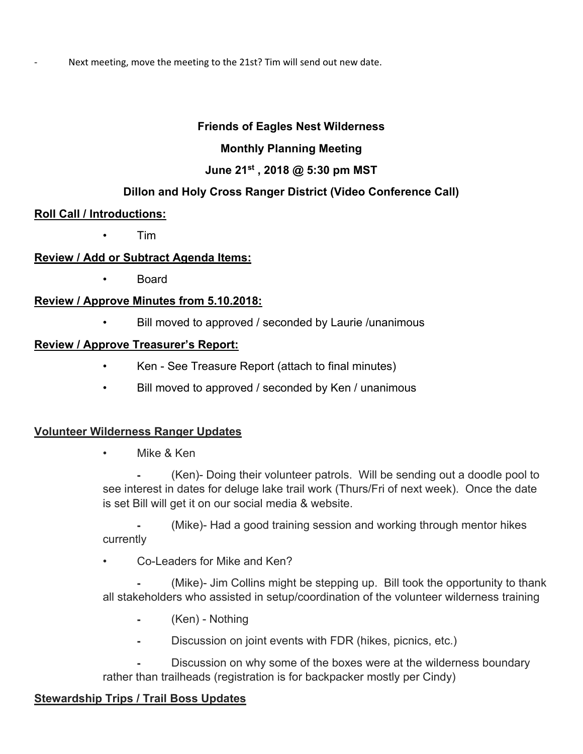- Next meeting, move the meeting to the 21st? Tim will send out new date.

**Friends of Eagles Nest Wilderness**

**Monthly Planning Meeting**

**June 21st , 2018 @ 5:30 pm MST**

**Dillon and Holy Cross Ranger District (Video Conference Call)**

**Roll Call / Introductions:**

- Tim

**Review / Add or Subtract Agenda Items:**

- Board

**Review / Approve Minutes from 5.10.2018:**

- Bill moved to approved / seconded by Laurie /unanimous

**Review / Approve Treasurer's Report:**

- Ken - See Treasure Report (attach to final minutes)
- Bill moved to approved / seconded by Ken / unanimous

**Volunteer Wilderness Ranger Updates**

- Mike & Ken
    - (Ken)- Doing their volunteer patrols. Will be sending out a doodle pool to see interest in dates for deluge lake trail work (Thurs/Fri of next week). Once the date is set Bill will get it on our social media & website.
    - (Mike)- Had a good training session and working through mentor hikes currently
- Co-Leaders for Mike and Ken?
    - (Mike)- Jim Collins might be stepping up. Bill took the opportunity to thank all stakeholders who assisted in setup/coordination of the volunteer wilderness training
    - (Ken) - Nothing
    - Discussion on joint events with FDR (hikes, picnics, etc.)
    - Discussion on why some of the boxes were at the wilderness boundary rather than trailheads (registration is for backpacker mostly per Cindy)

**Stewardship Trips / Trail Boss Updates**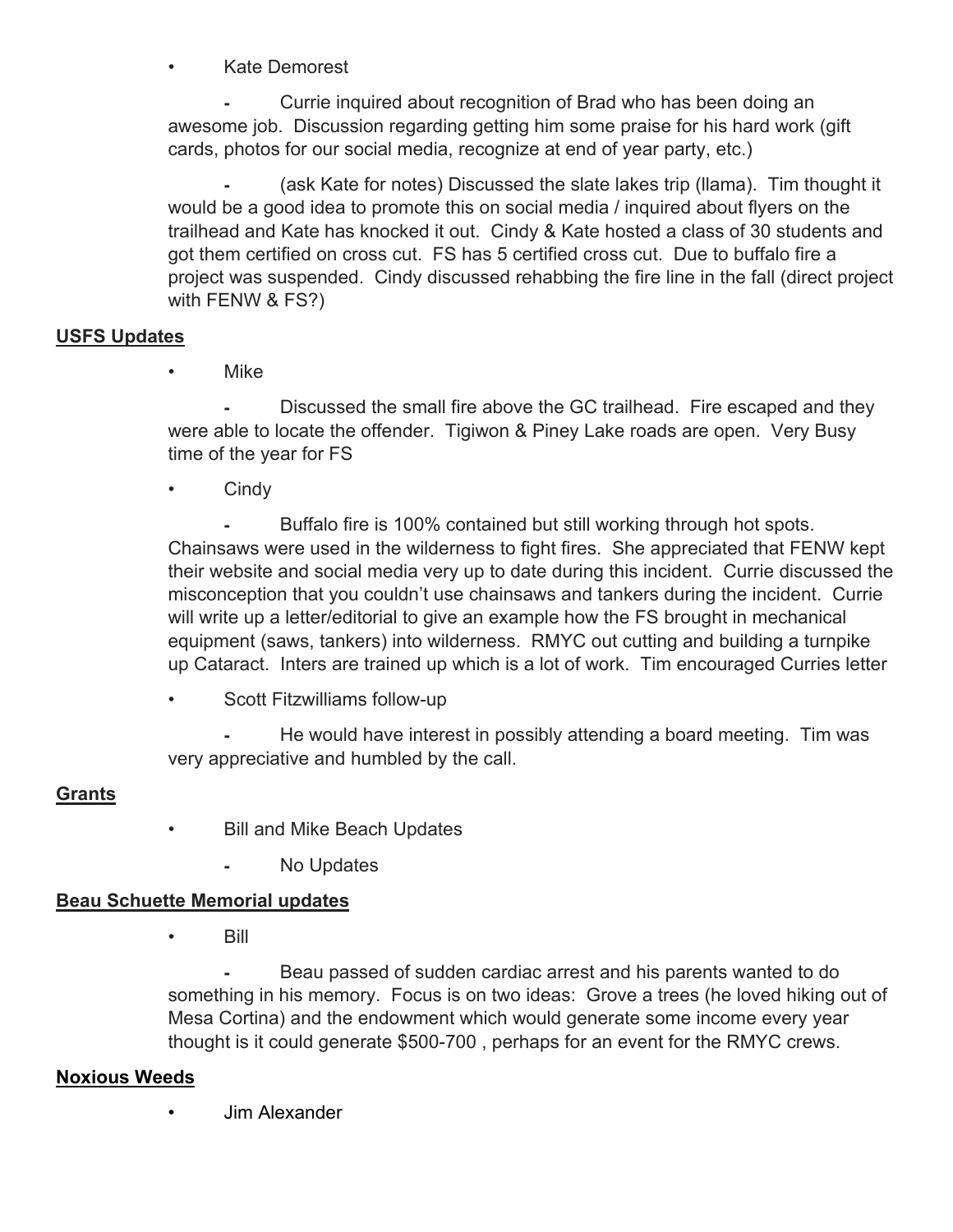- Kate Demorest

  - Currie inquired about recognition of Brad who has been doing an awesome job. Discussion regarding getting him some praise for his hard work (gift cards, photos for our social media, recognize at end of year party, etc.)

  - (ask Kate for notes) Discussed the slate lakes trip (llama). Tim thought it would be a good idea to promote this on social media / inquired about flyers on the trailhead and Kate has knocked it out. Cindy & Kate hosted a class of 30 students and got them certified on cross cut. FS has 5 certified cross cut. Due to buffalo fire a project was suspended. Cindy discussed rehabbing the fire line in the fall (direct project with FENW & FS?)

**USFS Updates**

- Mike

  - Discussed the small fire above the GC trailhead. Fire escaped and they were able to locate the offender. Tigiwon & Piney Lake roads are open. Very Busy time of the year for FS

- Cindy

  - Buffalo fire is 100% contained but still working through hot spots. Chainsaws were used in the wilderness to fight fires. She appreciated that FENW kept their website and social media very up to date during this incident. Currie discussed the misconception that you couldn't use chainsaws and tankers during the incident. Currie will write up a letter/editorial to give an example how the FS brought in mechanical equipment (saws, tankers) into wilderness. RMYC out cutting and building a turnpike up Cataract. Inters are trained up which is a lot of work. Tim encouraged Curries letter

- Scott Fitzwilliams follow-up

  - He would have interest in possibly attending a board meeting. Tim was very appreciative and humbled by the call.

**Grants**

- Bill and Mike Beach Updates

  - No Updates

**Beau Schuette Memorial updates**

- Bill

  - Beau passed of sudden cardiac arrest and his parents wanted to do something in his memory. Focus is on two ideas: Grove a trees (he loved hiking out of Mesa Cortina) and the endowment which would generate some income every year thought is it could generate $500-700 , perhaps for an event for the RMYC crews.

**Noxious Weeds**

- Jim Alexander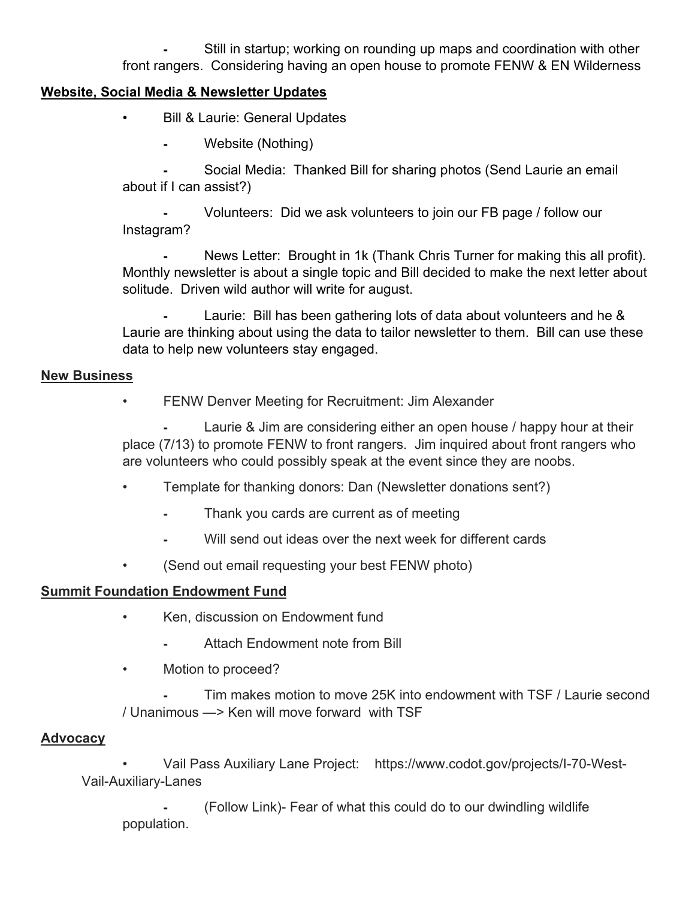- Still in startup; working on rounding up maps and coordination with other front rangers. Considering having an open house to promote FENW & EN Wilderness

**Website, Social Media & Newsletter Updates**

- Bill & Laurie: General Updates
  - Website (Nothing)
  - Social Media: Thanked Bill for sharing photos (Send Laurie an email about if I can assist?)
  - Volunteers: Did we ask volunteers to join our FB page / follow our Instagram?
  - News Letter: Brought in 1k (Thank Chris Turner for making this all profit). Monthly newsletter is about a single topic and Bill decided to make the next letter about solitude. Driven wild author will write for august.
  - Laurie: Bill has been gathering lots of data about volunteers and he & Laurie are thinking about using the data to tailor newsletter to them. Bill can use these data to help new volunteers stay engaged.

**New Business**

- FENW Denver Meeting for Recruitment: Jim Alexander
  - Laurie & Jim are considering either an open house / happy hour at their place (7/13) to promote FENW to front rangers. Jim inquired about front rangers who are volunteers who could possibly speak at the event since they are noobs.
- Template for thanking donors: Dan (Newsletter donations sent?)
  - Thank you cards are current as of meeting
  - Will send out ideas over the next week for different cards
- (Send out email requesting your best FENW photo)

**Summit Foundation Endowment Fund**

- Ken, discussion on Endowment fund
  - Attach Endowment note from Bill
- Motion to proceed?
  - Tim makes motion to move 25K into endowment with TSF / Laurie second / Unanimous —> Ken will move forward with TSF

**Advocacy**

- Vail Pass Auxiliary Lane Project: https://www.codot.gov/projects/I-70-West-Vail-Auxiliary-Lanes
  - (Follow Link)- Fear of what this could do to our dwindling wildlife population.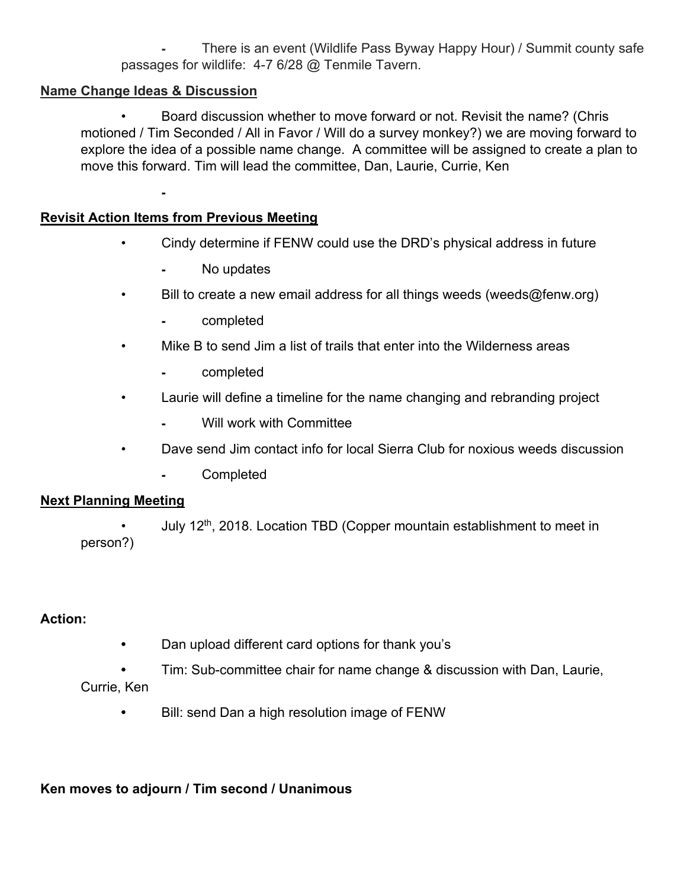- There is an event (Wildlife Pass Byway Happy Hour) / Summit county safe passages for wildlife: 4-7 6/28 @ Tenmile Tavern.

**Name Change Ideas & Discussion**

- Board discussion whether to move forward or not. Revisit the name? (Chris motioned / Tim Seconded / All in Favor / Will do a survey monkey?) we are moving forward to explore the idea of a possible name change. A committee will be assigned to create a plan to move this forward. Tim will lead the committee, Dan, Laurie, Currie, Ken

  -

**Revisit Action Items from Previous Meeting**

- Cindy determine if FENW could use the DRD's physical address in future
  - No updates
- Bill to create a new email address for all things weeds (weeds@fenw.org)
  - completed
- Mike B to send Jim a list of trails that enter into the Wilderness areas
  - completed
- Laurie will define a timeline for the name changing and rebranding project
  - Will work with Committee
- Dave send Jim contact info for local Sierra Club for noxious weeds discussion
  - Completed

**Next Planning Meeting**

- July 12th, 2018. Location TBD (Copper mountain establishment to meet in person?)

**Action:**

- Dan upload different card options for thank you's
- Tim: Sub-committee chair for name change & discussion with Dan, Laurie, Currie, Ken
- Bill: send Dan a high resolution image of FENW

**Ken moves to adjourn / Tim second / Unanimous**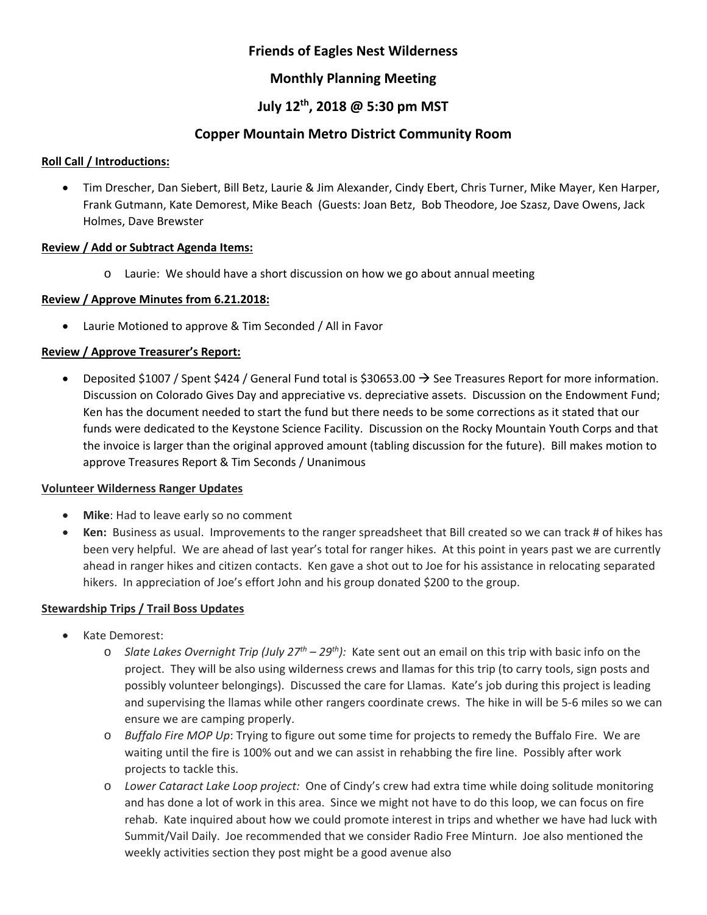# Friends of Eagles Nest Wilderness

## Monthly Planning Meeting

## July 12th, 2018 @ 5:30 pm MST

## Copper Mountain Metro District Community Room

**Roll Call / Introductions:**

- Tim Drescher, Dan Siebert, Bill Betz, Laurie & Jim Alexander, Cindy Ebert, Chris Turner, Mike Mayer, Ken Harper, Frank Gutmann, Kate Demorest, Mike Beach (Guests: Joan Betz, Bob Theodore, Joe Szasz, Dave Owens, Jack Holmes, Dave Brewster

**Review / Add or Subtract Agenda Items:**

- Laurie: We should have a short discussion on how we go about annual meeting

**Review / Approve Minutes from 6.21.2018:**

- Laurie Motioned to approve & Tim Seconded / All in Favor

**Review / Approve Treasurer's Report:**

- Deposited $1007 / Spent $424 / General Fund total is $30653.00 → See Treasures Report for more information. Discussion on Colorado Gives Day and appreciative vs. depreciative assets. Discussion on the Endowment Fund; Ken has the document needed to start the fund but there needs to be some corrections as it stated that our funds were dedicated to the Keystone Science Facility. Discussion on the Rocky Mountain Youth Corps and that the invoice is larger than the original approved amount (tabling discussion for the future). Bill makes motion to approve Treasures Report & Tim Seconds / Unanimous

**Volunteer Wilderness Ranger Updates**

- **Mike**: Had to leave early so no comment
- **Ken:** Business as usual. Improvements to the ranger spreadsheet that Bill created so we can track # of hikes has been very helpful. We are ahead of last year's total for ranger hikes. At this point in years past we are currently ahead in ranger hikes and citizen contacts. Ken gave a shot out to Joe for his assistance in relocating separated hikers. In appreciation of Joe's effort John and his group donated $200 to the group.

**Stewardship Trips / Trail Boss Updates**

- Kate Demorest:
  - *Slate Lakes Overnight Trip (July 27th – 29th):* Kate sent out an email on this trip with basic info on the project. They will be also using wilderness crews and llamas for this trip (to carry tools, sign posts and possibly volunteer belongings). Discussed the care for Llamas. Kate's job during this project is leading and supervising the llamas while other rangers coordinate crews. The hike in will be 5-6 miles so we can ensure we are camping properly.
  - *Buffalo Fire MOP Up*: Trying to figure out some time for projects to remedy the Buffalo Fire. We are waiting until the fire is 100% out and we can assist in rehabbing the fire line. Possibly after work projects to tackle this.
  - *Lower Cataract Lake Loop project:* One of Cindy's crew had extra time while doing solitude monitoring and has done a lot of work in this area. Since we might not have to do this loop, we can focus on fire rehab. Kate inquired about how we could promote interest in trips and whether we have had luck with Summit/Vail Daily. Joe recommended that we consider Radio Free Minturn. Joe also mentioned the weekly activities section they post might be a good avenue also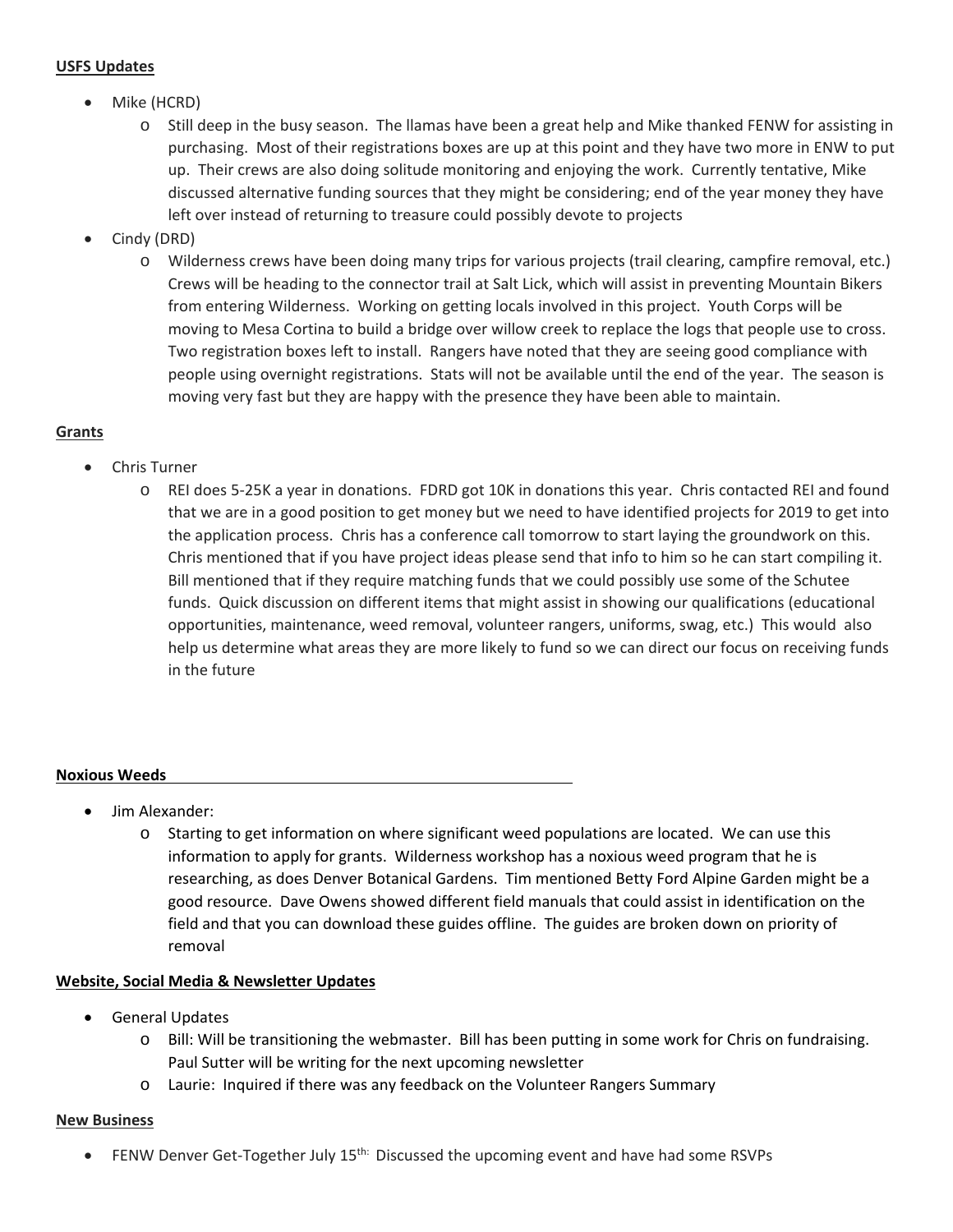**USFS Updates**

- Mike (HCRD)
  - Still deep in the busy season. The llamas have been a great help and Mike thanked FENW for assisting in purchasing. Most of their registrations boxes are up at this point and they have two more in ENW to put up. Their crews are also doing solitude monitoring and enjoying the work. Currently tentative, Mike discussed alternative funding sources that they might be considering; end of the year money they have left over instead of returning to treasure could possibly devote to projects
- Cindy (DRD)
  - Wilderness crews have been doing many trips for various projects (trail clearing, campfire removal, etc.) Crews will be heading to the connector trail at Salt Lick, which will assist in preventing Mountain Bikers from entering Wilderness. Working on getting locals involved in this project. Youth Corps will be moving to Mesa Cortina to build a bridge over willow creek to replace the logs that people use to cross. Two registration boxes left to install. Rangers have noted that they are seeing good compliance with people using overnight registrations. Stats will not be available until the end of the year. The season is moving very fast but they are happy with the presence they have been able to maintain.

**Grants**

- Chris Turner
  - REI does 5-25K a year in donations. FDRD got 10K in donations this year. Chris contacted REI and found that we are in a good position to get money but we need to have identified projects for 2019 to get into the application process. Chris has a conference call tomorrow to start laying the groundwork on this. Chris mentioned that if you have project ideas please send that info to him so he can start compiling it. Bill mentioned that if they require matching funds that we could possibly use some of the Schutee funds. Quick discussion on different items that might assist in showing our qualifications (educational opportunities, maintenance, weed removal, volunteer rangers, uniforms, swag, etc.) This would also help us determine what areas they are more likely to fund so we can direct our focus on receiving funds in the future

**Noxious Weeds**

- Jim Alexander:
  - Starting to get information on where significant weed populations are located. We can use this information to apply for grants. Wilderness workshop has a noxious weed program that he is researching, as does Denver Botanical Gardens. Tim mentioned Betty Ford Alpine Garden might be a good resource. Dave Owens showed different field manuals that could assist in identification on the field and that you can download these guides offline. The guides are broken down on priority of removal

**Website, Social Media & Newsletter Updates**

- General Updates
  - Bill: Will be transitioning the webmaster. Bill has been putting in some work for Chris on fundraising. Paul Sutter will be writing for the next upcoming newsletter
  - Laurie: Inquired if there was any feedback on the Volunteer Rangers Summary

**New Business**

- FENW Denver Get-Together July 15th: Discussed the upcoming event and have had some RSVPs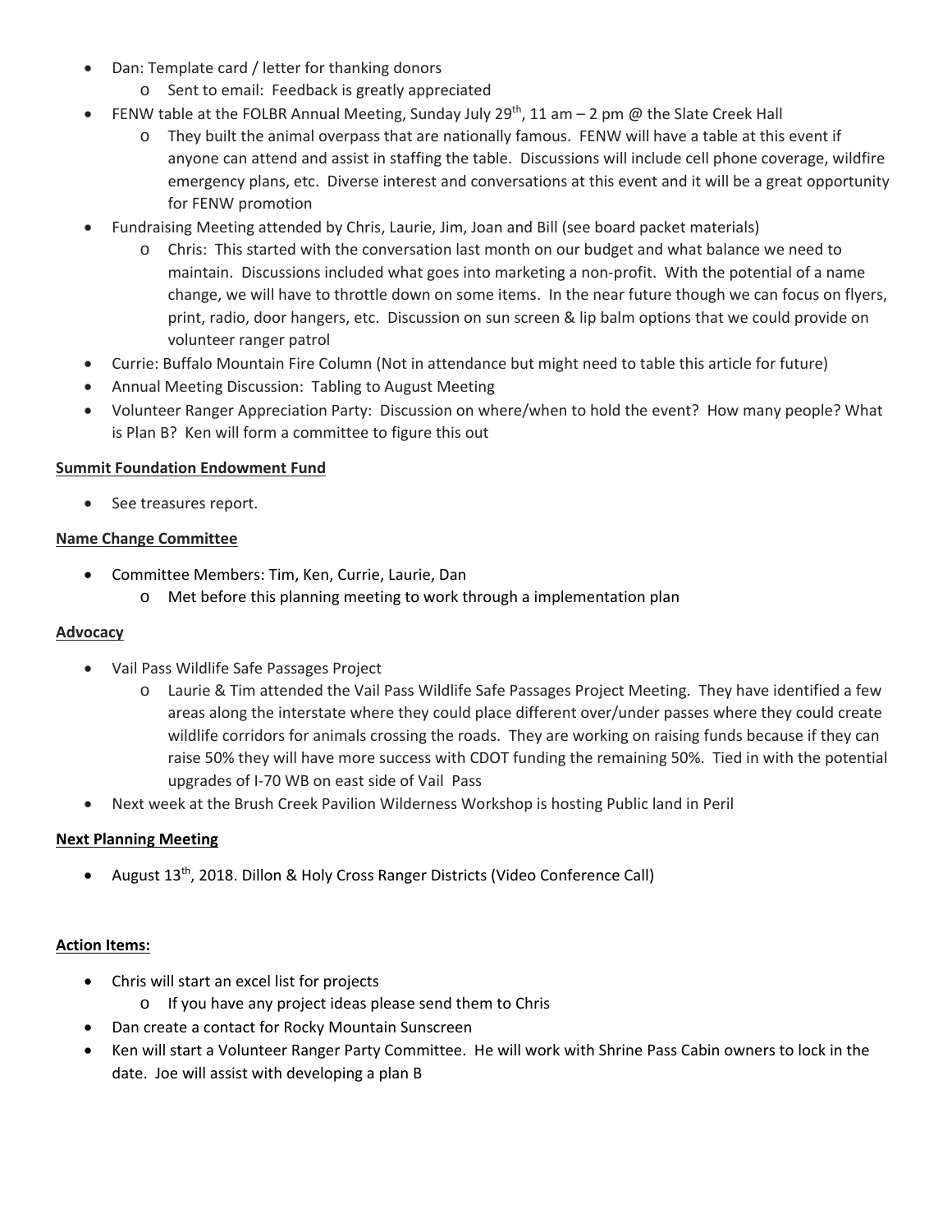- Dan: Template card / letter for thanking donors
  - Sent to email: Feedback is greatly appreciated
- FENW table at the FOLBR Annual Meeting, Sunday July 29th, 11 am – 2 pm @ the Slate Creek Hall
  - They built the animal overpass that are nationally famous. FENW will have a table at this event if anyone can attend and assist in staffing the table. Discussions will include cell phone coverage, wildfire emergency plans, etc. Diverse interest and conversations at this event and it will be a great opportunity for FENW promotion
- Fundraising Meeting attended by Chris, Laurie, Jim, Joan and Bill (see board packet materials)
  - Chris: This started with the conversation last month on our budget and what balance we need to maintain. Discussions included what goes into marketing a non-profit. With the potential of a name change, we will have to throttle down on some items. In the near future though we can focus on flyers, print, radio, door hangers, etc. Discussion on sun screen & lip balm options that we could provide on volunteer ranger patrol
- Currie: Buffalo Mountain Fire Column (Not in attendance but might need to table this article for future)
- Annual Meeting Discussion: Tabling to August Meeting
- Volunteer Ranger Appreciation Party: Discussion on where/when to hold the event? How many people? What is Plan B? Ken will form a committee to figure this out

**Summit Foundation Endowment Fund**

- See treasures report.

**Name Change Committee**

- Committee Members: Tim, Ken, Currie, Laurie, Dan
  - Met before this planning meeting to work through a implementation plan

**Advocacy**

- Vail Pass Wildlife Safe Passages Project
  - Laurie & Tim attended the Vail Pass Wildlife Safe Passages Project Meeting. They have identified a few areas along the interstate where they could place different over/under passes where they could create wildlife corridors for animals crossing the roads. They are working on raising funds because if they can raise 50% they will have more success with CDOT funding the remaining 50%. Tied in with the potential upgrades of I-70 WB on east side of Vail Pass
- Next week at the Brush Creek Pavilion Wilderness Workshop is hosting Public land in Peril

**Next Planning Meeting**

- August 13th, 2018. Dillon & Holy Cross Ranger Districts (Video Conference Call)

**Action Items:**

- Chris will start an excel list for projects
  - If you have any project ideas please send them to Chris
- Dan create a contact for Rocky Mountain Sunscreen
- Ken will start a Volunteer Ranger Party Committee. He will work with Shrine Pass Cabin owners to lock in the date. Joe will assist with developing a plan B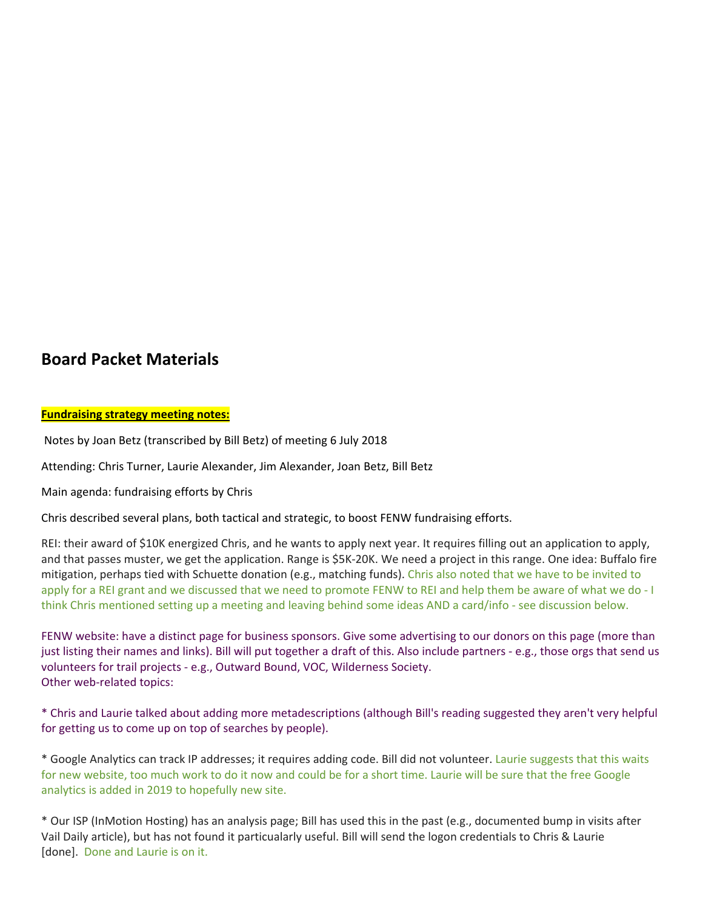## Board Packet Materials

**Fundraising strategy meeting notes:**

Notes by Joan Betz (transcribed by Bill Betz) of meeting 6 July 2018

Attending: Chris Turner, Laurie Alexander, Jim Alexander, Joan Betz, Bill Betz

Main agenda: fundraising efforts by Chris

Chris described several plans, both tactical and strategic, to boost FENW fundraising efforts.

REI: their award of $10K energized Chris, and he wants to apply next year. It requires filling out an application to apply, and that passes muster, we get the application. Range is $5K-20K. We need a project in this range. One idea: Buffalo fire mitigation, perhaps tied with Schuette donation (e.g., matching funds). Chris also noted that we have to be invited to apply for a REI grant and we discussed that we need to promote FENW to REI and help them be aware of what we do - I think Chris mentioned setting up a meeting and leaving behind some ideas AND a card/info - see discussion below.

FENW website: have a distinct page for business sponsors. Give some advertising to our donors on this page (more than just listing their names and links). Bill will put together a draft of this. Also include partners - e.g., those orgs that send us volunteers for trail projects - e.g., Outward Bound, VOC, Wilderness Society.
Other web-related topics:

* Chris and Laurie talked about adding more metadescriptions (although Bill's reading suggested they aren't very helpful for getting us to come up on top of searches by people).

* Google Analytics can track IP addresses; it requires adding code. Bill did not volunteer. Laurie suggests that this waits for new website, too much work to do it now and could be for a short time. Laurie will be sure that the free Google analytics is added in 2019 to hopefully new site.

* Our ISP (InMotion Hosting) has an analysis page; Bill has used this in the past (e.g., documented bump in visits after Vail Daily article), but has not found it particualarly useful. Bill will send the logon credentials to Chris & Laurie [done]. Done and Laurie is on it.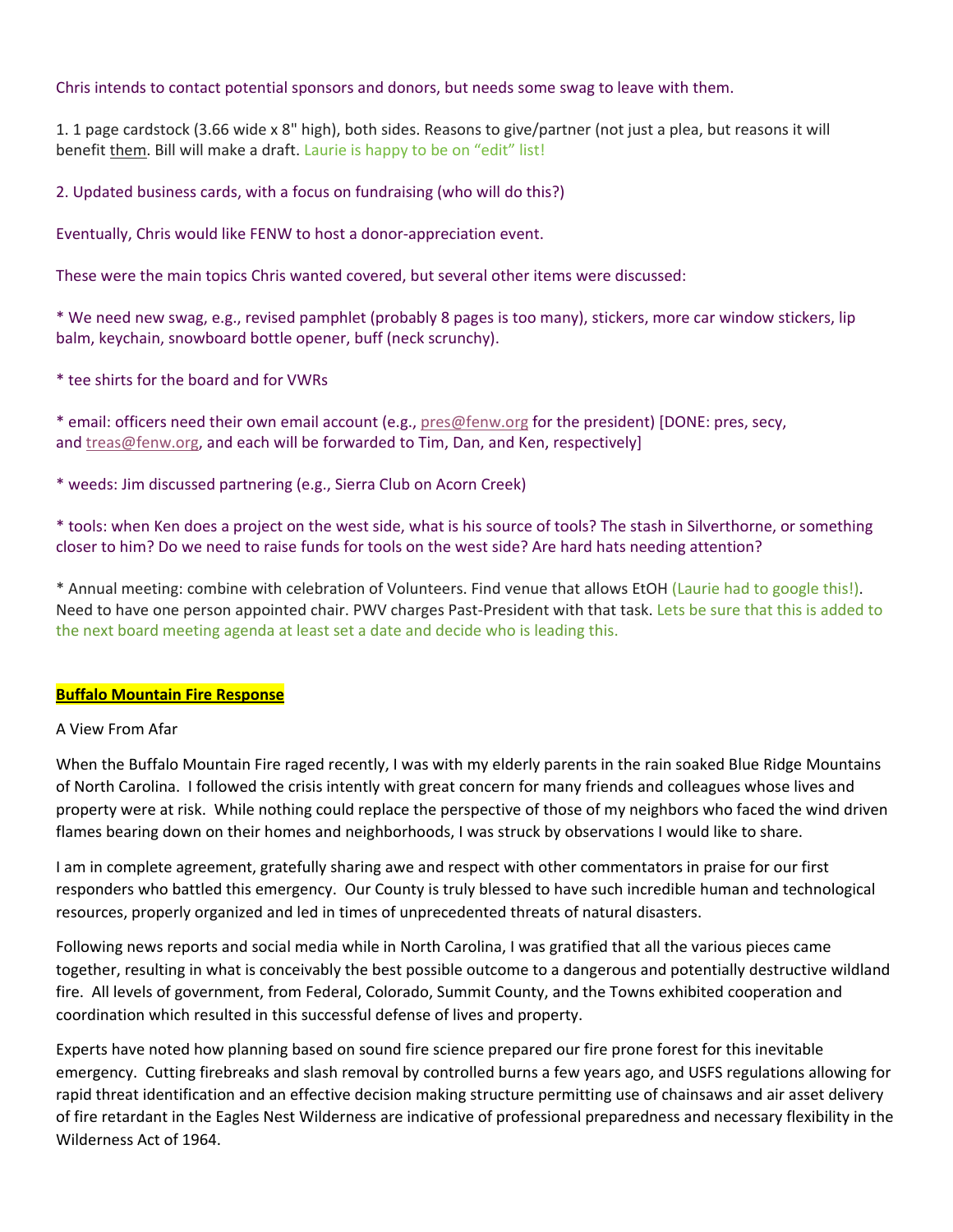Chris intends to contact potential sponsors and donors, but needs some swag to leave with them.

1. 1 page cardstock (3.66 wide x 8" high), both sides. Reasons to give/partner (not just a plea, but reasons it will benefit them. Bill will make a draft. Laurie is happy to be on "edit" list!

2. Updated business cards, with a focus on fundraising (who will do this?)

Eventually, Chris would like FENW to host a donor-appreciation event.

These were the main topics Chris wanted covered, but several other items were discussed:

* We need new swag, e.g., revised pamphlet (probably 8 pages is too many), stickers, more car window stickers, lip balm, keychain, snowboard bottle opener, buff (neck scrunchy).

* tee shirts for the board and for VWRs

* email: officers need their own email account (e.g., pres@fenw.org for the president) [DONE: pres, secy, and treas@fenw.org, and each will be forwarded to Tim, Dan, and Ken, respectively]

* weeds: Jim discussed partnering (e.g., Sierra Club on Acorn Creek)

* tools: when Ken does a project on the west side, what is his source of tools? The stash in Silverthorne, or something closer to him? Do we need to raise funds for tools on the west side? Are hard hats needing attention?

* Annual meeting: combine with celebration of Volunteers. Find venue that allows EtOH (Laurie had to google this!). Need to have one person appointed chair. PWV charges Past-President with that task. Lets be sure that this is added to the next board meeting agenda at least set a date and decide who is leading this.

**Buffalo Mountain Fire Response**

A View From Afar

When the Buffalo Mountain Fire raged recently, I was with my elderly parents in the rain soaked Blue Ridge Mountains of North Carolina. I followed the crisis intently with great concern for many friends and colleagues whose lives and property were at risk. While nothing could replace the perspective of those of my neighbors who faced the wind driven flames bearing down on their homes and neighborhoods, I was struck by observations I would like to share.

I am in complete agreement, gratefully sharing awe and respect with other commentators in praise for our first responders who battled this emergency. Our County is truly blessed to have such incredible human and technological resources, properly organized and led in times of unprecedented threats of natural disasters.

Following news reports and social media while in North Carolina, I was gratified that all the various pieces came together, resulting in what is conceivably the best possible outcome to a dangerous and potentially destructive wildland fire. All levels of government, from Federal, Colorado, Summit County, and the Towns exhibited cooperation and coordination which resulted in this successful defense of lives and property.

Experts have noted how planning based on sound fire science prepared our fire prone forest for this inevitable emergency. Cutting firebreaks and slash removal by controlled burns a few years ago, and USFS regulations allowing for rapid threat identification and an effective decision making structure permitting use of chainsaws and air asset delivery of fire retardant in the Eagles Nest Wilderness are indicative of professional preparedness and necessary flexibility in the Wilderness Act of 1964.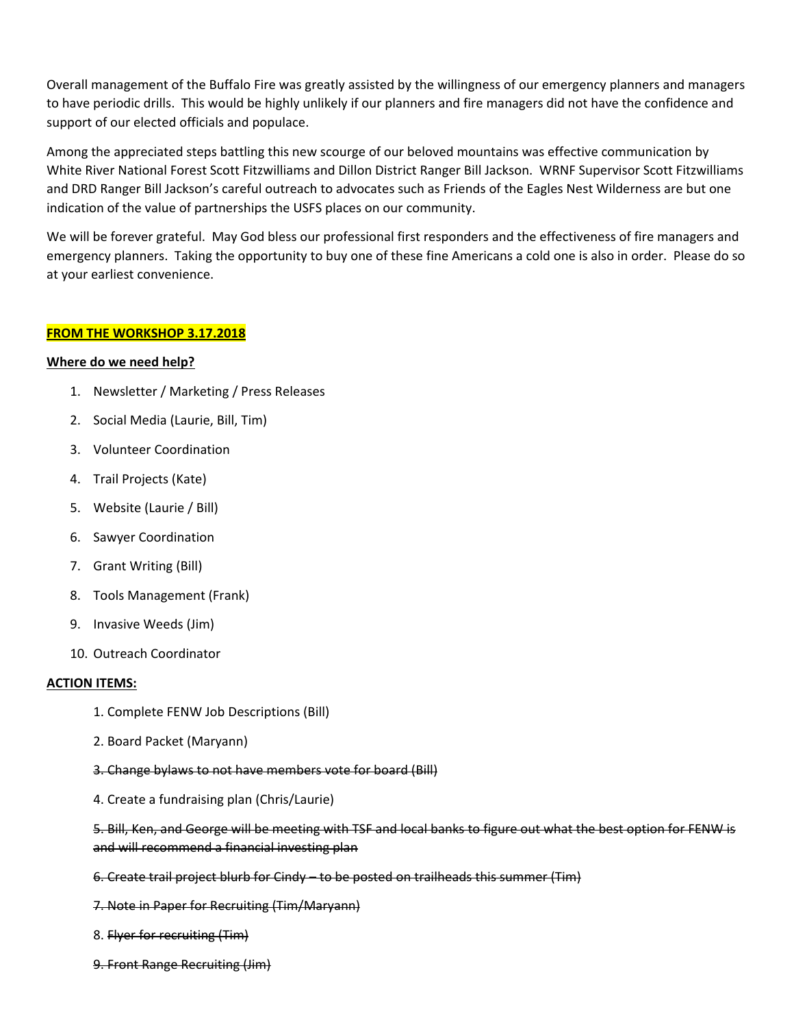Overall management of the Buffalo Fire was greatly assisted by the willingness of our emergency planners and managers to have periodic drills. This would be highly unlikely if our planners and fire managers did not have the confidence and support of our elected officials and populace.

Among the appreciated steps battling this new scourge of our beloved mountains was effective communication by White River National Forest Scott Fitzwilliams and Dillon District Ranger Bill Jackson. WRNF Supervisor Scott Fitzwilliams and DRD Ranger Bill Jackson's careful outreach to advocates such as Friends of the Eagles Nest Wilderness are but one indication of the value of partnerships the USFS places on our community.

We will be forever grateful. May God bless our professional first responders and the effectiveness of fire managers and emergency planners. Taking the opportunity to buy one of these fine Americans a cold one is also in order. Please do so at your earliest convenience.

**FROM THE WORKSHOP 3.17.2018**

**Where do we need help?**

1. Newsletter / Marketing / Press Releases
2. Social Media (Laurie, Bill, Tim)
3. Volunteer Coordination
4. Trail Projects (Kate)
5. Website (Laurie / Bill)
6. Sawyer Coordination
7. Grant Writing (Bill)
8. Tools Management (Frank)
9. Invasive Weeds (Jim)
10. Outreach Coordinator

**ACTION ITEMS:**

1. Complete FENW Job Descriptions (Bill)

2. Board Packet (Maryann)

~~3. Change bylaws to not have members vote for board (Bill)~~

4. Create a fundraising plan (Chris/Laurie)

~~5. Bill, Ken, and George will be meeting with TSF and local banks to figure out what the best option for FENW is and will recommend a financial investing plan~~

~~6. Create trail project blurb for Cindy – to be posted on trailheads this summer (Tim)~~

~~7. Note in Paper for Recruiting (Tim/Maryann)~~

8. ~~Flyer for recruiting (Tim)~~

~~9. Front Range Recruiting (Jim)~~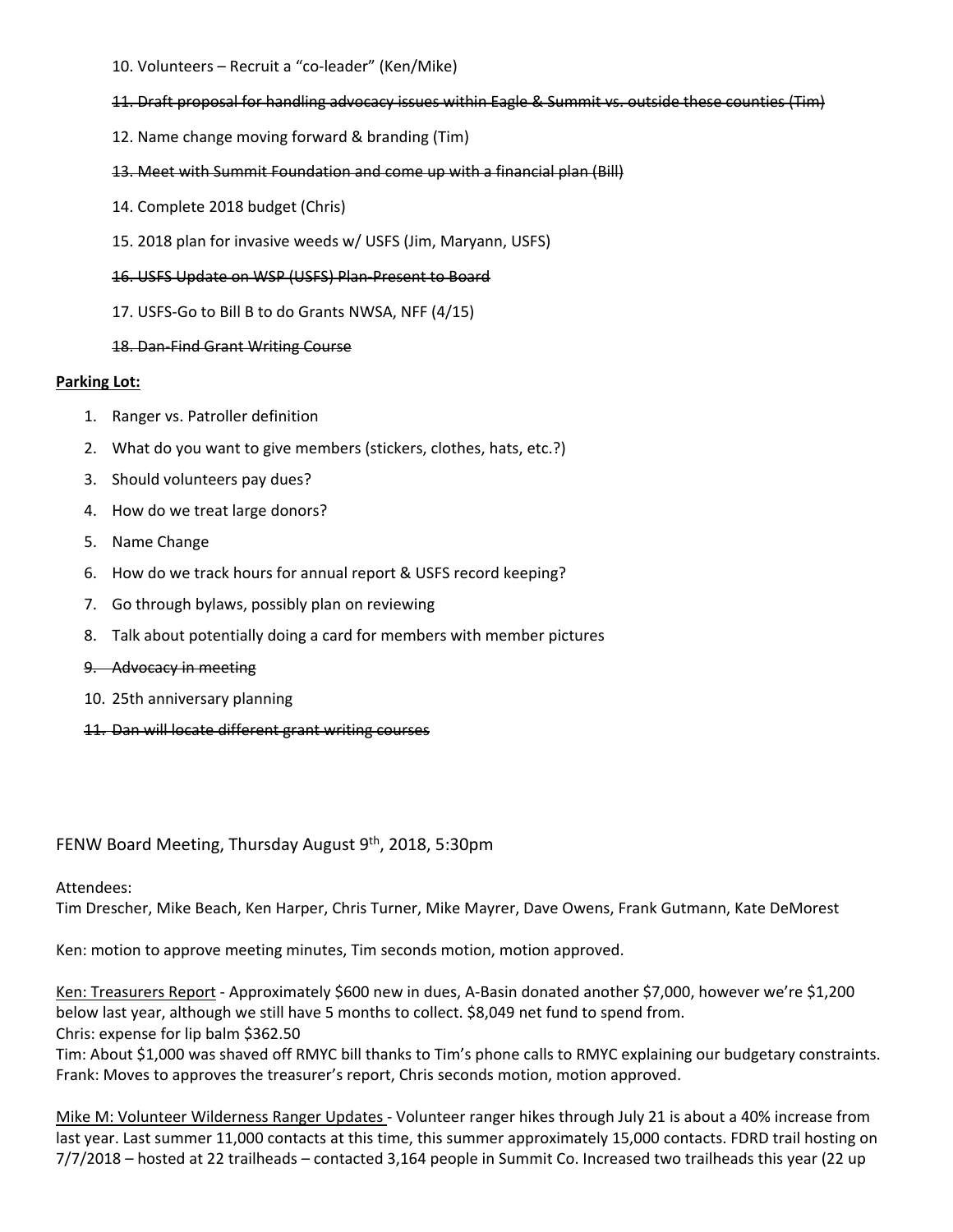10. Volunteers – Recruit a "co-leader" (Ken/Mike)

~~11. Draft proposal for handling advocacy issues within Eagle & Summit vs. outside these counties (Tim)~~

12. Name change moving forward & branding (Tim)

~~13. Meet with Summit Foundation and come up with a financial plan (Bill)~~

14. Complete 2018 budget (Chris)

15. 2018 plan for invasive weeds w/ USFS (Jim, Maryann, USFS)

~~16. USFS Update on WSP (USFS) Plan-Present to Board~~

17. USFS-Go to Bill B to do Grants NWSA, NFF (4/15)

~~18. Dan-Find Grant Writing Course~~

**Parking Lot:**

1. Ranger vs. Patroller definition
2. What do you want to give members (stickers, clothes, hats, etc.?)
3. Should volunteers pay dues?
4. How do we treat large donors?
5. Name Change
6. How do we track hours for annual report & USFS record keeping?
7. Go through bylaws, possibly plan on reviewing
8. Talk about potentially doing a card for members with member pictures
9. ~~Advocacy in meeting~~
10. 25th anniversary planning
11. ~~Dan will locate different grant writing courses~~

FENW Board Meeting, Thursday August 9th, 2018, 5:30pm

Attendees:
Tim Drescher, Mike Beach, Ken Harper, Chris Turner, Mike Mayrer, Dave Owens, Frank Gutmann, Kate DeMorest

Ken: motion to approve meeting minutes, Tim seconds motion, motion approved.

Ken: Treasurers Report - Approximately $600 new in dues, A-Basin donated another $7,000, however we're $1,200 below last year, although we still have 5 months to collect. $8,049 net fund to spend from.
Chris: expense for lip balm $362.50
Tim: About $1,000 was shaved off RMYC bill thanks to Tim's phone calls to RMYC explaining our budgetary constraints.
Frank: Moves to approves the treasurer's report, Chris seconds motion, motion approved.

Mike M: Volunteer Wilderness Ranger Updates - Volunteer ranger hikes through July 21 is about a 40% increase from last year. Last summer 11,000 contacts at this time, this summer approximately 15,000 contacts. FDRD trail hosting on 7/7/2018 – hosted at 22 trailheads – contacted 3,164 people in Summit Co. Increased two trailheads this year (22 up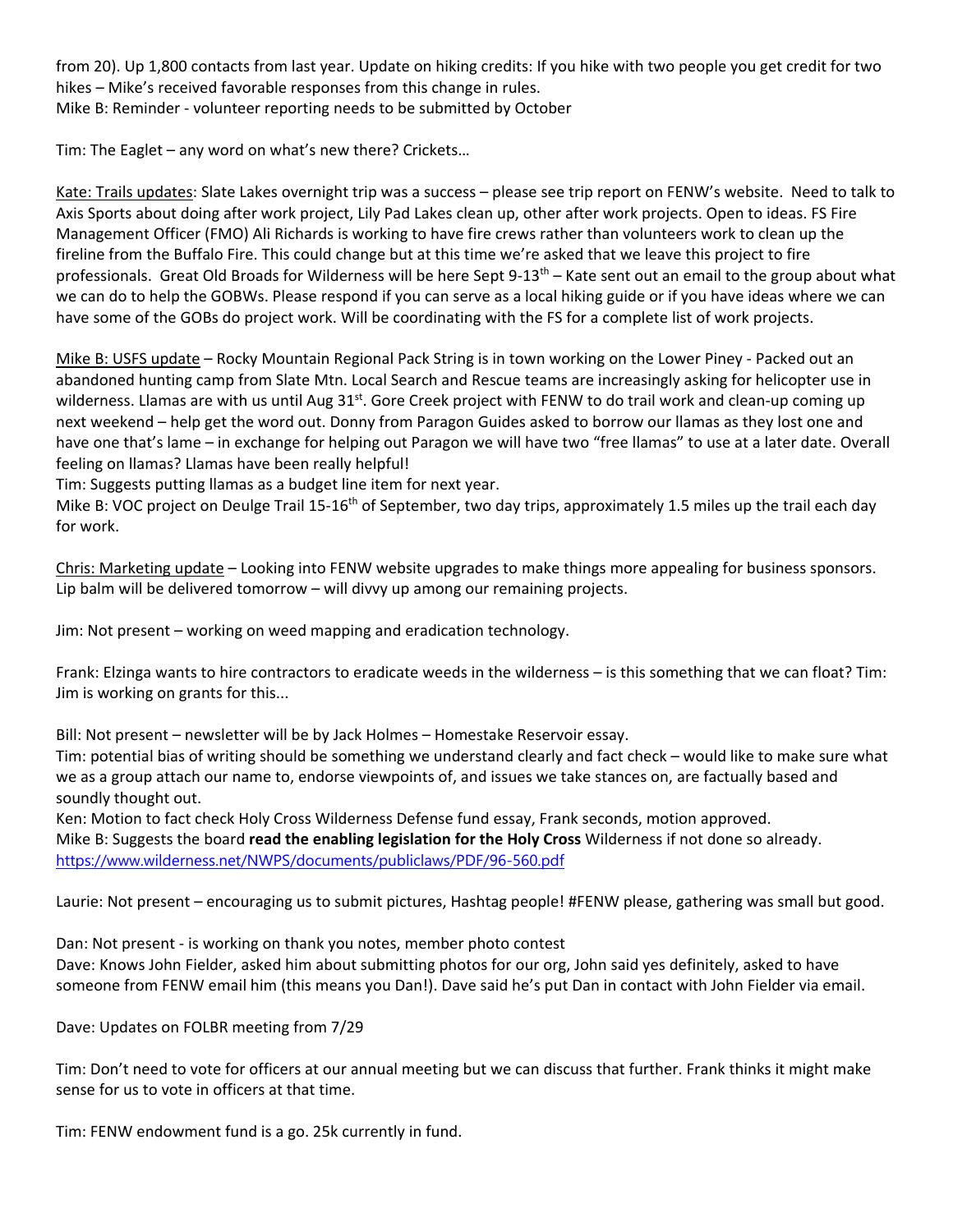from 20). Up 1,800 contacts from last year. Update on hiking credits: If you hike with two people you get credit for two hikes – Mike's received favorable responses from this change in rules.
Mike B: Reminder - volunteer reporting needs to be submitted by October

Tim: The Eaglet – any word on what's new there? Crickets…

<u>Kate: Trails updates</u>: Slate Lakes overnight trip was a success – please see trip report on FENW's website. Need to talk to Axis Sports about doing after work project, Lily Pad Lakes clean up, other after work projects. Open to ideas. FS Fire Management Officer (FMO) Ali Richards is working to have fire crews rather than volunteers work to clean up the fireline from the Buffalo Fire. This could change but at this time we're asked that we leave this project to fire professionals. Great Old Broads for Wilderness will be here Sept 9-13th – Kate sent out an email to the group about what we can do to help the GOBWs. Please respond if you can serve as a local hiking guide or if you have ideas where we can have some of the GOBs do project work. Will be coordinating with the FS for a complete list of work projects.

<u>Mike B: USFS update</u> – Rocky Mountain Regional Pack String is in town working on the Lower Piney - Packed out an abandoned hunting camp from Slate Mtn. Local Search and Rescue teams are increasingly asking for helicopter use in wilderness. Llamas are with us until Aug 31st. Gore Creek project with FENW to do trail work and clean-up coming up next weekend – help get the word out. Donny from Paragon Guides asked to borrow our llamas as they lost one and have one that's lame – in exchange for helping out Paragon we will have two "free llamas" to use at a later date. Overall feeling on llamas? Llamas have been really helpful!
Tim: Suggests putting llamas as a budget line item for next year.
Mike B: VOC project on Deulge Trail 15-16th of September, two day trips, approximately 1.5 miles up the trail each day for work.

<u>Chris: Marketing update</u> – Looking into FENW website upgrades to make things more appealing for business sponsors. Lip balm will be delivered tomorrow – will divvy up among our remaining projects.

Jim: Not present – working on weed mapping and eradication technology.

Frank: Elzinga wants to hire contractors to eradicate weeds in the wilderness – is this something that we can float? Tim: Jim is working on grants for this...

Bill: Not present – newsletter will be by Jack Holmes – Homestake Reservoir essay.
Tim: potential bias of writing should be something we understand clearly and fact check – would like to make sure what we as a group attach our name to, endorse viewpoints of, and issues we take stances on, are factually based and soundly thought out.
Ken: Motion to fact check Holy Cross Wilderness Defense fund essay, Frank seconds, motion approved.
Mike B: Suggests the board **read the enabling legislation for the Holy Cross** Wilderness if not done so already.
https://www.wilderness.net/NWPS/documents/publiclaws/PDF/96-560.pdf

Laurie: Not present – encouraging us to submit pictures, Hashtag people! #FENW please, gathering was small but good.

Dan: Not present - is working on thank you notes, member photo contest
Dave: Knows John Fielder, asked him about submitting photos for our org, John said yes definitely, asked to have someone from FENW email him (this means you Dan!). Dave said he's put Dan in contact with John Fielder via email.

Dave: Updates on FOLBR meeting from 7/29

Tim: Don't need to vote for officers at our annual meeting but we can discuss that further. Frank thinks it might make sense for us to vote in officers at that time.

Tim: FENW endowment fund is a go. 25k currently in fund.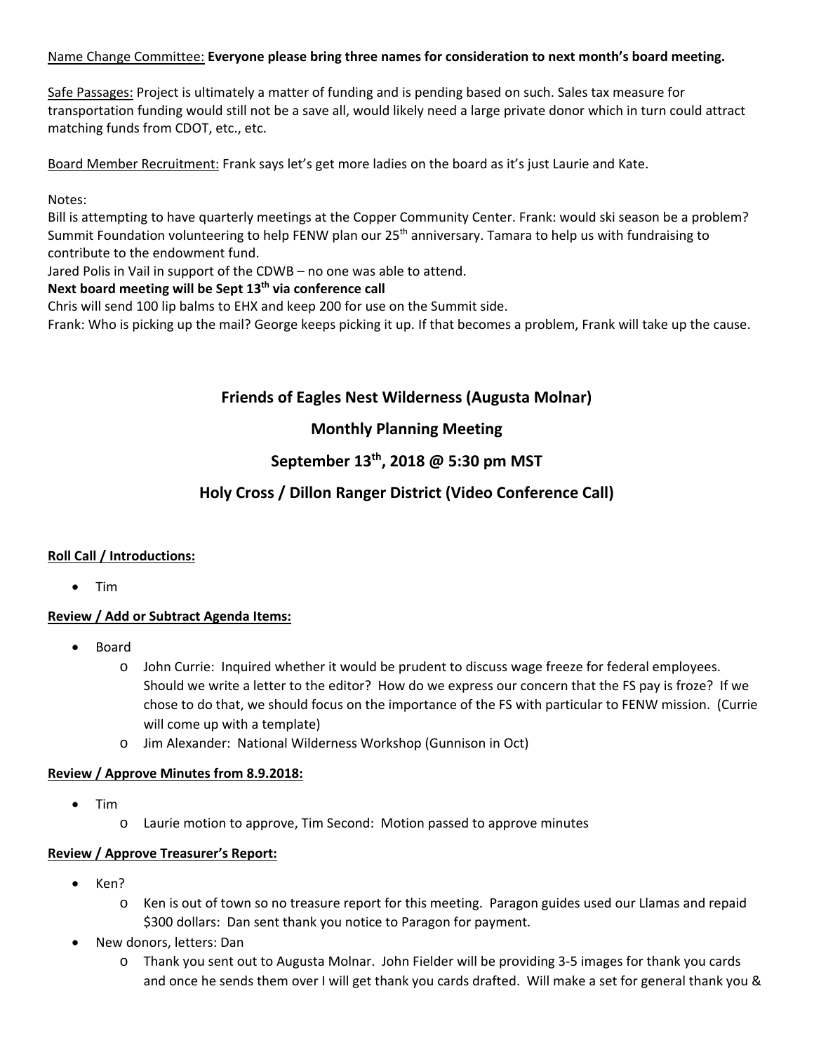Name Change Committee: **Everyone please bring three names for consideration to next month's board meeting.**

Safe Passages: Project is ultimately a matter of funding and is pending based on such. Sales tax measure for transportation funding would still not be a save all, would likely need a large private donor which in turn could attract matching funds from CDOT, etc., etc.

Board Member Recruitment: Frank says let's get more ladies on the board as it's just Laurie and Kate.

Notes:
Bill is attempting to have quarterly meetings at the Copper Community Center. Frank: would ski season be a problem?
Summit Foundation volunteering to help FENW plan our 25th anniversary. Tamara to help us with fundraising to contribute to the endowment fund.
Jared Polis in Vail in support of the CDWB – no one was able to attend.
**Next board meeting will be Sept 13th via conference call**
Chris will send 100 lip balms to EHX and keep 200 for use on the Summit side.
Frank: Who is picking up the mail? George keeps picking it up. If that becomes a problem, Frank will take up the cause.

## Friends of Eagles Nest Wilderness (Augusta Molnar)

## Monthly Planning Meeting

## September 13th, 2018 @ 5:30 pm MST

## Holy Cross / Dillon Ranger District (Video Conference Call)

**Roll Call / Introductions:**

- Tim

**Review / Add or Subtract Agenda Items:**

- Board
  - John Currie: Inquired whether it would be prudent to discuss wage freeze for federal employees. Should we write a letter to the editor? How do we express our concern that the FS pay is froze? If we chose to do that, we should focus on the importance of the FS with particular to FENW mission. (Currie will come up with a template)
  - Jim Alexander: National Wilderness Workshop (Gunnison in Oct)

**Review / Approve Minutes from 8.9.2018:**

- Tim
  - Laurie motion to approve, Tim Second: Motion passed to approve minutes

**Review / Approve Treasurer's Report:**

- Ken?
  - Ken is out of town so no treasure report for this meeting. Paragon guides used our Llamas and repaid \$300 dollars: Dan sent thank you notice to Paragon for payment.
- New donors, letters: Dan
  - Thank you sent out to Augusta Molnar. John Fielder will be providing 3-5 images for thank you cards and once he sends them over I will get thank you cards drafted. Will make a set for general thank you &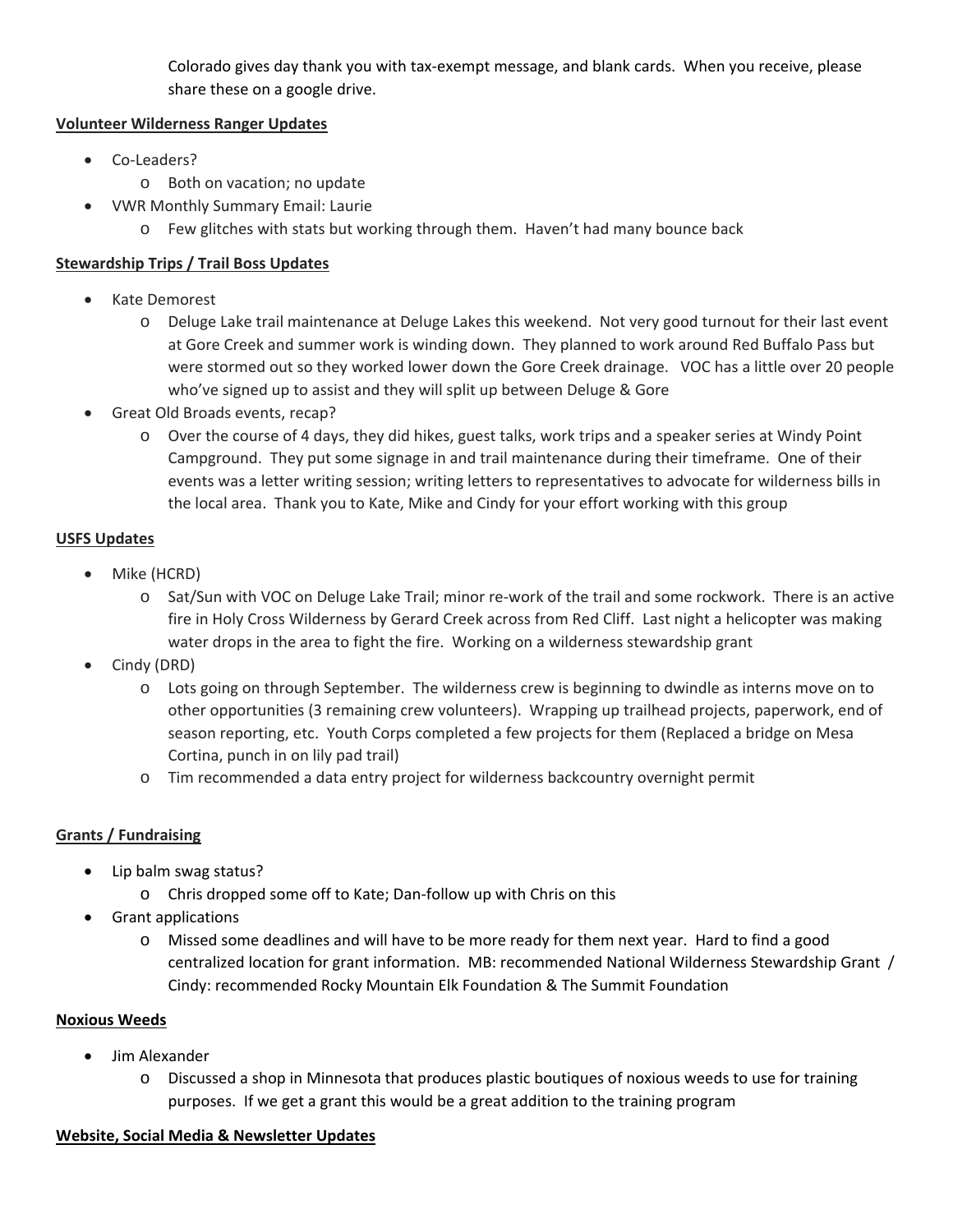Colorado gives day thank you with tax-exempt message, and blank cards. When you receive, please share these on a google drive.

**<u>Volunteer Wilderness Ranger Updates</u>**

- Co-Leaders?
  - Both on vacation; no update
- VWR Monthly Summary Email: Laurie
  - Few glitches with stats but working through them. Haven't had many bounce back

**<u>Stewardship Trips / Trail Boss Updates</u>**

- Kate Demorest
  - Deluge Lake trail maintenance at Deluge Lakes this weekend. Not very good turnout for their last event at Gore Creek and summer work is winding down. They planned to work around Red Buffalo Pass but were stormed out so they worked lower down the Gore Creek drainage. VOC has a little over 20 people who've signed up to assist and they will split up between Deluge & Gore
- Great Old Broads events, recap?
  - Over the course of 4 days, they did hikes, guest talks, work trips and a speaker series at Windy Point Campground. They put some signage in and trail maintenance during their timeframe. One of their events was a letter writing session; writing letters to representatives to advocate for wilderness bills in the local area. Thank you to Kate, Mike and Cindy for your effort working with this group

**<u>USFS Updates</u>**

- Mike (HCRD)
  - Sat/Sun with VOC on Deluge Lake Trail; minor re-work of the trail and some rockwork. There is an active fire in Holy Cross Wilderness by Gerard Creek across from Red Cliff. Last night a helicopter was making water drops in the area to fight the fire. Working on a wilderness stewardship grant
- Cindy (DRD)
  - Lots going on through September. The wilderness crew is beginning to dwindle as interns move on to other opportunities (3 remaining crew volunteers). Wrapping up trailhead projects, paperwork, end of season reporting, etc. Youth Corps completed a few projects for them (Replaced a bridge on Mesa Cortina, punch in on lily pad trail)
  - Tim recommended a data entry project for wilderness backcountry overnight permit

**<u>Grants / Fundraising</u>**

- Lip balm swag status?
  - Chris dropped some off to Kate; Dan-follow up with Chris on this
- Grant applications
  - Missed some deadlines and will have to be more ready for them next year. Hard to find a good centralized location for grant information. MB: recommended National Wilderness Stewardship Grant / Cindy: recommended Rocky Mountain Elk Foundation & The Summit Foundation

**<u>Noxious Weeds</u>**

- Jim Alexander
  - Discussed a shop in Minnesota that produces plastic boutiques of noxious weeds to use for training purposes. If we get a grant this would be a great addition to the training program

**<u>Website, Social Media & Newsletter Updates</u>**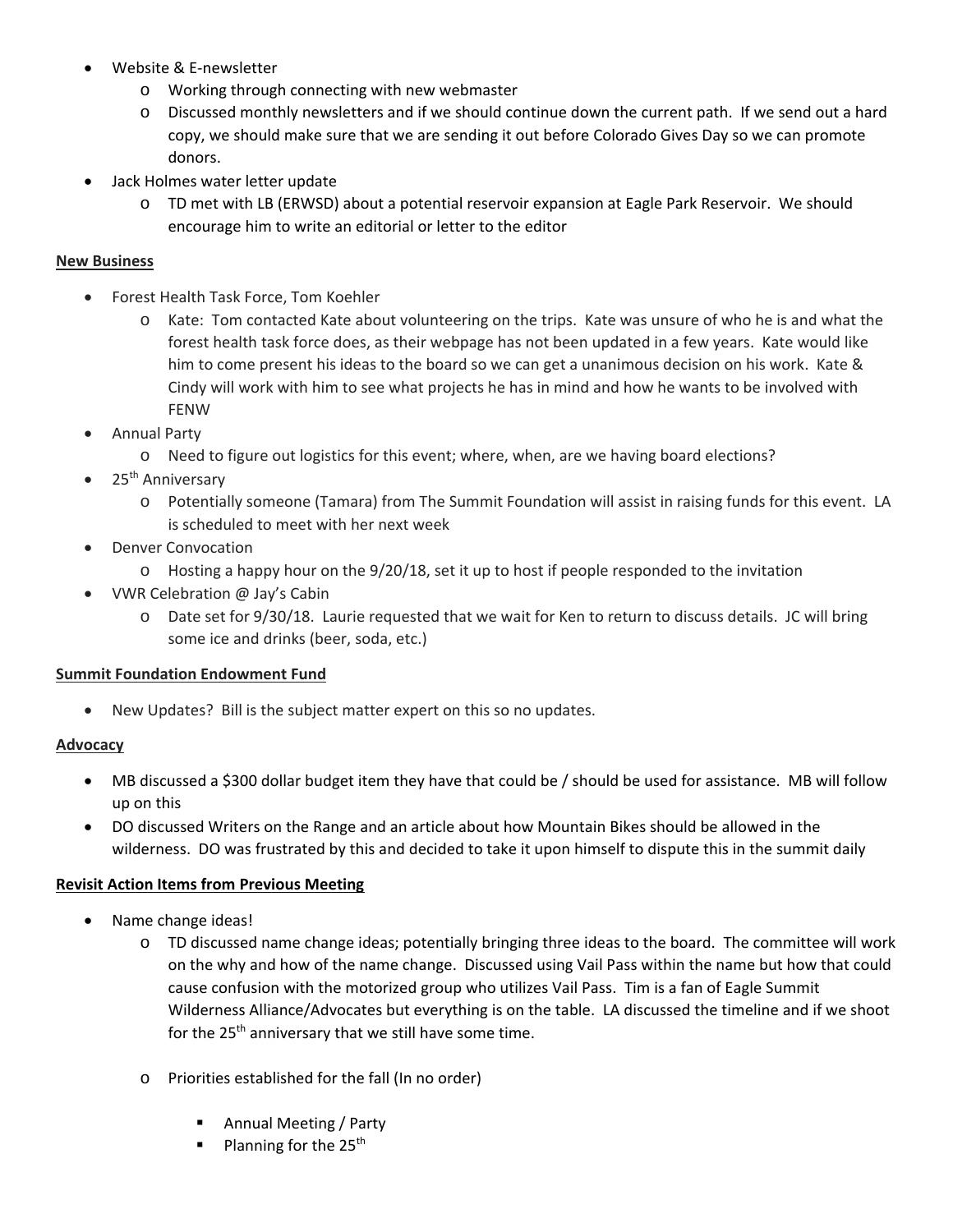- Website & E-newsletter
  - Working through connecting with new webmaster
  - Discussed monthly newsletters and if we should continue down the current path. If we send out a hard copy, we should make sure that we are sending it out before Colorado Gives Day so we can promote donors.
- Jack Holmes water letter update
  - TD met with LB (ERWSD) about a potential reservoir expansion at Eagle Park Reservoir. We should encourage him to write an editorial or letter to the editor

**New Business**

- Forest Health Task Force, Tom Koehler
  - Kate: Tom contacted Kate about volunteering on the trips. Kate was unsure of who he is and what the forest health task force does, as their webpage has not been updated in a few years. Kate would like him to come present his ideas to the board so we can get a unanimous decision on his work. Kate & Cindy will work with him to see what projects he has in mind and how he wants to be involved with FENW
- Annual Party
  - Need to figure out logistics for this event; where, when, are we having board elections?
- 25th Anniversary
  - Potentially someone (Tamara) from The Summit Foundation will assist in raising funds for this event. LA is scheduled to meet with her next week
- Denver Convocation
  - Hosting a happy hour on the 9/20/18, set it up to host if people responded to the invitation
- VWR Celebration @ Jay's Cabin
  - Date set for 9/30/18. Laurie requested that we wait for Ken to return to discuss details. JC will bring some ice and drinks (beer, soda, etc.)

**Summit Foundation Endowment Fund**

- New Updates? Bill is the subject matter expert on this so no updates.

**Advocacy**

- MB discussed a $300 dollar budget item they have that could be / should be used for assistance. MB will follow up on this
- DO discussed Writers on the Range and an article about how Mountain Bikes should be allowed in the wilderness. DO was frustrated by this and decided to take it upon himself to dispute this in the summit daily

**Revisit Action Items from Previous Meeting**

- Name change ideas!
  - TD discussed name change ideas; potentially bringing three ideas to the board. The committee will work on the why and how of the name change. Discussed using Vail Pass within the name but how that could cause confusion with the motorized group who utilizes Vail Pass. Tim is a fan of Eagle Summit Wilderness Alliance/Advocates but everything is on the table. LA discussed the timeline and if we shoot for the 25th anniversary that we still have some time.

  - Priorities established for the fall (In no order)

    - Annual Meeting / Party
    - Planning for the 25th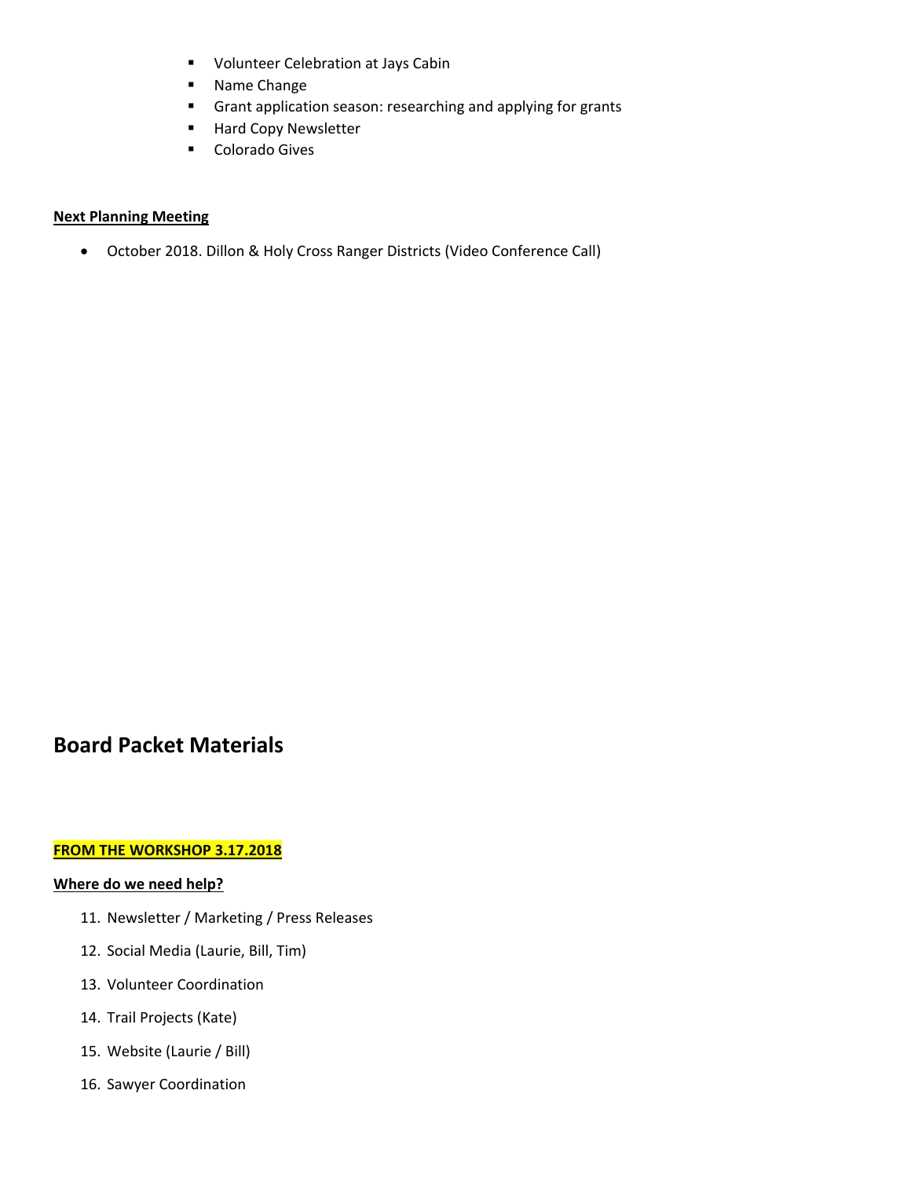- Volunteer Celebration at Jays Cabin
- Name Change
- Grant application season: researching and applying for grants
- Hard Copy Newsletter
- Colorado Gives

**Next Planning Meeting**

- October 2018. Dillon & Holy Cross Ranger Districts (Video Conference Call)

## Board Packet Materials

**FROM THE WORKSHOP 3.17.2018**

**Where do we need help?**

11. Newsletter / Marketing / Press Releases
12. Social Media (Laurie, Bill, Tim)
13. Volunteer Coordination
14. Trail Projects (Kate)
15. Website (Laurie / Bill)
16. Sawyer Coordination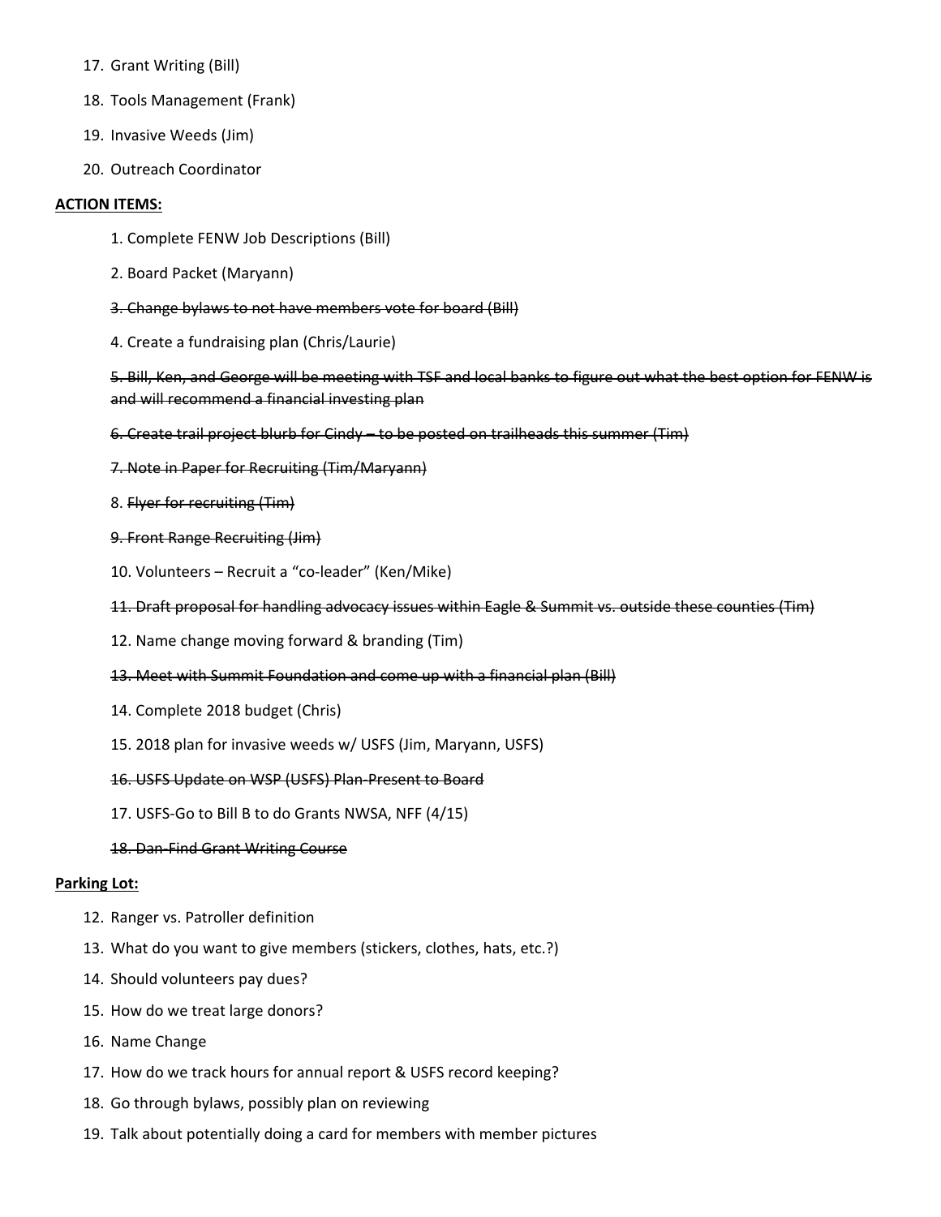17. Grant Writing (Bill)
18. Tools Management (Frank)
19. Invasive Weeds (Jim)
20. Outreach Coordinator

**ACTION ITEMS:**

1. Complete FENW Job Descriptions (Bill)

2. Board Packet (Maryann)

~~3. Change bylaws to not have members vote for board (Bill)~~

4. Create a fundraising plan (Chris/Laurie)

~~5. Bill, Ken, and George will be meeting with TSF and local banks to figure out what the best option for FENW is and will recommend a financial investing plan~~

~~6. Create trail project blurb for Cindy – to be posted on trailheads this summer (Tim)~~

~~7. Note in Paper for Recruiting (Tim/Maryann)~~

8. ~~Flyer for recruiting (Tim)~~

~~9. Front Range Recruiting (Jim)~~

10. Volunteers – Recruit a "co-leader" (Ken/Mike)

~~11. Draft proposal for handling advocacy issues within Eagle & Summit vs. outside these counties (Tim)~~

12. Name change moving forward & branding (Tim)

~~13. Meet with Summit Foundation and come up with a financial plan (Bill)~~

14. Complete 2018 budget (Chris)

15. 2018 plan for invasive weeds w/ USFS (Jim, Maryann, USFS)

~~16. USFS Update on WSP (USFS) Plan-Present to Board~~

17. USFS-Go to Bill B to do Grants NWSA, NFF (4/15)

~~18. Dan-Find Grant Writing Course~~

**Parking Lot:**

12. Ranger vs. Patroller definition
13. What do you want to give members (stickers, clothes, hats, etc.?)
14. Should volunteers pay dues?
15. How do we treat large donors?
16. Name Change
17. How do we track hours for annual report & USFS record keeping?
18. Go through bylaws, possibly plan on reviewing
19. Talk about potentially doing a card for members with member pictures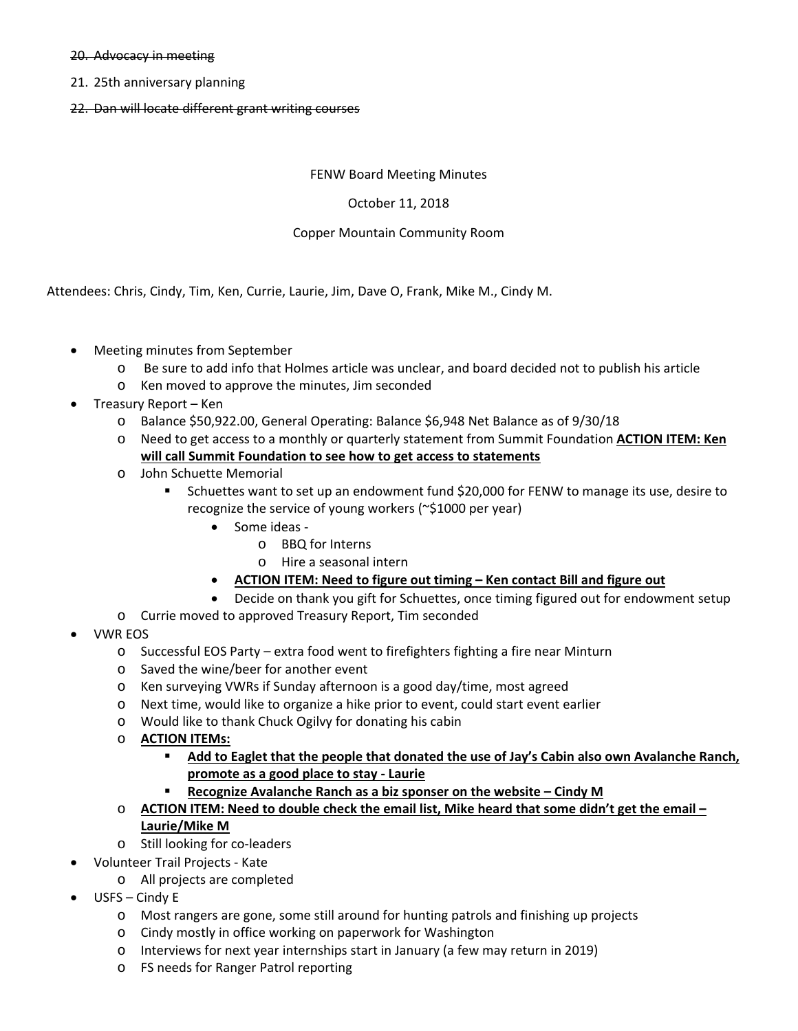20. ~~Advocacy in meeting~~
21. 25th anniversary planning
22. ~~Dan will locate different grant writing courses~~

FENW Board Meeting Minutes

October 11, 2018

Copper Mountain Community Room

Attendees: Chris, Cindy, Tim, Ken, Currie, Laurie, Jim, Dave O, Frank, Mike M., Cindy M.

- Meeting minutes from September
  - Be sure to add info that Holmes article was unclear, and board decided not to publish his article
  - Ken moved to approve the minutes, Jim seconded
- Treasury Report – Ken
  - Balance $50,922.00, General Operating: Balance $6,948 Net Balance as of 9/30/18
  - Need to get access to a monthly or quarterly statement from Summit Foundation **ACTION ITEM: Ken will call Summit Foundation to see how to get access to statements**
  - John Schuette Memorial
    - Schuettes want to set up an endowment fund $20,000 for FENW to manage its use, desire to recognize the service of young workers (~$1000 per year)
      - Some ideas -
        - BBQ for Interns
        - Hire a seasonal intern
      - **ACTION ITEM: Need to figure out timing – Ken contact Bill and figure out**
      - Decide on thank you gift for Schuettes, once timing figured out for endowment setup
  - Currie moved to approved Treasury Report, Tim seconded
- VWR EOS
  - Successful EOS Party – extra food went to firefighters fighting a fire near Minturn
  - Saved the wine/beer for another event
  - Ken surveying VWRs if Sunday afternoon is a good day/time, most agreed
  - Next time, would like to organize a hike prior to event, could start event earlier
  - Would like to thank Chuck Ogilvy for donating his cabin
  - **ACTION ITEMs:**
    - **Add to Eaglet that the people that donated the use of Jay's Cabin also own Avalanche Ranch, promote as a good place to stay - Laurie**
    - **Recognize Avalanche Ranch as a biz sponser on the website – Cindy M**
  - **ACTION ITEM: Need to double check the email list, Mike heard that some didn't get the email – Laurie/Mike M**
  - Still looking for co-leaders
- Volunteer Trail Projects - Kate
  - All projects are completed
- USFS – Cindy E
  - Most rangers are gone, some still around for hunting patrols and finishing up projects
  - Cindy mostly in office working on paperwork for Washington
  - Interviews for next year internships start in January (a few may return in 2019)
  - FS needs for Ranger Patrol reporting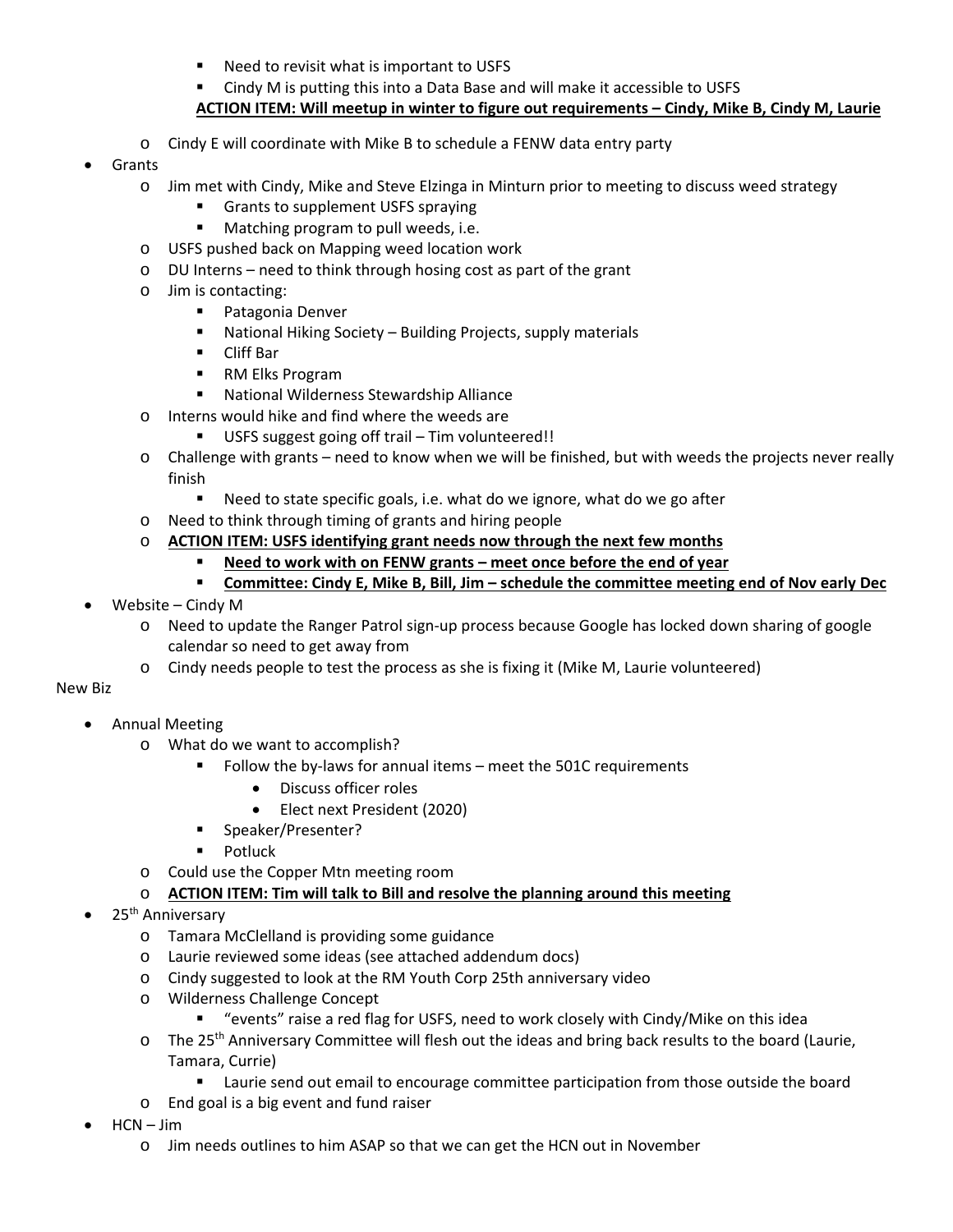- Need to revisit what is important to USFS
        - Cindy M is putting this into a Data Base and will make it accessible to USFS

        **ACTION ITEM: Will meetup in winter to figure out requirements – Cindy, Mike B, Cindy M, Laurie**

    - Cindy E will coordinate with Mike B to schedule a FENW data entry party
- Grants
    - Jim met with Cindy, Mike and Steve Elzinga in Minturn prior to meeting to discuss weed strategy
        - Grants to supplement USFS spraying
        - Matching program to pull weeds, i.e.
    - USFS pushed back on Mapping weed location work
    - DU Interns – need to think through hosing cost as part of the grant
    - Jim is contacting:
        - Patagonia Denver
        - National Hiking Society – Building Projects, supply materials
        - Cliff Bar
        - RM Elks Program
        - National Wilderness Stewardship Alliance
    - Interns would hike and find where the weeds are
        - USFS suggest going off trail – Tim volunteered!!
    - Challenge with grants – need to know when we will be finished, but with weeds the projects never really finish
        - Need to state specific goals, i.e. what do we ignore, what do we go after
    - Need to think through timing of grants and hiring people
    - **ACTION ITEM: USFS identifying grant needs now through the next few months**
        - **Need to work with on FENW grants – meet once before the end of year**
        - **Committee: Cindy E, Mike B, Bill, Jim – schedule the committee meeting end of Nov early Dec**
- Website – Cindy M
    - Need to update the Ranger Patrol sign-up process because Google has locked down sharing of google calendar so need to get away from
    - Cindy needs people to test the process as she is fixing it (Mike M, Laurie volunteered)

New Biz

- Annual Meeting
    - What do we want to accomplish?
        - Follow the by-laws for annual items – meet the 501C requirements
            - Discuss officer roles
            - Elect next President (2020)
        - Speaker/Presenter?
        - Potluck
    - Could use the Copper Mtn meeting room
    - **ACTION ITEM: Tim will talk to Bill and resolve the planning around this meeting**
- 25th Anniversary
    - Tamara McClelland is providing some guidance
    - Laurie reviewed some ideas (see attached addendum docs)
    - Cindy suggested to look at the RM Youth Corp 25th anniversary video
    - Wilderness Challenge Concept
        - "events" raise a red flag for USFS, need to work closely with Cindy/Mike on this idea
    - The 25th Anniversary Committee will flesh out the ideas and bring back results to the board (Laurie, Tamara, Currie)
        - Laurie send out email to encourage committee participation from those outside the board
    - End goal is a big event and fund raiser
- HCN – Jim
    - Jim needs outlines to him ASAP so that we can get the HCN out in November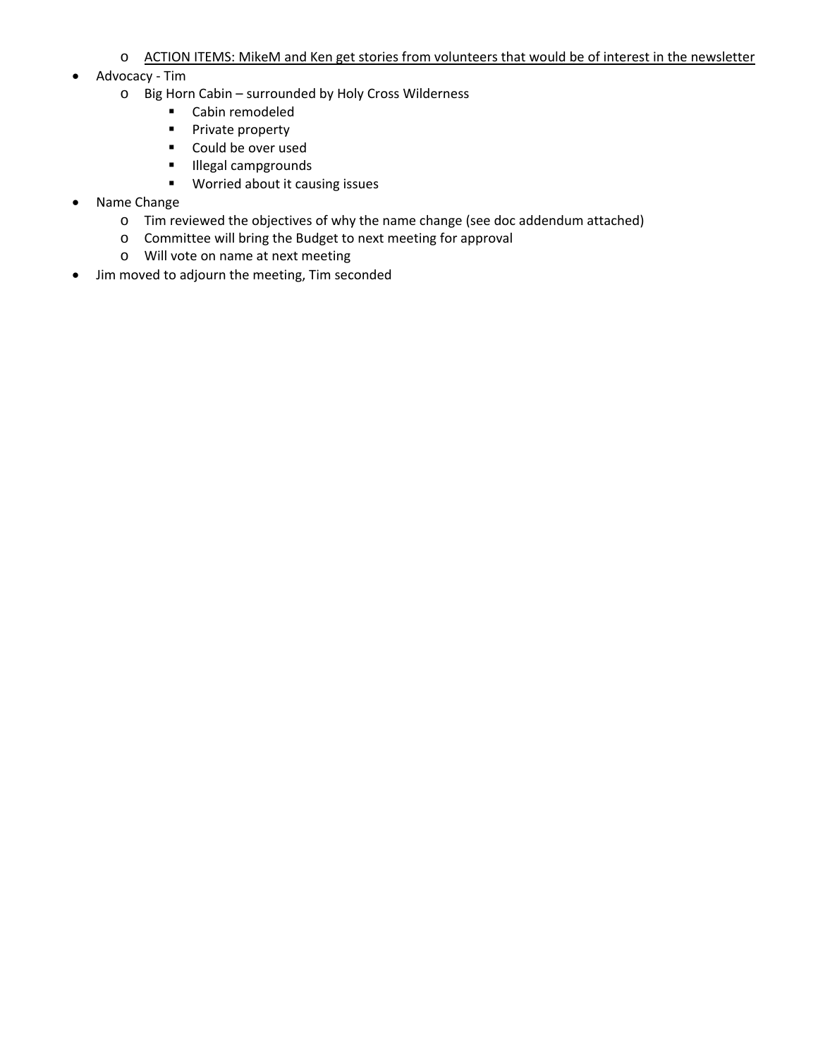- <u>ACTION ITEMS: MikeM and Ken get stories from volunteers that would be of interest in the newsletter</u>
- Advocacy - Tim
  - Big Horn Cabin – surrounded by Holy Cross Wilderness
    - Cabin remodeled
    - Private property
    - Could be over used
    - Illegal campgrounds
    - Worried about it causing issues
- Name Change
  - Tim reviewed the objectives of why the name change (see doc addendum attached)
  - Committee will bring the Budget to next meeting for approval
  - Will vote on name at next meeting
- Jim moved to adjourn the meeting, Tim seconded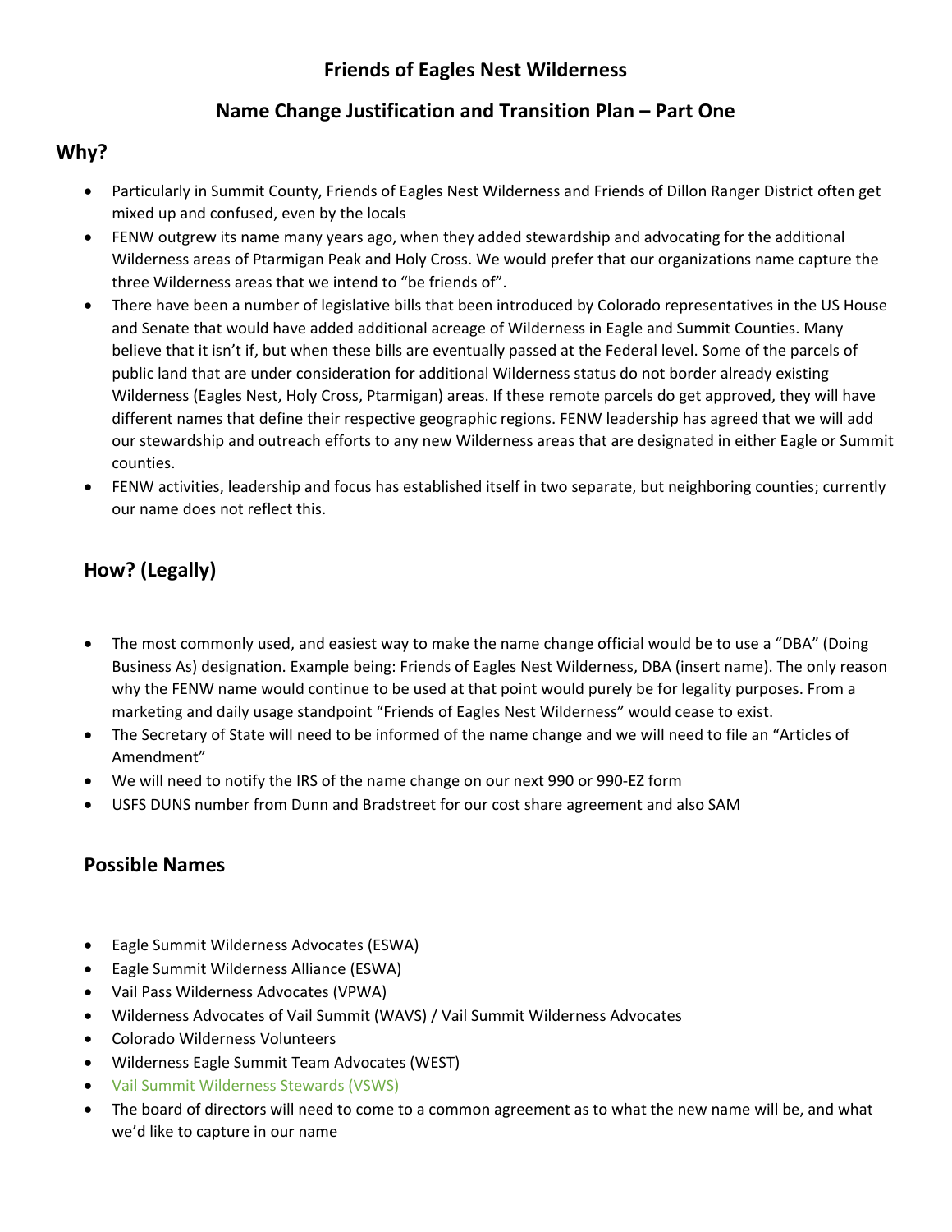# Friends of Eagles Nest Wilderness

## Name Change Justification and Transition Plan – Part One

## Why?

- Particularly in Summit County, Friends of Eagles Nest Wilderness and Friends of Dillon Ranger District often get mixed up and confused, even by the locals
- FENW outgrew its name many years ago, when they added stewardship and advocating for the additional Wilderness areas of Ptarmigan Peak and Holy Cross. We would prefer that our organizations name capture the three Wilderness areas that we intend to "be friends of".
- There have been a number of legislative bills that been introduced by Colorado representatives in the US House and Senate that would have added additional acreage of Wilderness in Eagle and Summit Counties. Many believe that it isn't if, but when these bills are eventually passed at the Federal level. Some of the parcels of public land that are under consideration for additional Wilderness status do not border already existing Wilderness (Eagles Nest, Holy Cross, Ptarmigan) areas. If these remote parcels do get approved, they will have different names that define their respective geographic regions. FENW leadership has agreed that we will add our stewardship and outreach efforts to any new Wilderness areas that are designated in either Eagle or Summit counties.
- FENW activities, leadership and focus has established itself in two separate, but neighboring counties; currently our name does not reflect this.

## How? (Legally)

- The most commonly used, and easiest way to make the name change official would be to use a "DBA" (Doing Business As) designation. Example being: Friends of Eagles Nest Wilderness, DBA (insert name). The only reason why the FENW name would continue to be used at that point would purely be for legality purposes. From a marketing and daily usage standpoint "Friends of Eagles Nest Wilderness" would cease to exist.
- The Secretary of State will need to be informed of the name change and we will need to file an "Articles of Amendment"
- We will need to notify the IRS of the name change on our next 990 or 990-EZ form
- USFS DUNS number from Dunn and Bradstreet for our cost share agreement and also SAM

## Possible Names

- Eagle Summit Wilderness Advocates (ESWA)
- Eagle Summit Wilderness Alliance (ESWA)
- Vail Pass Wilderness Advocates (VPWA)
- Wilderness Advocates of Vail Summit (WAVS) / Vail Summit Wilderness Advocates
- Colorado Wilderness Volunteers
- Wilderness Eagle Summit Team Advocates (WEST)
- Vail Summit Wilderness Stewards (VSWS)
- The board of directors will need to come to a common agreement as to what the new name will be, and what we'd like to capture in our name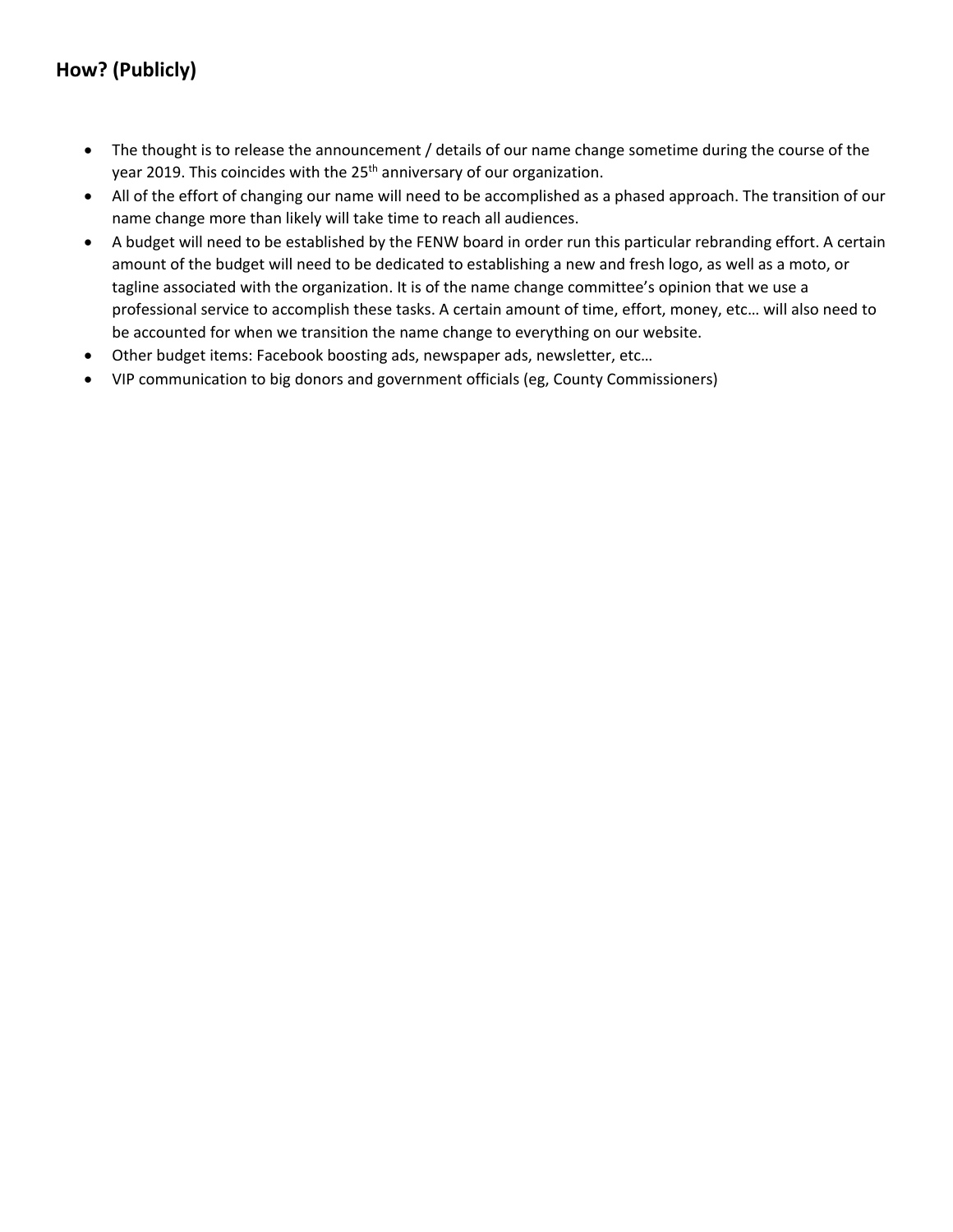## How? (Publicly)

- The thought is to release the announcement / details of our name change sometime during the course of the year 2019. This coincides with the 25th anniversary of our organization.
- All of the effort of changing our name will need to be accomplished as a phased approach. The transition of our name change more than likely will take time to reach all audiences.
- A budget will need to be established by the FENW board in order run this particular rebranding effort. A certain amount of the budget will need to be dedicated to establishing a new and fresh logo, as well as a moto, or tagline associated with the organization. It is of the name change committee's opinion that we use a professional service to accomplish these tasks. A certain amount of time, effort, money, etc… will also need to be accounted for when we transition the name change to everything on our website.
- Other budget items: Facebook boosting ads, newspaper ads, newsletter, etc…
- VIP communication to big donors and government officials (eg, County Commissioners)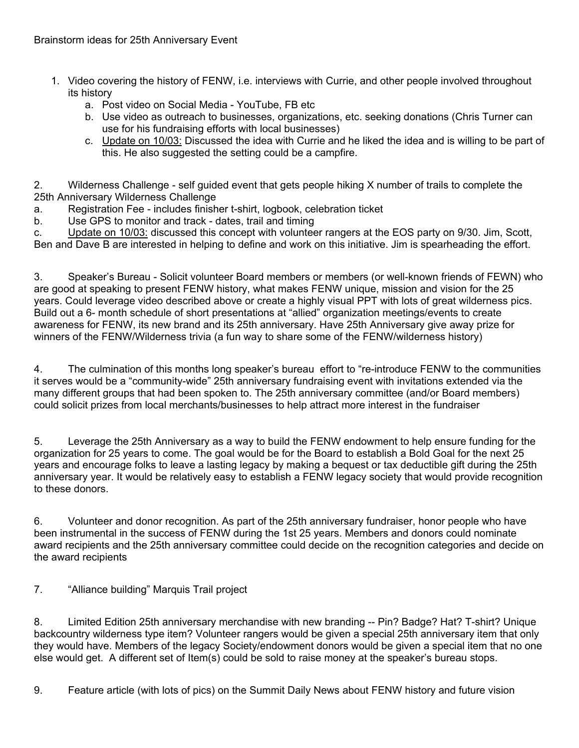Brainstorm ideas for 25th Anniversary Event

1. Video covering the history of FENW, i.e. interviews with Currie, and other people involved throughout its history
   a. Post video on Social Media - YouTube, FB etc
   b. Use video as outreach to businesses, organizations, etc. seeking donations (Chris Turner can use for his fundraising efforts with local businesses)
   c. Update on 10/03: Discussed the idea with Currie and he liked the idea and is willing to be part of this. He also suggested the setting could be a campfire.

2. Wilderness Challenge - self guided event that gets people hiking X number of trails to complete the 25th Anniversary Wilderness Challenge
   a. Registration Fee - includes finisher t-shirt, logbook, celebration ticket
   b. Use GPS to monitor and track - dates, trail and timing
   c. Update on 10/03: discussed this concept with volunteer rangers at the EOS party on 9/30. Jim, Scott, Ben and Dave B are interested in helping to define and work on this initiative. Jim is spearheading the effort.

3. Speaker's Bureau - Solicit volunteer Board members or members (or well-known friends of FEWN) who are good at speaking to present FENW history, what makes FENW unique, mission and vision for the 25 years. Could leverage video described above or create a highly visual PPT with lots of great wilderness pics. Build out a 6- month schedule of short presentations at "allied" organization meetings/events to create awareness for FENW, its new brand and its 25th anniversary. Have 25th Anniversary give away prize for winners of the FENW/Wilderness trivia (a fun way to share some of the FENW/wilderness history)

4. The culmination of this months long speaker's bureau effort to "re-introduce FENW to the communities it serves would be a "community-wide" 25th anniversary fundraising event with invitations extended via the many different groups that had been spoken to. The 25th anniversary committee (and/or Board members) could solicit prizes from local merchants/businesses to help attract more interest in the fundraiser

5. Leverage the 25th Anniversary as a way to build the FENW endowment to help ensure funding for the organization for 25 years to come. The goal would be for the Board to establish a Bold Goal for the next 25 years and encourage folks to leave a lasting legacy by making a bequest or tax deductible gift during the 25th anniversary year. It would be relatively easy to establish a FENW legacy society that would provide recognition to these donors.

6. Volunteer and donor recognition. As part of the 25th anniversary fundraiser, honor people who have been instrumental in the success of FENW during the 1st 25 years. Members and donors could nominate award recipients and the 25th anniversary committee could decide on the recognition categories and decide on the award recipients

7. "Alliance building" Marquis Trail project

8. Limited Edition 25th anniversary merchandise with new branding -- Pin? Badge? Hat? T-shirt? Unique backcountry wilderness type item? Volunteer rangers would be given a special 25th anniversary item that only they would have. Members of the legacy Society/endowment donors would be given a special item that no one else would get. A different set of Item(s) could be sold to raise money at the speaker's bureau stops.

9. Feature article (with lots of pics) on the Summit Daily News about FENW history and future vision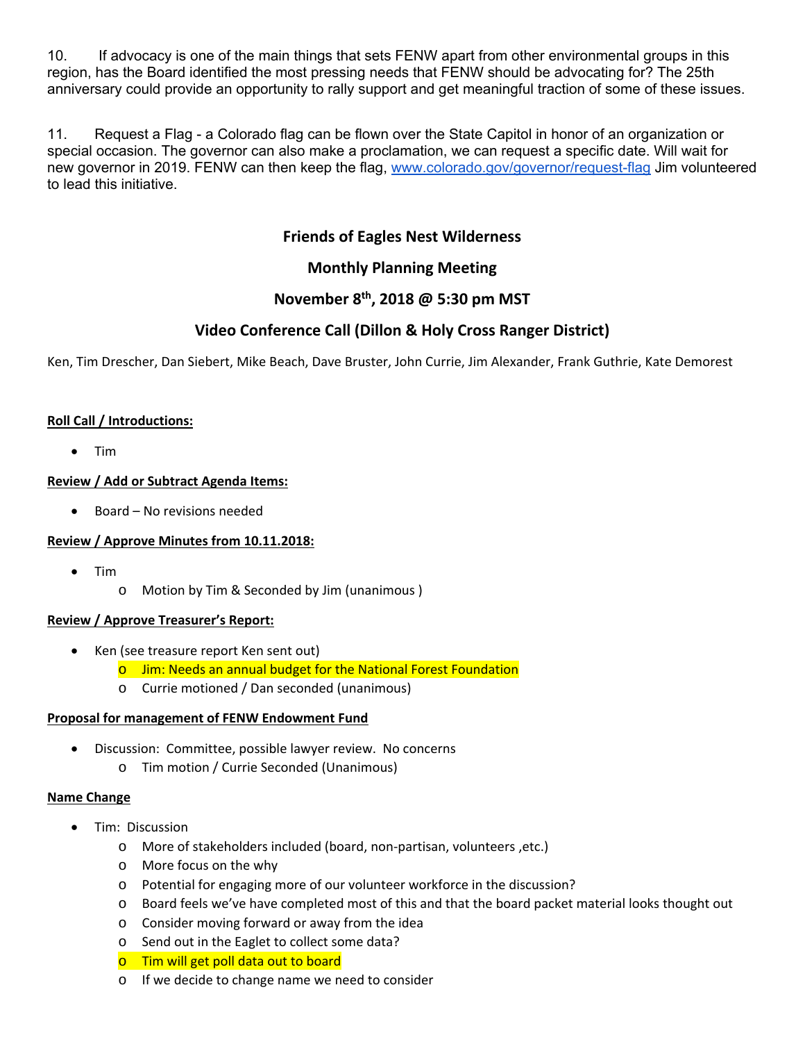10. If advocacy is one of the main things that sets FENW apart from other environmental groups in this region, has the Board identified the most pressing needs that FENW should be advocating for? The 25th anniversary could provide an opportunity to rally support and get meaningful traction of some of these issues.

11. Request a Flag - a Colorado flag can be flown over the State Capitol in honor of an organization or special occasion. The governor can also make a proclamation, we can request a specific date. Will wait for new governor in 2019. FENW can then keep the flag, www.colorado.gov/governor/request-flag Jim volunteered to lead this initiative.

## Friends of Eagles Nest Wilderness

## Monthly Planning Meeting

## November 8th, 2018 @ 5:30 pm MST

## Video Conference Call (Dillon & Holy Cross Ranger District)

Ken, Tim Drescher, Dan Siebert, Mike Beach, Dave Bruster, John Currie, Jim Alexander, Frank Guthrie, Kate Demorest

**Roll Call / Introductions:**

- Tim

**Review / Add or Subtract Agenda Items:**

- Board – No revisions needed

**Review / Approve Minutes from 10.11.2018:**

- Tim
  - Motion by Tim & Seconded by Jim (unanimous )

**Review / Approve Treasurer's Report:**

- Ken (see treasure report Ken sent out)
  - Jim: Needs an annual budget for the National Forest Foundation
  - Currie motioned / Dan seconded (unanimous)

**Proposal for management of FENW Endowment Fund**

- Discussion: Committee, possible lawyer review. No concerns
  - Tim motion / Currie Seconded (Unanimous)

**Name Change**

- Tim: Discussion
  - More of stakeholders included (board, non-partisan, volunteers ,etc.)
  - More focus on the why
  - Potential for engaging more of our volunteer workforce in the discussion?
  - Board feels we've have completed most of this and that the board packet material looks thought out
  - Consider moving forward or away from the idea
  - Send out in the Eaglet to collect some data?
  - Tim will get poll data out to board
  - If we decide to change name we need to consider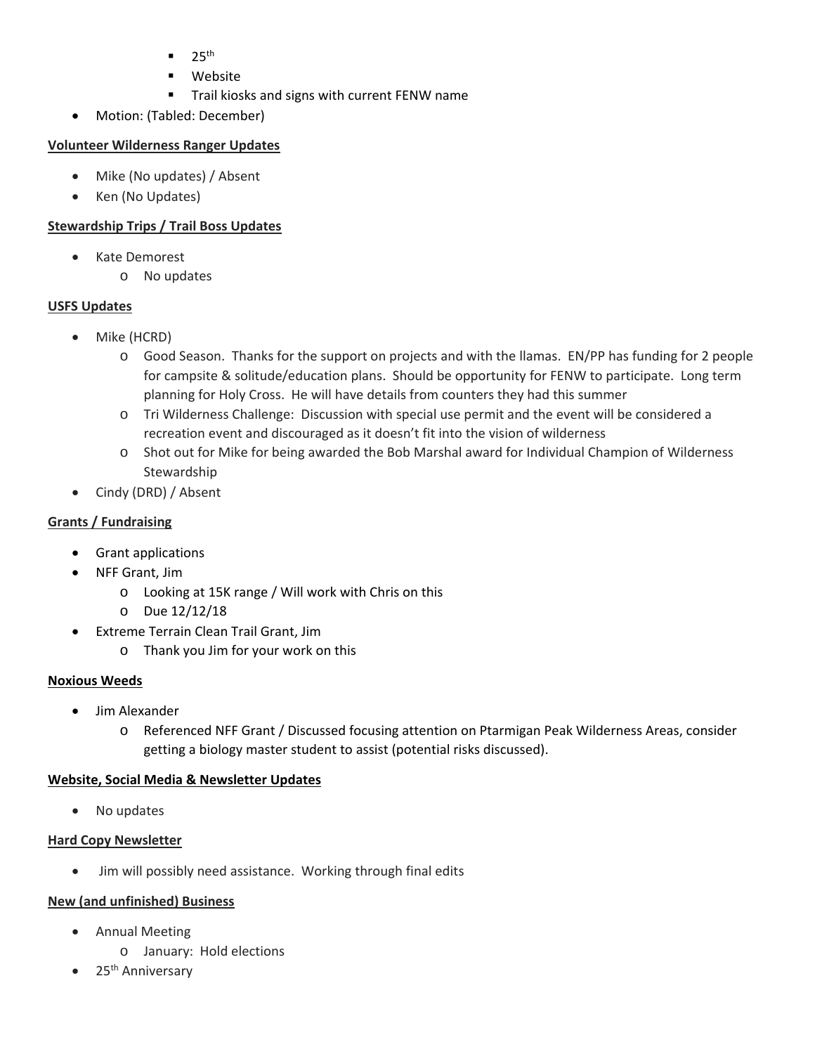- 25th
        - Website
        - Trail kiosks and signs with current FENW name
- Motion: (Tabled: December)

**Volunteer Wilderness Ranger Updates**

- Mike (No updates) / Absent
- Ken (No Updates)

**Stewardship Trips / Trail Boss Updates**

- Kate Demorest
    - No updates

**USFS Updates**

- Mike (HCRD)
    - Good Season. Thanks for the support on projects and with the llamas. EN/PP has funding for 2 people for campsite & solitude/education plans. Should be opportunity for FENW to participate. Long term planning for Holy Cross. He will have details from counters they had this summer
    - Tri Wilderness Challenge: Discussion with special use permit and the event will be considered a recreation event and discouraged as it doesn't fit into the vision of wilderness
    - Shot out for Mike for being awarded the Bob Marshal award for Individual Champion of Wilderness Stewardship
- Cindy (DRD) / Absent

**Grants / Fundraising**

- Grant applications
- NFF Grant, Jim
    - Looking at 15K range / Will work with Chris on this
    - Due 12/12/18
- Extreme Terrain Clean Trail Grant, Jim
    - Thank you Jim for your work on this

**Noxious Weeds**

- Jim Alexander
    - Referenced NFF Grant / Discussed focusing attention on Ptarmigan Peak Wilderness Areas, consider getting a biology master student to assist (potential risks discussed).

**Website, Social Media & Newsletter Updates**

- No updates

**Hard Copy Newsletter**

- Jim will possibly need assistance. Working through final edits

**New (and unfinished) Business**

- Annual Meeting
    - January: Hold elections
- 25th Anniversary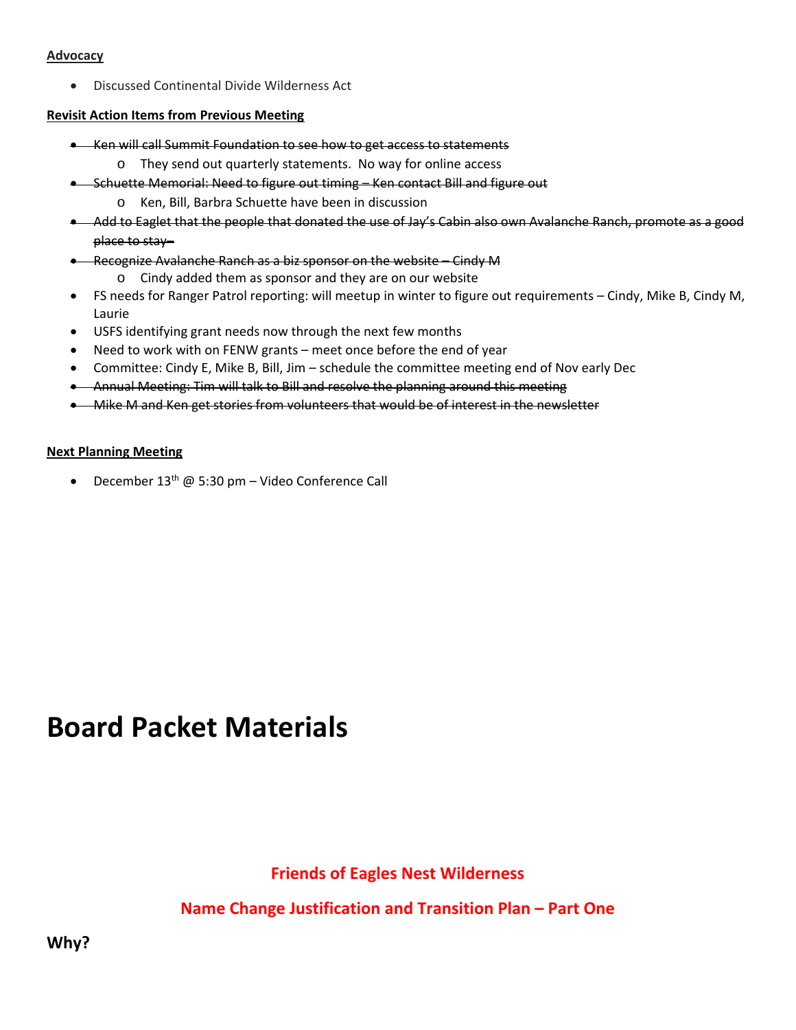**Advocacy**

- Discussed Continental Divide Wilderness Act

**Revisit Action Items from Previous Meeting**

- ~~Ken will call Summit Foundation to see how to get access to statements~~
  - They send out quarterly statements. No way for online access
- ~~Schuette Memorial: Need to figure out timing – Ken contact Bill and figure out~~
  - Ken, Bill, Barbra Schuette have been in discussion
- ~~Add to Eaglet that the people that donated the use of Jay's Cabin also own Avalanche Ranch, promote as a good place to stay –~~
- ~~Recognize Avalanche Ranch as a biz sponsor on the website – Cindy M~~
  - Cindy added them as sponsor and they are on our website
- FS needs for Ranger Patrol reporting: will meetup in winter to figure out requirements – Cindy, Mike B, Cindy M, Laurie
- USFS identifying grant needs now through the next few months
- Need to work with on FENW grants – meet once before the end of year
- Committee: Cindy E, Mike B, Bill, Jim – schedule the committee meeting end of Nov early Dec
- ~~Annual Meeting: Tim will talk to Bill and resolve the planning around this meeting~~
- ~~Mike M and Ken get stories from volunteers that would be of interest in the newsletter~~

**Next Planning Meeting**

- December 13th @ 5:30 pm – Video Conference Call

# Board Packet Materials

## Friends of Eagles Nest Wilderness

## Name Change Justification and Transition Plan – Part One

### Why?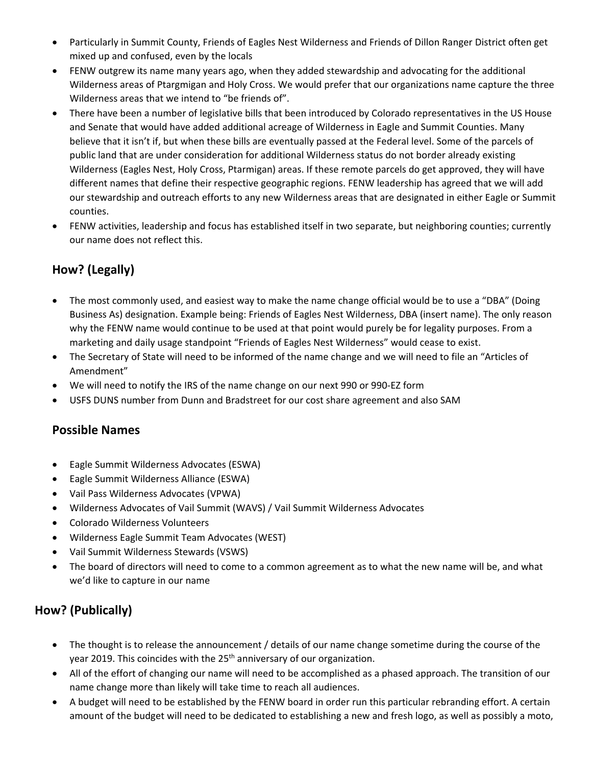- Particularly in Summit County, Friends of Eagles Nest Wilderness and Friends of Dillon Ranger District often get mixed up and confused, even by the locals
- FENW outgrew its name many years ago, when they added stewardship and advocating for the additional Wilderness areas of Ptargmigan and Holy Cross. We would prefer that our organizations name capture the three Wilderness areas that we intend to "be friends of".
- There have been a number of legislative bills that been introduced by Colorado representatives in the US House and Senate that would have added additional acreage of Wilderness in Eagle and Summit Counties. Many believe that it isn't if, but when these bills are eventually passed at the Federal level. Some of the parcels of public land that are under consideration for additional Wilderness status do not border already existing Wilderness (Eagles Nest, Holy Cross, Ptarmigan) areas. If these remote parcels do get approved, they will have different names that define their respective geographic regions. FENW leadership has agreed that we will add our stewardship and outreach efforts to any new Wilderness areas that are designated in either Eagle or Summit counties.
- FENW activities, leadership and focus has established itself in two separate, but neighboring counties; currently our name does not reflect this.

## How? (Legally)

- The most commonly used, and easiest way to make the name change official would be to use a "DBA" (Doing Business As) designation. Example being: Friends of Eagles Nest Wilderness, DBA (insert name). The only reason why the FENW name would continue to be used at that point would purely be for legality purposes. From a marketing and daily usage standpoint "Friends of Eagles Nest Wilderness" would cease to exist.
- The Secretary of State will need to be informed of the name change and we will need to file an "Articles of Amendment"
- We will need to notify the IRS of the name change on our next 990 or 990-EZ form
- USFS DUNS number from Dunn and Bradstreet for our cost share agreement and also SAM

## Possible Names

- Eagle Summit Wilderness Advocates (ESWA)
- Eagle Summit Wilderness Alliance (ESWA)
- Vail Pass Wilderness Advocates (VPWA)
- Wilderness Advocates of Vail Summit (WAVS) / Vail Summit Wilderness Advocates
- Colorado Wilderness Volunteers
- Wilderness Eagle Summit Team Advocates (WEST)
- Vail Summit Wilderness Stewards (VSWS)
- The board of directors will need to come to a common agreement as to what the new name will be, and what we'd like to capture in our name

## How? (Publically)

- The thought is to release the announcement / details of our name change sometime during the course of the year 2019. This coincides with the 25th anniversary of our organization.
- All of the effort of changing our name will need to be accomplished as a phased approach. The transition of our name change more than likely will take time to reach all audiences.
- A budget will need to be established by the FENW board in order run this particular rebranding effort. A certain amount of the budget will need to be dedicated to establishing a new and fresh logo, as well as possibly a moto,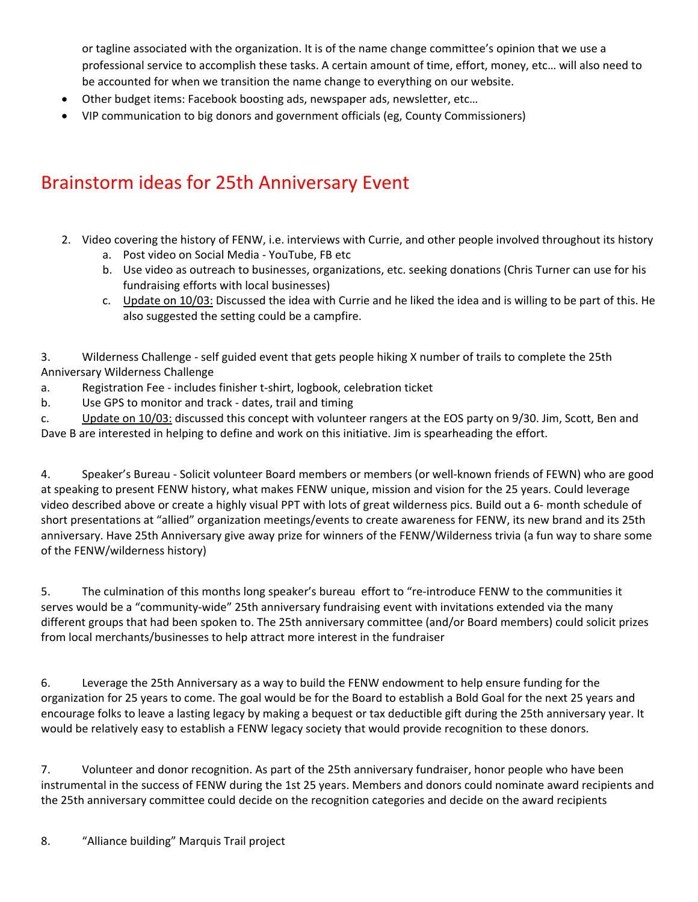or tagline associated with the organization. It is of the name change committee's opinion that we use a professional service to accomplish these tasks. A certain amount of time, effort, money, etc… will also need to be accounted for when we transition the name change to everything on our website.

- Other budget items: Facebook boosting ads, newspaper ads, newsletter, etc…
- VIP communication to big donors and government officials (eg, County Commissioners)

# Brainstorm ideas for 25th Anniversary Event

2. Video covering the history of FENW, i.e. interviews with Currie, and other people involved throughout its history
   a. Post video on Social Media - YouTube, FB etc
   b. Use video as outreach to businesses, organizations, etc. seeking donations (Chris Turner can use for his fundraising efforts with local businesses)
   c. Update on 10/03: Discussed the idea with Currie and he liked the idea and is willing to be part of this. He also suggested the setting could be a campfire.

3. Wilderness Challenge - self guided event that gets people hiking X number of trails to complete the 25th Anniversary Wilderness Challenge

a. Registration Fee - includes finisher t-shirt, logbook, celebration ticket

b. Use GPS to monitor and track - dates, trail and timing

c. Update on 10/03: discussed this concept with volunteer rangers at the EOS party on 9/30. Jim, Scott, Ben and Dave B are interested in helping to define and work on this initiative. Jim is spearheading the effort.

4. Speaker's Bureau - Solicit volunteer Board members or members (or well-known friends of FEWN) who are good at speaking to present FENW history, what makes FENW unique, mission and vision for the 25 years. Could leverage video described above or create a highly visual PPT with lots of great wilderness pics. Build out a 6- month schedule of short presentations at "allied" organization meetings/events to create awareness for FENW, its new brand and its 25th anniversary. Have 25th Anniversary give away prize for winners of the FENW/Wilderness trivia (a fun way to share some of the FENW/wilderness history)

5. The culmination of this months long speaker's bureau effort to "re-introduce FENW to the communities it serves would be a "community-wide" 25th anniversary fundraising event with invitations extended via the many different groups that had been spoken to. The 25th anniversary committee (and/or Board members) could solicit prizes from local merchants/businesses to help attract more interest in the fundraiser

6. Leverage the 25th Anniversary as a way to build the FENW endowment to help ensure funding for the organization for 25 years to come. The goal would be for the Board to establish a Bold Goal for the next 25 years and encourage folks to leave a lasting legacy by making a bequest or tax deductible gift during the 25th anniversary year. It would be relatively easy to establish a FENW legacy society that would provide recognition to these donors.

7. Volunteer and donor recognition. As part of the 25th anniversary fundraiser, honor people who have been instrumental in the success of FENW during the 1st 25 years. Members and donors could nominate award recipients and the 25th anniversary committee could decide on the recognition categories and decide on the award recipients

8. "Alliance building" Marquis Trail project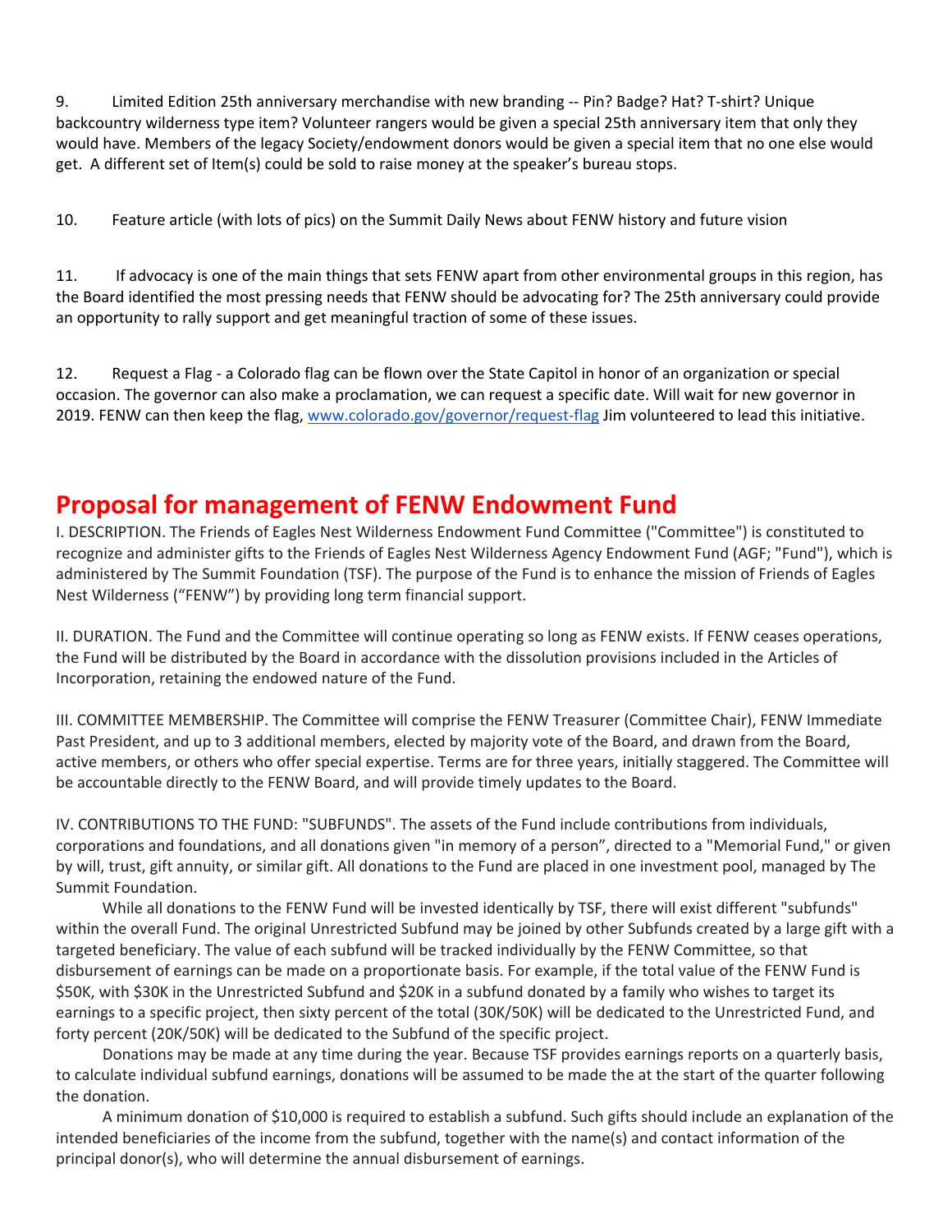9. Limited Edition 25th anniversary merchandise with new branding -- Pin? Badge? Hat? T-shirt? Unique backcountry wilderness type item? Volunteer rangers would be given a special 25th anniversary item that only they would have. Members of the legacy Society/endowment donors would be given a special item that no one else would get. A different set of Item(s) could be sold to raise money at the speaker's bureau stops.

10. Feature article (with lots of pics) on the Summit Daily News about FENW history and future vision

11. If advocacy is one of the main things that sets FENW apart from other environmental groups in this region, has the Board identified the most pressing needs that FENW should be advocating for? The 25th anniversary could provide an opportunity to rally support and get meaningful traction of some of these issues.

12. Request a Flag - a Colorado flag can be flown over the State Capitol in honor of an organization or special occasion. The governor can also make a proclamation, we can request a specific date. Will wait for new governor in 2019. FENW can then keep the flag, www.colorado.gov/governor/request-flag Jim volunteered to lead this initiative.

# Proposal for management of FENW Endowment Fund

I. DESCRIPTION. The Friends of Eagles Nest Wilderness Endowment Fund Committee ("Committee") is constituted to recognize and administer gifts to the Friends of Eagles Nest Wilderness Agency Endowment Fund (AGF; "Fund"), which is administered by The Summit Foundation (TSF). The purpose of the Fund is to enhance the mission of Friends of Eagles Nest Wilderness ("FENW") by providing long term financial support.

II. DURATION. The Fund and the Committee will continue operating so long as FENW exists. If FENW ceases operations, the Fund will be distributed by the Board in accordance with the dissolution provisions included in the Articles of Incorporation, retaining the endowed nature of the Fund.

III. COMMITTEE MEMBERSHIP. The Committee will comprise the FENW Treasurer (Committee Chair), FENW Immediate Past President, and up to 3 additional members, elected by majority vote of the Board, and drawn from the Board, active members, or others who offer special expertise. Terms are for three years, initially staggered. The Committee will be accountable directly to the FENW Board, and will provide timely updates to the Board.

IV. CONTRIBUTIONS TO THE FUND: "SUBFUNDS". The assets of the Fund include contributions from individuals, corporations and foundations, and all donations given "in memory of a person", directed to a "Memorial Fund," or given by will, trust, gift annuity, or similar gift. All donations to the Fund are placed in one investment pool, managed by The Summit Foundation.

While all donations to the FENW Fund will be invested identically by TSF, there will exist different "subfunds" within the overall Fund. The original Unrestricted Subfund may be joined by other Subfunds created by a large gift with a targeted beneficiary. The value of each subfund will be tracked individually by the FENW Committee, so that disbursement of earnings can be made on a proportionate basis. For example, if the total value of the FENW Fund is \$50K, with \$30K in the Unrestricted Subfund and \$20K in a subfund donated by a family who wishes to target its earnings to a specific project, then sixty percent of the total (30K/50K) will be dedicated to the Unrestricted Fund, and forty percent (20K/50K) will be dedicated to the Subfund of the specific project.

Donations may be made at any time during the year. Because TSF provides earnings reports on a quarterly basis, to calculate individual subfund earnings, donations will be assumed to be made the at the start of the quarter following the donation.

A minimum donation of \$10,000 is required to establish a subfund. Such gifts should include an explanation of the intended beneficiaries of the income from the subfund, together with the name(s) and contact information of the principal donor(s), who will determine the annual disbursement of earnings.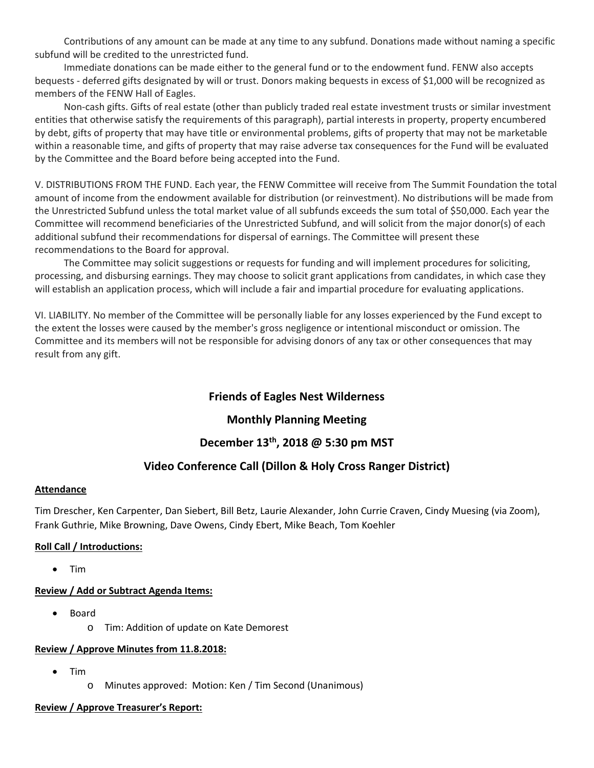Contributions of any amount can be made at any time to any subfund. Donations made without naming a specific subfund will be credited to the unrestricted fund.

Immediate donations can be made either to the general fund or to the endowment fund. FENW also accepts bequests - deferred gifts designated by will or trust. Donors making bequests in excess of $1,000 will be recognized as members of the FENW Hall of Eagles.

Non-cash gifts. Gifts of real estate (other than publicly traded real estate investment trusts or similar investment entities that otherwise satisfy the requirements of this paragraph), partial interests in property, property encumbered by debt, gifts of property that may have title or environmental problems, gifts of property that may not be marketable within a reasonable time, and gifts of property that may raise adverse tax consequences for the Fund will be evaluated by the Committee and the Board before being accepted into the Fund.

V. DISTRIBUTIONS FROM THE FUND. Each year, the FENW Committee will receive from The Summit Foundation the total amount of income from the endowment available for distribution (or reinvestment). No distributions will be made from the Unrestricted Subfund unless the total market value of all subfunds exceeds the sum total of $50,000. Each year the Committee will recommend beneficiaries of the Unrestricted Subfund, and will solicit from the major donor(s) of each additional subfund their recommendations for dispersal of earnings. The Committee will present these recommendations to the Board for approval.

The Committee may solicit suggestions or requests for funding and will implement procedures for soliciting, processing, and disbursing earnings. They may choose to solicit grant applications from candidates, in which case they will establish an application process, which will include a fair and impartial procedure for evaluating applications.

VI. LIABILITY. No member of the Committee will be personally liable for any losses experienced by the Fund except to the extent the losses were caused by the member's gross negligence or intentional misconduct or omission. The Committee and its members will not be responsible for advising donors of any tax or other consequences that may result from any gift.

## Friends of Eagles Nest Wilderness

## Monthly Planning Meeting

## December 13th, 2018 @ 5:30 pm MST

## Video Conference Call (Dillon & Holy Cross Ranger District)

**Attendance**

Tim Drescher, Ken Carpenter, Dan Siebert, Bill Betz, Laurie Alexander, John Currie Craven, Cindy Muesing (via Zoom), Frank Guthrie, Mike Browning, Dave Owens, Cindy Ebert, Mike Beach, Tom Koehler

**Roll Call / Introductions:**

- Tim

**Review / Add or Subtract Agenda Items:**

- Board
  - Tim: Addition of update on Kate Demorest

**Review / Approve Minutes from 11.8.2018:**

- Tim
  - Minutes approved: Motion: Ken / Tim Second (Unanimous)

**Review / Approve Treasurer's Report:**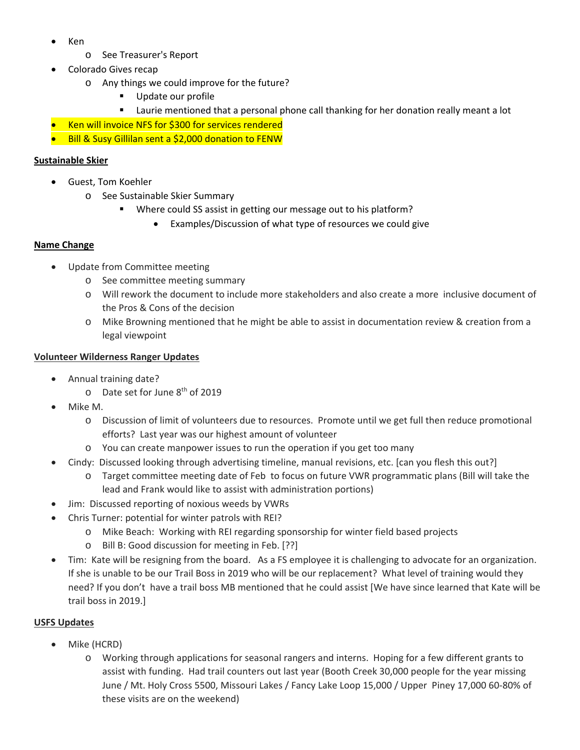- Ken
    - See Treasurer's Report
- Colorado Gives recap
    - Any things we could improve for the future?
        - Update our profile
        - Laurie mentioned that a personal phone call thanking for her donation really meant a lot
- Ken will invoice NFS for $300 for services rendered
- Bill & Susy Gillilan sent a $2,000 donation to FENW

**Sustainable Skier**

- Guest, Tom Koehler
    - See Sustainable Skier Summary
        - Where could SS assist in getting our message out to his platform?
            - Examples/Discussion of what type of resources we could give

**Name Change**

- Update from Committee meeting
    - See committee meeting summary
    - Will rework the document to include more stakeholders and also create a more inclusive document of the Pros & Cons of the decision
    - Mike Browning mentioned that he might be able to assist in documentation review & creation from a legal viewpoint

**Volunteer Wilderness Ranger Updates**

- Annual training date?
    - Date set for June 8th of 2019
- Mike M.
    - Discussion of limit of volunteers due to resources. Promote until we get full then reduce promotional efforts? Last year was our highest amount of volunteer
    - You can create manpower issues to run the operation if you get too many
- Cindy: Discussed looking through advertising timeline, manual revisions, etc. [can you flesh this out?]
    - Target committee meeting date of Feb to focus on future VWR programmatic plans (Bill will take the lead and Frank would like to assist with administration portions)
- Jim: Discussed reporting of noxious weeds by VWRs
- Chris Turner: potential for winter patrols with REI?
    - Mike Beach: Working with REI regarding sponsorship for winter field based projects
    - Bill B: Good discussion for meeting in Feb. [??]
- Tim: Kate will be resigning from the board. As a FS employee it is challenging to advocate for an organization. If she is unable to be our Trail Boss in 2019 who will be our replacement? What level of training would they need? If you don't have a trail boss MB mentioned that he could assist [We have since learned that Kate will be trail boss in 2019.]

**USFS Updates**

- Mike (HCRD)
    - Working through applications for seasonal rangers and interns. Hoping for a few different grants to assist with funding. Had trail counters out last year (Booth Creek 30,000 people for the year missing June / Mt. Holy Cross 5500, Missouri Lakes / Fancy Lake Loop 15,000 / Upper Piney 17,000 60-80% of these visits are on the weekend)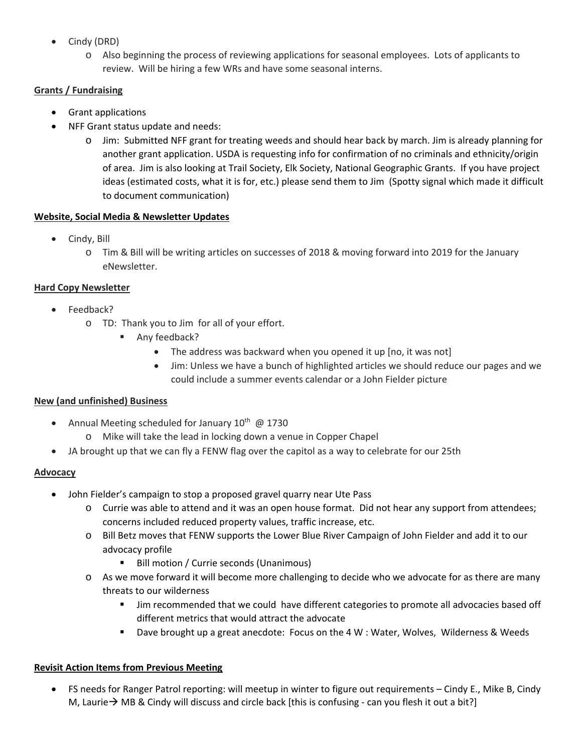- Cindy (DRD)
  - Also beginning the process of reviewing applications for seasonal employees. Lots of applicants to review. Will be hiring a few WRs and have some seasonal interns.

**Grants / Fundraising**

- Grant applications
- NFF Grant status update and needs:
  - Jim: Submitted NFF grant for treating weeds and should hear back by march. Jim is already planning for another grant application. USDA is requesting info for confirmation of no criminals and ethnicity/origin of area. Jim is also looking at Trail Society, Elk Society, National Geographic Grants. If you have project ideas (estimated costs, what it is for, etc.) please send them to Jim (Spotty signal which made it difficult to document communication)

**Website, Social Media & Newsletter Updates**

- Cindy, Bill
  - Tim & Bill will be writing articles on successes of 2018 & moving forward into 2019 for the January eNewsletter.

**Hard Copy Newsletter**

- Feedback?
  - TD: Thank you to Jim for all of your effort.
    - Any feedback?
      - The address was backward when you opened it up [no, it was not]
      - Jim: Unless we have a bunch of highlighted articles we should reduce our pages and we could include a summer events calendar or a John Fielder picture

**New (and unfinished) Business**

- Annual Meeting scheduled for January 10th @ 1730
  - Mike will take the lead in locking down a venue in Copper Chapel
- JA brought up that we can fly a FENW flag over the capitol as a way to celebrate for our 25th

**Advocacy**

- John Fielder's campaign to stop a proposed gravel quarry near Ute Pass
  - Currie was able to attend and it was an open house format. Did not hear any support from attendees; concerns included reduced property values, traffic increase, etc.
  - Bill Betz moves that FENW supports the Lower Blue River Campaign of John Fielder and add it to our advocacy profile
    - Bill motion / Currie seconds (Unanimous)
  - As we move forward it will become more challenging to decide who we advocate for as there are many threats to our wilderness
    - Jim recommended that we could have different categories to promote all advocacies based off different metrics that would attract the advocate
    - Dave brought up a great anecdote: Focus on the 4 W : Water, Wolves, Wilderness & Weeds

**Revisit Action Items from Previous Meeting**

- FS needs for Ranger Patrol reporting: will meetup in winter to figure out requirements – Cindy E., Mike B, Cindy M, Laurie→ MB & Cindy will discuss and circle back [this is confusing - can you flesh it out a bit?]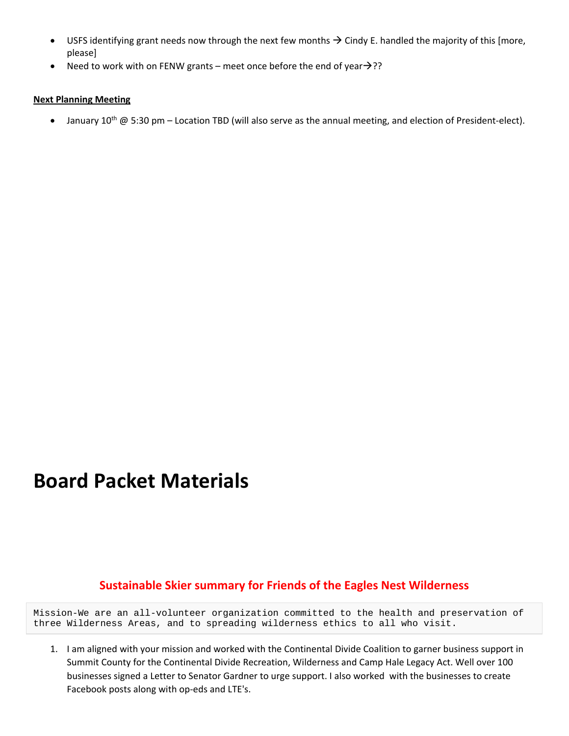- USFS identifying grant needs now through the next few months → Cindy E. handled the majority of this [more, please]
- Need to work with on FENW grants – meet once before the end of year→??

**Next Planning Meeting**

- January 10th @ 5:30 pm – Location TBD (will also serve as the annual meeting, and election of President-elect).

# Board Packet Materials

## Sustainable Skier summary for Friends of the Eagles Nest Wilderness

```
Mission-We are an all-volunteer organization committed to the health and preservation of
three Wilderness Areas, and to spreading wilderness ethics to all who visit.
```

1. I am aligned with your mission and worked with the Continental Divide Coalition to garner business support in Summit County for the Continental Divide Recreation, Wilderness and Camp Hale Legacy Act. Well over 100 businesses signed a Letter to Senator Gardner to urge support. I also worked with the businesses to create Facebook posts along with op-eds and LTE's.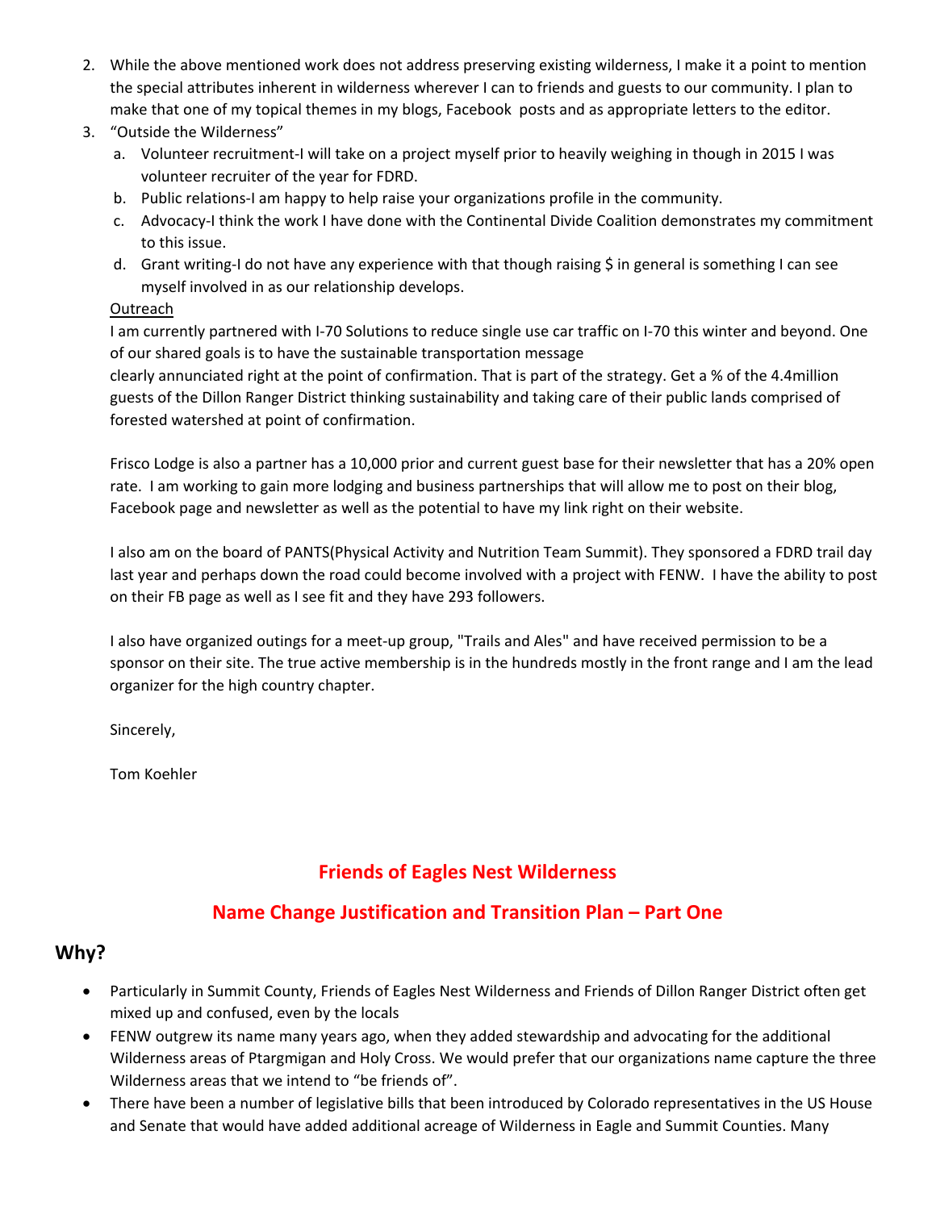2. While the above mentioned work does not address preserving existing wilderness, I make it a point to mention the special attributes inherent in wilderness wherever I can to friends and guests to our community. I plan to make that one of my topical themes in my blogs, Facebook posts and as appropriate letters to the editor.
3. "Outside the Wilderness"
   a. Volunteer recruitment-I will take on a project myself prior to heavily weighing in though in 2015 I was volunteer recruiter of the year for FDRD.
   b. Public relations-I am happy to help raise your organizations profile in the community.
   c. Advocacy-I think the work I have done with the Continental Divide Coalition demonstrates my commitment to this issue.
   d. Grant writing-I do not have any experience with that though raising $ in general is something I can see myself involved in as our relationship develops.

Outreach

I am currently partnered with I-70 Solutions to reduce single use car traffic on I-70 this winter and beyond. One of our shared goals is to have the sustainable transportation message
clearly annunciated right at the point of confirmation. That is part of the strategy. Get a % of the 4.4million guests of the Dillon Ranger District thinking sustainability and taking care of their public lands comprised of forested watershed at point of confirmation.

Frisco Lodge is also a partner has a 10,000 prior and current guest base for their newsletter that has a 20% open rate. I am working to gain more lodging and business partnerships that will allow me to post on their blog, Facebook page and newsletter as well as the potential to have my link right on their website.

I also am on the board of PANTS(Physical Activity and Nutrition Team Summit). They sponsored a FDRD trail day last year and perhaps down the road could become involved with a project with FENW. I have the ability to post on their FB page as well as I see fit and they have 293 followers.

I also have organized outings for a meet-up group, "Trails and Ales" and have received permission to be a sponsor on their site. The true active membership is in the hundreds mostly in the front range and I am the lead organizer for the high country chapter.

Sincerely,

Tom Koehler

## Friends of Eagles Nest Wilderness

## Name Change Justification and Transition Plan – Part One

### Why?

- Particularly in Summit County, Friends of Eagles Nest Wilderness and Friends of Dillon Ranger District often get mixed up and confused, even by the locals
- FENW outgrew its name many years ago, when they added stewardship and advocating for the additional Wilderness areas of Ptargmigan and Holy Cross. We would prefer that our organizations name capture the three Wilderness areas that we intend to "be friends of".
- There have been a number of legislative bills that been introduced by Colorado representatives in the US House and Senate that would have added additional acreage of Wilderness in Eagle and Summit Counties. Many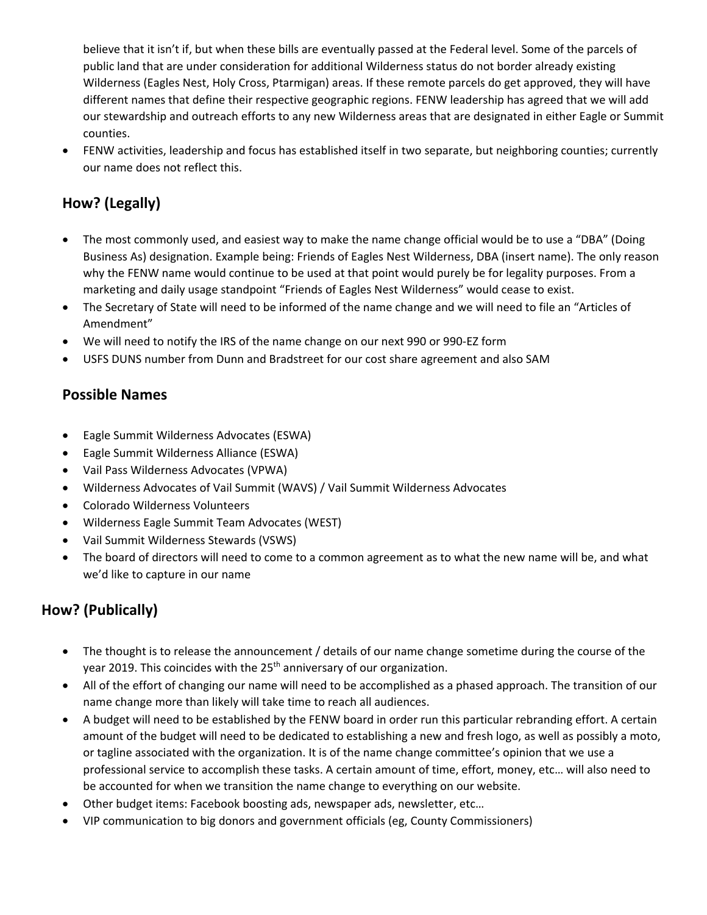believe that it isn't if, but when these bills are eventually passed at the Federal level. Some of the parcels of public land that are under consideration for additional Wilderness status do not border already existing Wilderness (Eagles Nest, Holy Cross, Ptarmigan) areas. If these remote parcels do get approved, they will have different names that define their respective geographic regions. FENW leadership has agreed that we will add our stewardship and outreach efforts to any new Wilderness areas that are designated in either Eagle or Summit counties.

- FENW activities, leadership and focus has established itself in two separate, but neighboring counties; currently our name does not reflect this.

## How? (Legally)

- The most commonly used, and easiest way to make the name change official would be to use a "DBA" (Doing Business As) designation. Example being: Friends of Eagles Nest Wilderness, DBA (insert name). The only reason why the FENW name would continue to be used at that point would purely be for legality purposes. From a marketing and daily usage standpoint "Friends of Eagles Nest Wilderness" would cease to exist.
- The Secretary of State will need to be informed of the name change and we will need to file an "Articles of Amendment"
- We will need to notify the IRS of the name change on our next 990 or 990-EZ form
- USFS DUNS number from Dunn and Bradstreet for our cost share agreement and also SAM

## Possible Names

- Eagle Summit Wilderness Advocates (ESWA)
- Eagle Summit Wilderness Alliance (ESWA)
- Vail Pass Wilderness Advocates (VPWA)
- Wilderness Advocates of Vail Summit (WAVS) / Vail Summit Wilderness Advocates
- Colorado Wilderness Volunteers
- Wilderness Eagle Summit Team Advocates (WEST)
- Vail Summit Wilderness Stewards (VSWS)
- The board of directors will need to come to a common agreement as to what the new name will be, and what we'd like to capture in our name

## How? (Publically)

- The thought is to release the announcement / details of our name change sometime during the course of the year 2019. This coincides with the 25th anniversary of our organization.
- All of the effort of changing our name will need to be accomplished as a phased approach. The transition of our name change more than likely will take time to reach all audiences.
- A budget will need to be established by the FENW board in order run this particular rebranding effort. A certain amount of the budget will need to be dedicated to establishing a new and fresh logo, as well as possibly a moto, or tagline associated with the organization. It is of the name change committee's opinion that we use a professional service to accomplish these tasks. A certain amount of time, effort, money, etc… will also need to be accounted for when we transition the name change to everything on our website.
- Other budget items: Facebook boosting ads, newspaper ads, newsletter, etc…
- VIP communication to big donors and government officials (eg, County Commissioners)